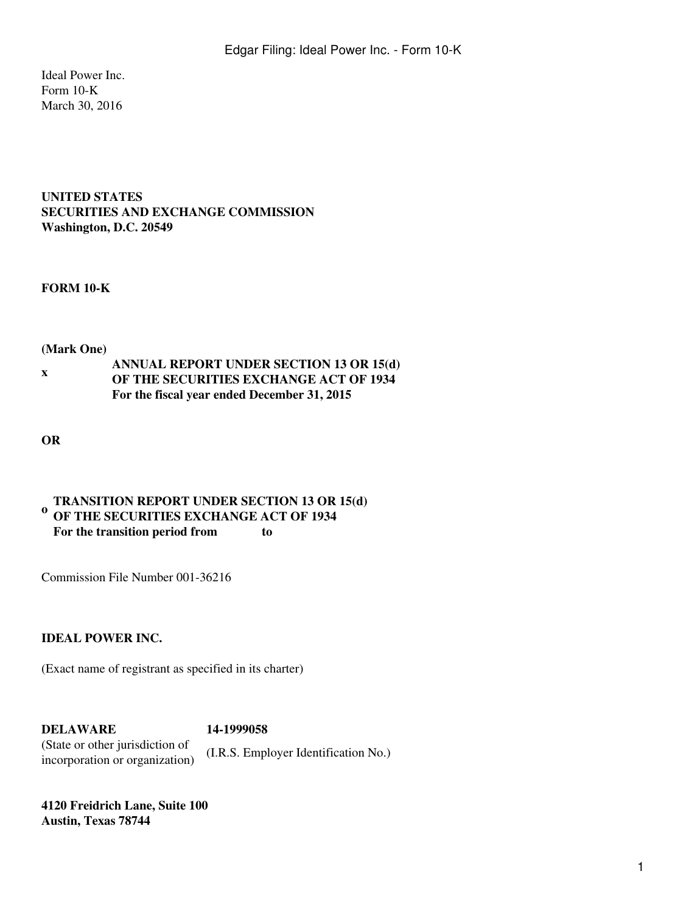Ideal Power Inc.
Form 10-K
March 30, 2016

**UNITED STATES**
**SECURITIES AND EXCHANGE COMMISSION**
**Washington, D.C. 20549**

**FORM 10-K**

**(Mark One)**

x **ANNUAL REPORT UNDER SECTION 13 OR 15(d) OF THE SECURITIES EXCHANGE ACT OF 1934**
**For the fiscal year ended December 31, 2015**

**OR**

o **TRANSITION REPORT UNDER SECTION 13 OR 15(d) OF THE SECURITIES EXCHANGE ACT OF 1934**
**For the transition period from to**

Commission File Number 001-36216

**IDEAL POWER INC.**

(Exact name of registrant as specified in its charter)

| **DELAWARE** | **14-1999058** |
|---|---|
| (State or other jurisdiction of incorporation or organization) | (I.R.S. Employer Identification No.) |

**4120 Freidrich Lane, Suite 100**
**Austin, Texas 78744**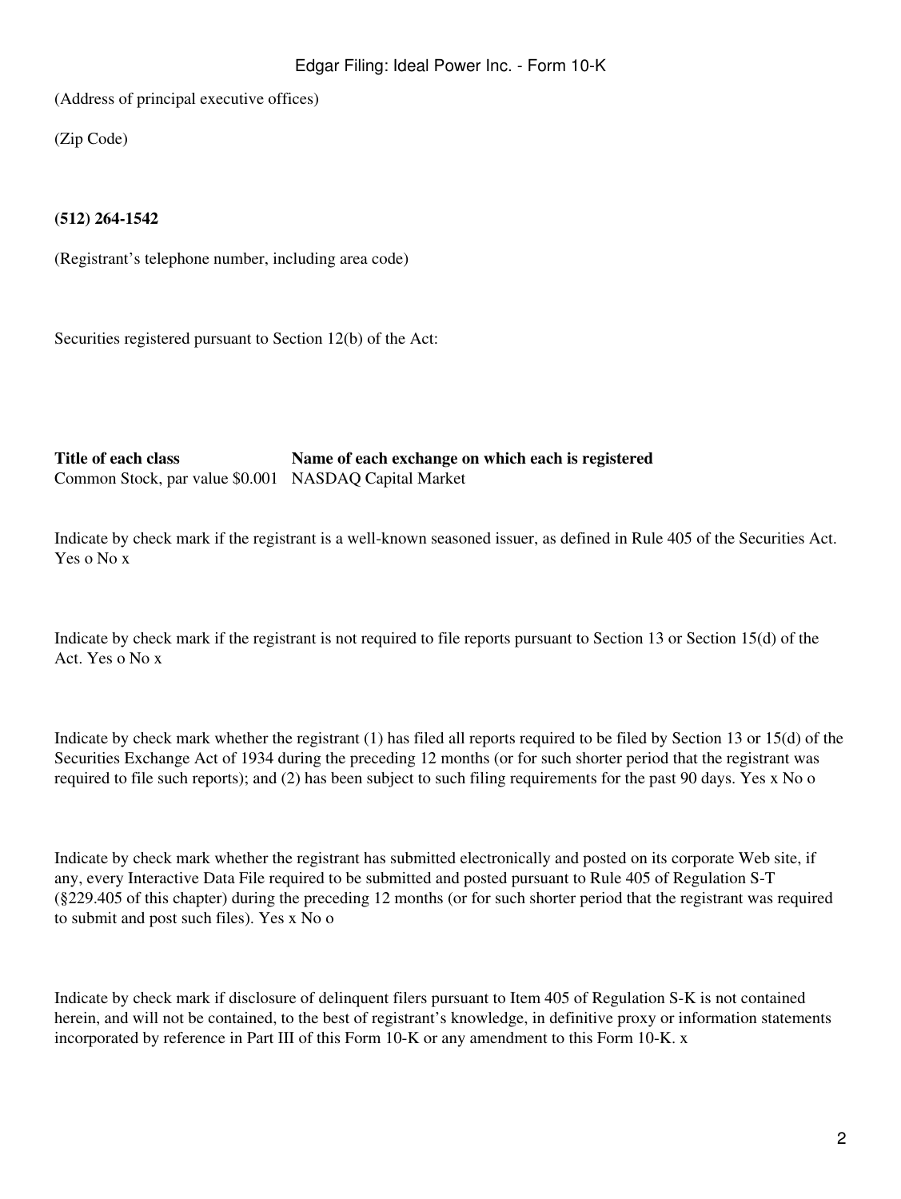(Address of principal executive offices)

(Zip Code)

**(512) 264-1542**

(Registrant's telephone number, including area code)

Securities registered pursuant to Section 12(b) of the Act:

| **Title of each class** | **Name of each exchange on which each is registered** |
| --- | --- |
| Common Stock, par value $0.001 | NASDAQ Capital Market |

Indicate by check mark if the registrant is a well-known seasoned issuer, as defined in Rule 405 of the Securities Act. Yes o No x

Indicate by check mark if the registrant is not required to file reports pursuant to Section 13 or Section 15(d) of the Act. Yes o No x

Indicate by check mark whether the registrant (1) has filed all reports required to be filed by Section 13 or 15(d) of the Securities Exchange Act of 1934 during the preceding 12 months (or for such shorter period that the registrant was required to file such reports); and (2) has been subject to such filing requirements for the past 90 days. Yes x No o

Indicate by check mark whether the registrant has submitted electronically and posted on its corporate Web site, if any, every Interactive Data File required to be submitted and posted pursuant to Rule 405 of Regulation S-T (§229.405 of this chapter) during the preceding 12 months (or for such shorter period that the registrant was required to submit and post such files). Yes x No o

Indicate by check mark if disclosure of delinquent filers pursuant to Item 405 of Regulation S-K is not contained herein, and will not be contained, to the best of registrant's knowledge, in definitive proxy or information statements incorporated by reference in Part III of this Form 10-K or any amendment to this Form 10-K. x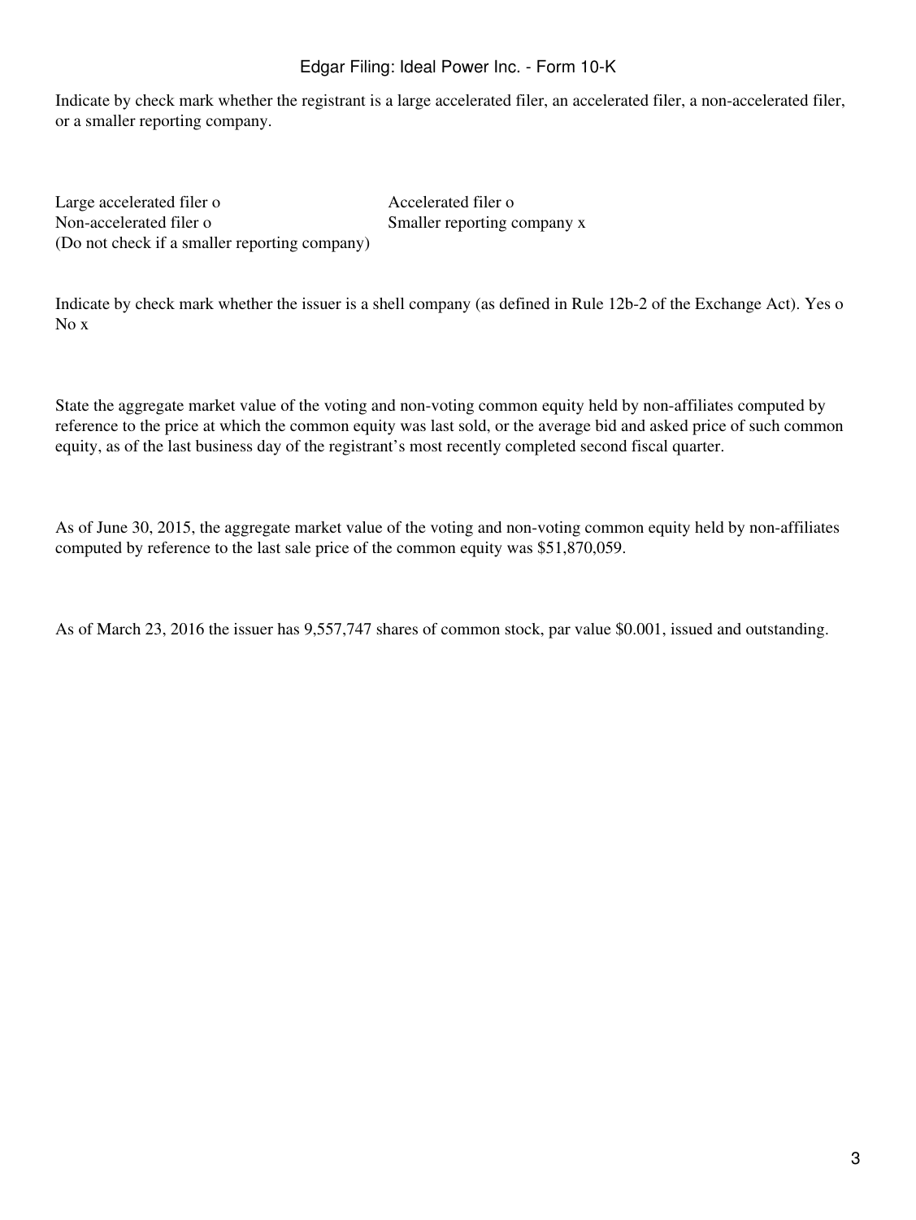Indicate by check mark whether the registrant is a large accelerated filer, an accelerated filer, a non-accelerated filer, or a smaller reporting company.

| | |
|---|---|
| Large accelerated filer o | Accelerated filer o |
| Non-accelerated filer o (Do not check if a smaller reporting company) | Smaller reporting company x |

Indicate by check mark whether the issuer is a shell company (as defined in Rule 12b-2 of the Exchange Act). Yes o No x

State the aggregate market value of the voting and non-voting common equity held by non-affiliates computed by reference to the price at which the common equity was last sold, or the average bid and asked price of such common equity, as of the last business day of the registrant's most recently completed second fiscal quarter.

As of June 30, 2015, the aggregate market value of the voting and non-voting common equity held by non-affiliates computed by reference to the last sale price of the common equity was $51,870,059.

As of March 23, 2016 the issuer has 9,557,747 shares of common stock, par value $0.001, issued and outstanding.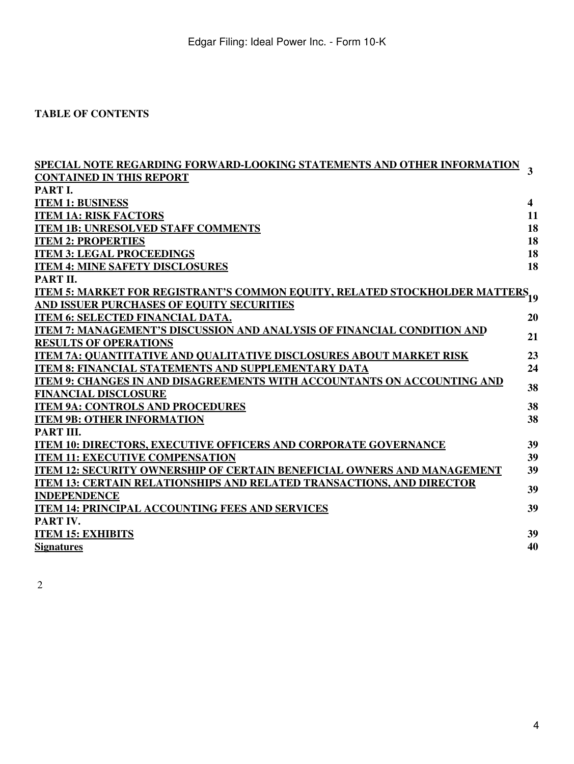**TABLE OF CONTENTS**

| | |
|---|---|
| SPECIAL NOTE REGARDING FORWARD-LOOKING STATEMENTS AND OTHER INFORMATION CONTAINED IN THIS REPORT | 3 |
| **PART I.** | |
| ITEM 1: BUSINESS | 4 |
| ITEM 1A: RISK FACTORS | 11 |
| ITEM 1B: UNRESOLVED STAFF COMMENTS | 18 |
| ITEM 2: PROPERTIES | 18 |
| ITEM 3: LEGAL PROCEEDINGS | 18 |
| ITEM 4: MINE SAFETY DISCLOSURES | 18 |
| **PART II.** | |
| ITEM 5: MARKET FOR REGISTRANT'S COMMON EQUITY, RELATED STOCKHOLDER MATTERS AND ISSUER PURCHASES OF EQUITY SECURITIES | 19 |
| ITEM 6: SELECTED FINANCIAL DATA. | 20 |
| ITEM 7: MANAGEMENT'S DISCUSSION AND ANALYSIS OF FINANCIAL CONDITION AND RESULTS OF OPERATIONS | 21 |
| ITEM 7A: QUANTITATIVE AND QUALITATIVE DISCLOSURES ABOUT MARKET RISK | 23 |
| ITEM 8: FINANCIAL STATEMENTS AND SUPPLEMENTARY DATA | 24 |
| ITEM 9: CHANGES IN AND DISAGREEMENTS WITH ACCOUNTANTS ON ACCOUNTING AND FINANCIAL DISCLOSURE | 38 |
| ITEM 9A: CONTROLS AND PROCEDURES | 38 |
| ITEM 9B: OTHER INFORMATION | 38 |
| **PART III.** | |
| ITEM 10: DIRECTORS, EXECUTIVE OFFICERS AND CORPORATE GOVERNANCE | 39 |
| ITEM 11: EXECUTIVE COMPENSATION | 39 |
| ITEM 12: SECURITY OWNERSHIP OF CERTAIN BENEFICIAL OWNERS AND MANAGEMENT | 39 |
| ITEM 13: CERTAIN RELATIONSHIPS AND RELATED TRANSACTIONS, AND DIRECTOR INDEPENDENCE | 39 |
| ITEM 14: PRINCIPAL ACCOUNTING FEES AND SERVICES | 39 |
| **PART IV.** | |
| ITEM 15: EXHIBITS | 39 |
| Signatures | 40 |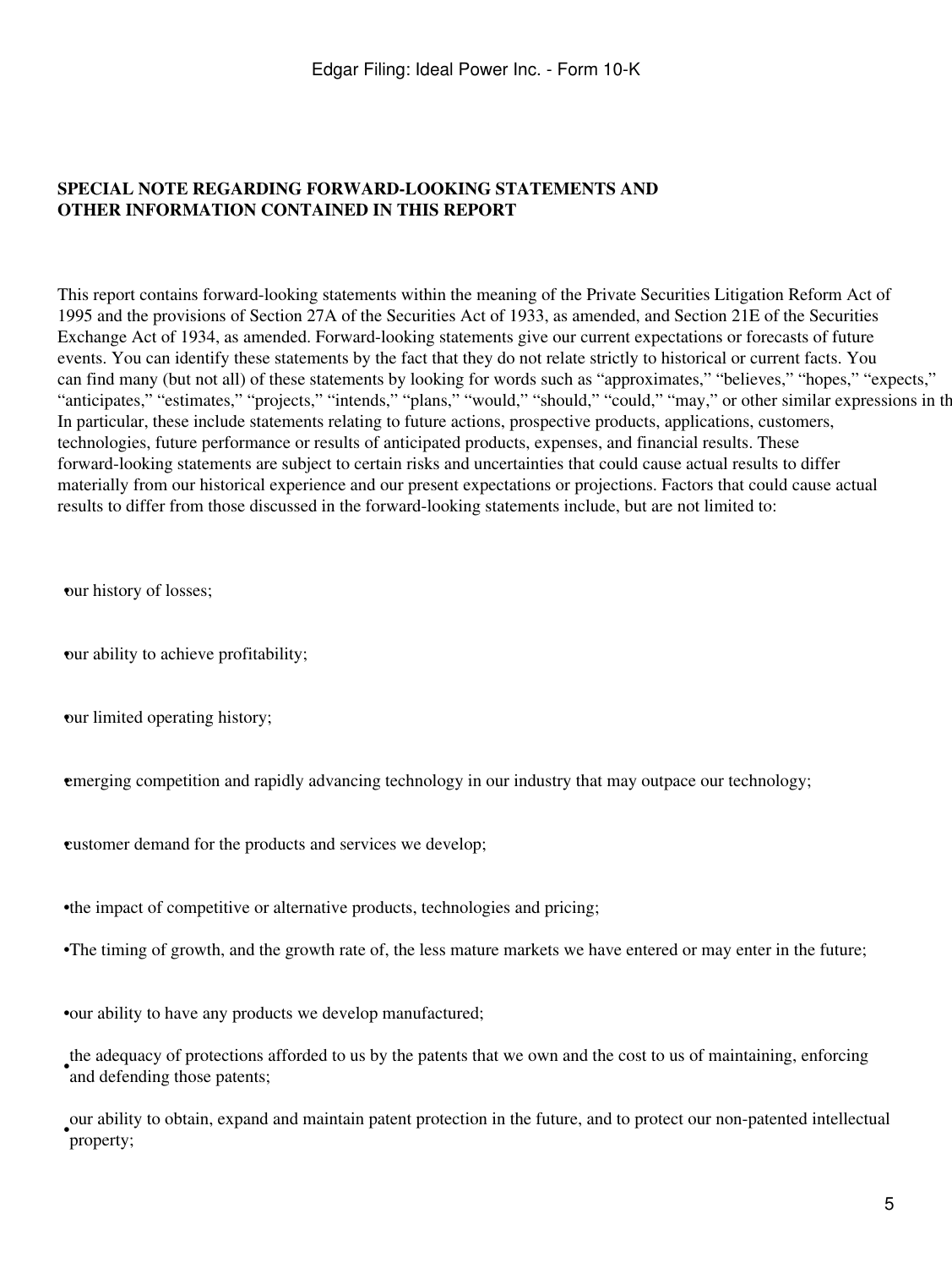**SPECIAL NOTE REGARDING FORWARD-LOOKING STATEMENTS AND OTHER INFORMATION CONTAINED IN THIS REPORT**

This report contains forward-looking statements within the meaning of the Private Securities Litigation Reform Act of 1995 and the provisions of Section 27A of the Securities Act of 1933, as amended, and Section 21E of the Securities Exchange Act of 1934, as amended. Forward-looking statements give our current expectations or forecasts of future events. You can identify these statements by the fact that they do not relate strictly to historical or current facts. You can find many (but not all) of these statements by looking for words such as "approximates," "believes," "hopes," "expects," "anticipates," "estimates," "projects," "intends," "plans," "would," "should," "could," "may," or other similar expressions in th In particular, these include statements relating to future actions, prospective products, applications, customers, technologies, future performance or results of anticipated products, expenses, and financial results. These forward-looking statements are subject to certain risks and uncertainties that could cause actual results to differ materially from our historical experience and our present expectations or projections. Factors that could cause actual results to differ from those discussed in the forward-looking statements include, but are not limited to:

- our history of losses;
- our ability to achieve profitability;
- our limited operating history;
- emerging competition and rapidly advancing technology in our industry that may outpace our technology;
- customer demand for the products and services we develop;
- the impact of competitive or alternative products, technologies and pricing;
- The timing of growth, and the growth rate of, the less mature markets we have entered or may enter in the future;
- our ability to have any products we develop manufactured;
- the adequacy of protections afforded to us by the patents that we own and the cost to us of maintaining, enforcing and defending those patents;
- our ability to obtain, expand and maintain patent protection in the future, and to protect our non-patented intellectual property;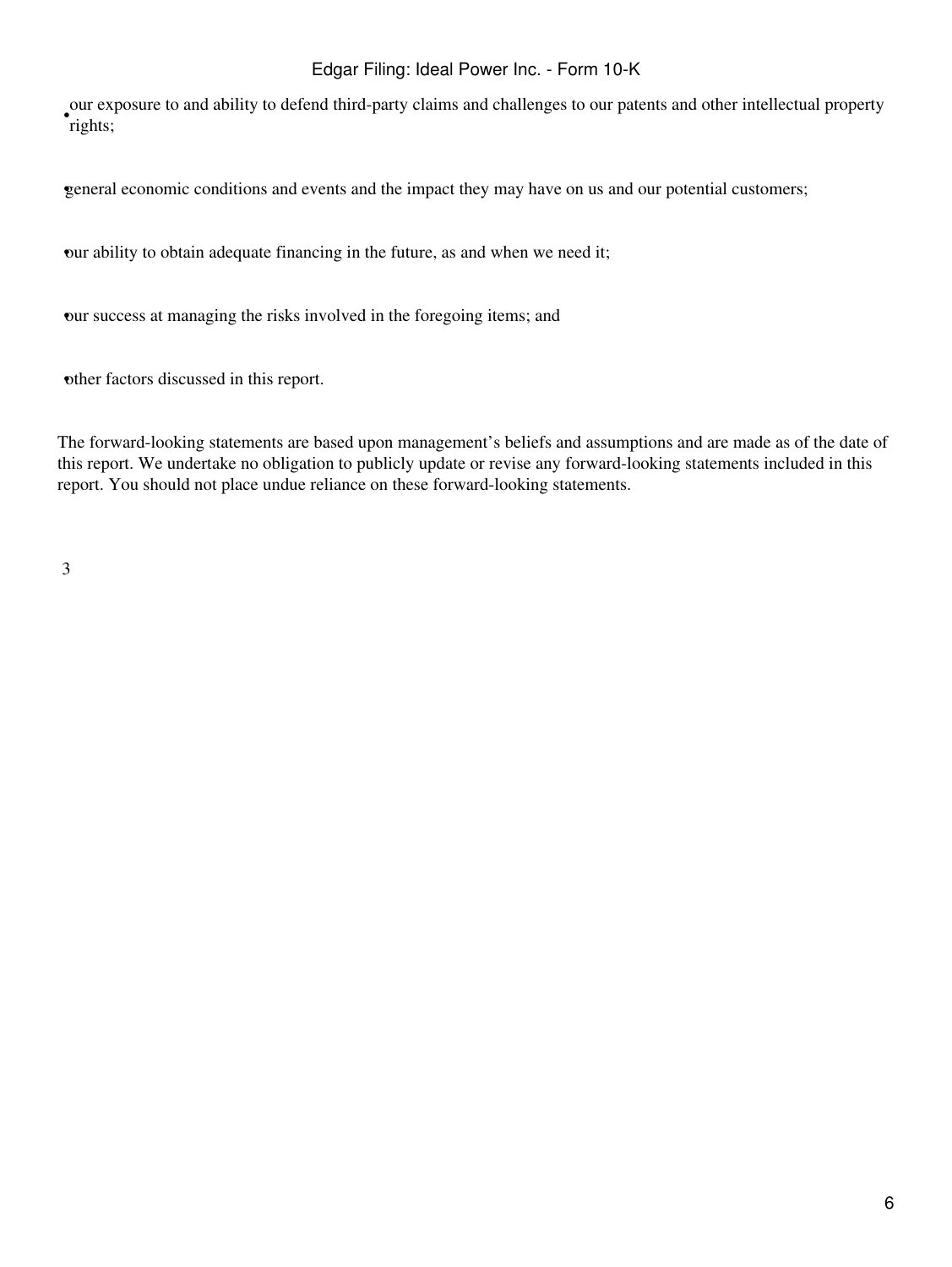- our exposure to and ability to defend third-party claims and challenges to our patents and other intellectual property rights;

- general economic conditions and events and the impact they may have on us and our potential customers;

- our ability to obtain adequate financing in the future, as and when we need it;

- our success at managing the risks involved in the foregoing items; and

- other factors discussed in this report.

The forward-looking statements are based upon management's beliefs and assumptions and are made as of the date of this report. We undertake no obligation to publicly update or revise any forward-looking statements included in this report. You should not place undue reliance on these forward-looking statements.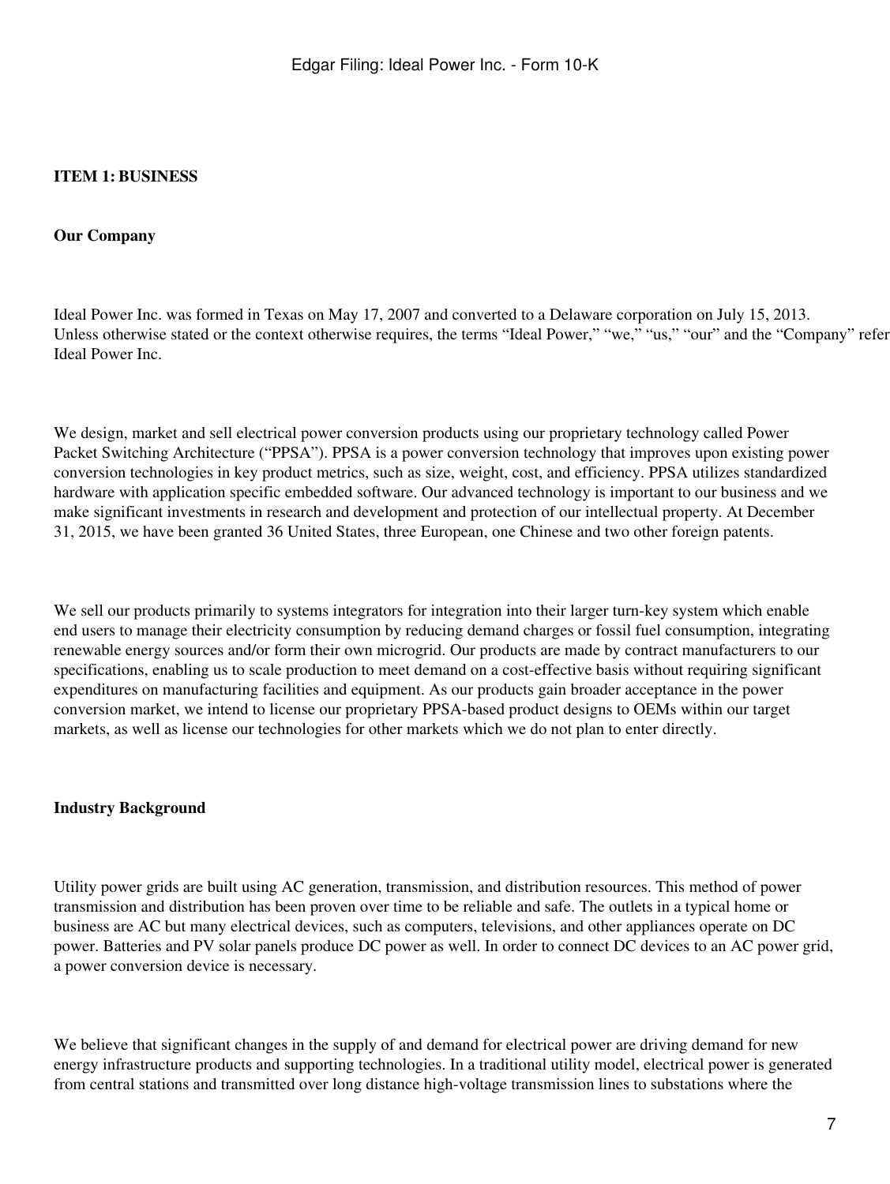## ITEM 1: BUSINESS

### Our Company

Ideal Power Inc. was formed in Texas on May 17, 2007 and converted to a Delaware corporation on July 15, 2013. Unless otherwise stated or the context otherwise requires, the terms "Ideal Power," "we," "us," "our" and the "Company" refer Ideal Power Inc.

We design, market and sell electrical power conversion products using our proprietary technology called Power Packet Switching Architecture ("PPSA"). PPSA is a power conversion technology that improves upon existing power conversion technologies in key product metrics, such as size, weight, cost, and efficiency. PPSA utilizes standardized hardware with application specific embedded software. Our advanced technology is important to our business and we make significant investments in research and development and protection of our intellectual property. At December 31, 2015, we have been granted 36 United States, three European, one Chinese and two other foreign patents.

We sell our products primarily to systems integrators for integration into their larger turn-key system which enable end users to manage their electricity consumption by reducing demand charges or fossil fuel consumption, integrating renewable energy sources and/or form their own microgrid. Our products are made by contract manufacturers to our specifications, enabling us to scale production to meet demand on a cost-effective basis without requiring significant expenditures on manufacturing facilities and equipment. As our products gain broader acceptance in the power conversion market, we intend to license our proprietary PPSA-based product designs to OEMs within our target markets, as well as license our technologies for other markets which we do not plan to enter directly.

### Industry Background

Utility power grids are built using AC generation, transmission, and distribution resources. This method of power transmission and distribution has been proven over time to be reliable and safe. The outlets in a typical home or business are AC but many electrical devices, such as computers, televisions, and other appliances operate on DC power. Batteries and PV solar panels produce DC power as well. In order to connect DC devices to an AC power grid, a power conversion device is necessary.

We believe that significant changes in the supply of and demand for electrical power are driving demand for new energy infrastructure products and supporting technologies. In a traditional utility model, electrical power is generated from central stations and transmitted over long distance high-voltage transmission lines to substations where the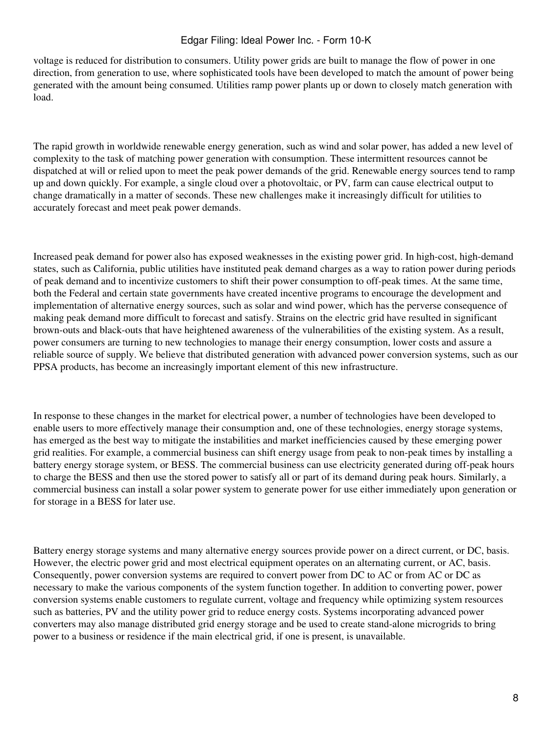voltage is reduced for distribution to consumers. Utility power grids are built to manage the flow of power in one direction, from generation to use, where sophisticated tools have been developed to match the amount of power being generated with the amount being consumed. Utilities ramp power plants up or down to closely match generation with load.

The rapid growth in worldwide renewable energy generation, such as wind and solar power, has added a new level of complexity to the task of matching power generation with consumption. These intermittent resources cannot be dispatched at will or relied upon to meet the peak power demands of the grid. Renewable energy sources tend to ramp up and down quickly. For example, a single cloud over a photovoltaic, or PV, farm can cause electrical output to change dramatically in a matter of seconds. These new challenges make it increasingly difficult for utilities to accurately forecast and meet peak power demands.

Increased peak demand for power also has exposed weaknesses in the existing power grid. In high-cost, high-demand states, such as California, public utilities have instituted peak demand charges as a way to ration power during periods of peak demand and to incentivize customers to shift their power consumption to off-peak times. At the same time, both the Federal and certain state governments have created incentive programs to encourage the development and implementation of alternative energy sources, such as solar and wind power, which has the perverse consequence of making peak demand more difficult to forecast and satisfy. Strains on the electric grid have resulted in significant brown-outs and black-outs that have heightened awareness of the vulnerabilities of the existing system. As a result, power consumers are turning to new technologies to manage their energy consumption, lower costs and assure a reliable source of supply. We believe that distributed generation with advanced power conversion systems, such as our PPSA products, has become an increasingly important element of this new infrastructure.

In response to these changes in the market for electrical power, a number of technologies have been developed to enable users to more effectively manage their consumption and, one of these technologies, energy storage systems, has emerged as the best way to mitigate the instabilities and market inefficiencies caused by these emerging power grid realities. For example, a commercial business can shift energy usage from peak to non-peak times by installing a battery energy storage system, or BESS. The commercial business can use electricity generated during off-peak hours to charge the BESS and then use the stored power to satisfy all or part of its demand during peak hours. Similarly, a commercial business can install a solar power system to generate power for use either immediately upon generation or for storage in a BESS for later use.

Battery energy storage systems and many alternative energy sources provide power on a direct current, or DC, basis. However, the electric power grid and most electrical equipment operates on an alternating current, or AC, basis. Consequently, power conversion systems are required to convert power from DC to AC or from AC or DC as necessary to make the various components of the system function together. In addition to converting power, power conversion systems enable customers to regulate current, voltage and frequency while optimizing system resources such as batteries, PV and the utility power grid to reduce energy costs. Systems incorporating advanced power converters may also manage distributed grid energy storage and be used to create stand-alone microgrids to bring power to a business or residence if the main electrical grid, if one is present, is unavailable.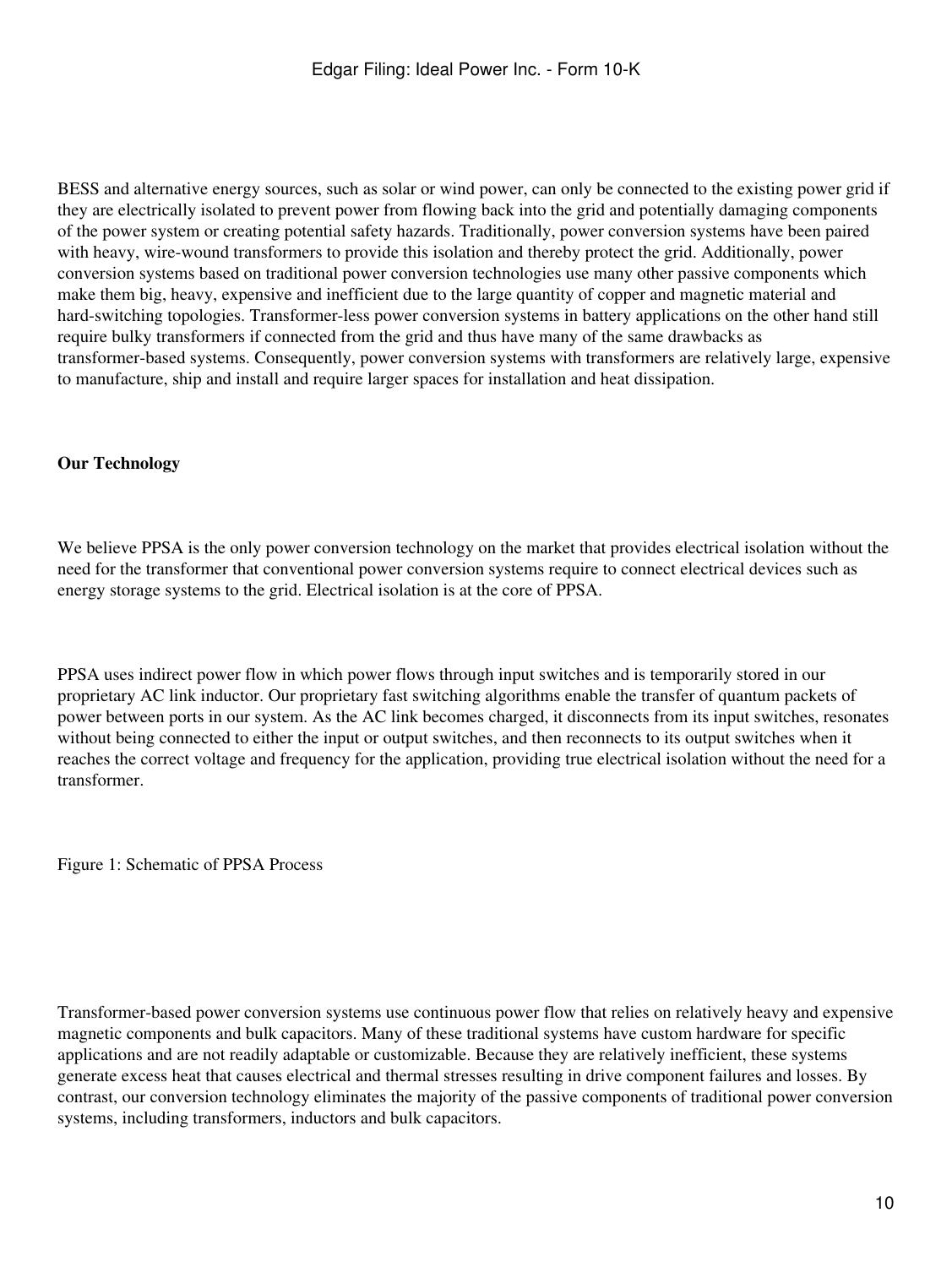BESS and alternative energy sources, such as solar or wind power, can only be connected to the existing power grid if they are electrically isolated to prevent power from flowing back into the grid and potentially damaging components of the power system or creating potential safety hazards. Traditionally, power conversion systems have been paired with heavy, wire-wound transformers to provide this isolation and thereby protect the grid. Additionally, power conversion systems based on traditional power conversion technologies use many other passive components which make them big, heavy, expensive and inefficient due to the large quantity of copper and magnetic material and hard-switching topologies. Transformer-less power conversion systems in battery applications on the other hand still require bulky transformers if connected from the grid and thus have many of the same drawbacks as transformer-based systems. Consequently, power conversion systems with transformers are relatively large, expensive to manufacture, ship and install and require larger spaces for installation and heat dissipation.

**Our Technology**

We believe PPSA is the only power conversion technology on the market that provides electrical isolation without the need for the transformer that conventional power conversion systems require to connect electrical devices such as energy storage systems to the grid. Electrical isolation is at the core of PPSA.

PPSA uses indirect power flow in which power flows through input switches and is temporarily stored in our proprietary AC link inductor. Our proprietary fast switching algorithms enable the transfer of quantum packets of power between ports in our system. As the AC link becomes charged, it disconnects from its input switches, resonates without being connected to either the input or output switches, and then reconnects to its output switches when it reaches the correct voltage and frequency for the application, providing true electrical isolation without the need for a transformer.

Figure 1: Schematic of PPSA Process

Transformer-based power conversion systems use continuous power flow that relies on relatively heavy and expensive magnetic components and bulk capacitors. Many of these traditional systems have custom hardware for specific applications and are not readily adaptable or customizable. Because they are relatively inefficient, these systems generate excess heat that causes electrical and thermal stresses resulting in drive component failures and losses. By contrast, our conversion technology eliminates the majority of the passive components of traditional power conversion systems, including transformers, inductors and bulk capacitors.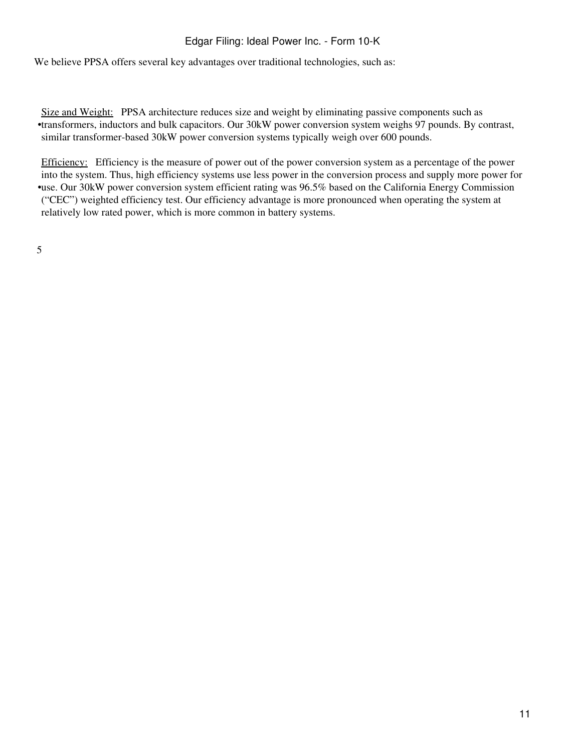We believe PPSA offers several key advantages over traditional technologies, such as:

- Size and Weight: PPSA architecture reduces size and weight by eliminating passive components such as transformers, inductors and bulk capacitors. Our 30kW power conversion system weighs 97 pounds. By contrast, similar transformer-based 30kW power conversion systems typically weigh over 600 pounds.

- Efficiency: Efficiency is the measure of power out of the power conversion system as a percentage of the power into the system. Thus, high efficiency systems use less power in the conversion process and supply more power for use. Our 30kW power conversion system efficient rating was 96.5% based on the California Energy Commission (“CEC”) weighted efficiency test. Our efficiency advantage is more pronounced when operating the system at relatively low rated power, which is more common in battery systems.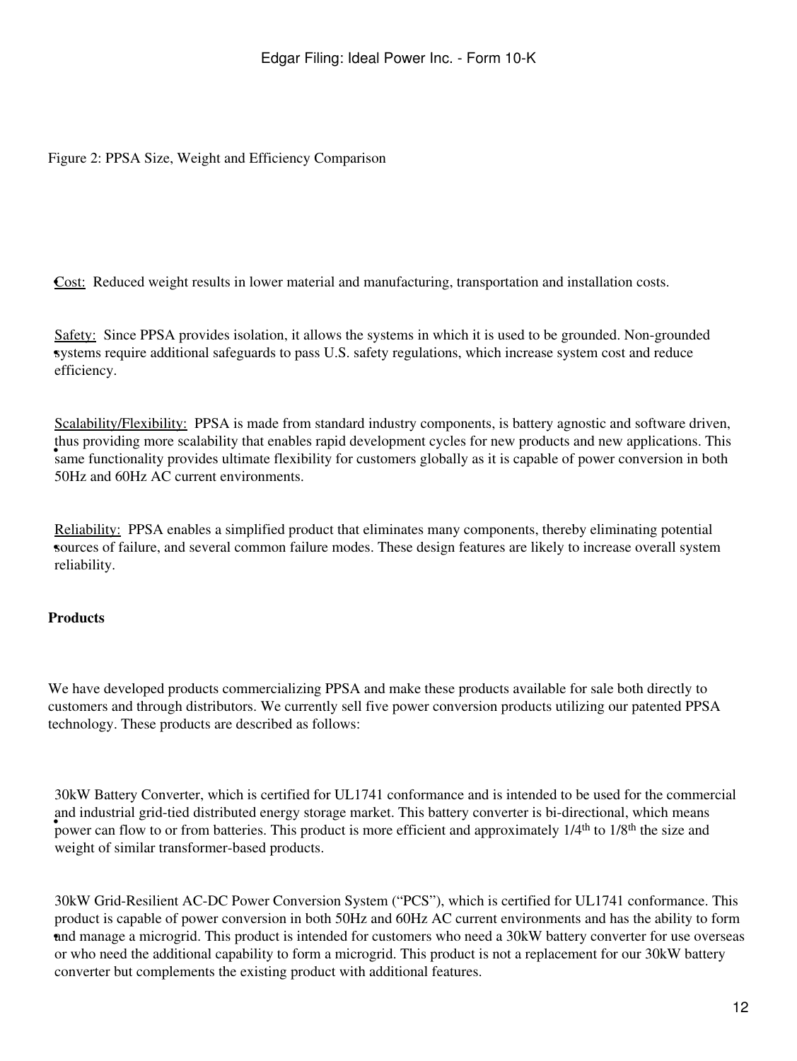Figure 2: PPSA Size, Weight and Efficiency Comparison

- Cost: Reduced weight results in lower material and manufacturing, transportation and installation costs.

- Safety: Since PPSA provides isolation, it allows the systems in which it is used to be grounded. Non-grounded systems require additional safeguards to pass U.S. safety regulations, which increase system cost and reduce efficiency.

- Scalability/Flexibility: PPSA is made from standard industry components, is battery agnostic and software driven, thus providing more scalability that enables rapid development cycles for new products and new applications. This same functionality provides ultimate flexibility for customers globally as it is capable of power conversion in both 50Hz and 60Hz AC current environments.

- Reliability: PPSA enables a simplified product that eliminates many components, thereby eliminating potential sources of failure, and several common failure modes. These design features are likely to increase overall system reliability.

**Products**

We have developed products commercializing PPSA and make these products available for sale both directly to customers and through distributors. We currently sell five power conversion products utilizing our patented PPSA technology. These products are described as follows:

- 30kW Battery Converter, which is certified for UL1741 conformance and is intended to be used for the commercial and industrial grid-tied distributed energy storage market. This battery converter is bi-directional, which means power can flow to or from batteries. This product is more efficient and approximately 1/4th to 1/8th the size and weight of similar transformer-based products.

- 30kW Grid-Resilient AC-DC Power Conversion System ("PCS"), which is certified for UL1741 conformance. This product is capable of power conversion in both 50Hz and 60Hz AC current environments and has the ability to form and manage a microgrid. This product is intended for customers who need a 30kW battery converter for use overseas or who need the additional capability to form a microgrid. This product is not a replacement for our 30kW battery converter but complements the existing product with additional features.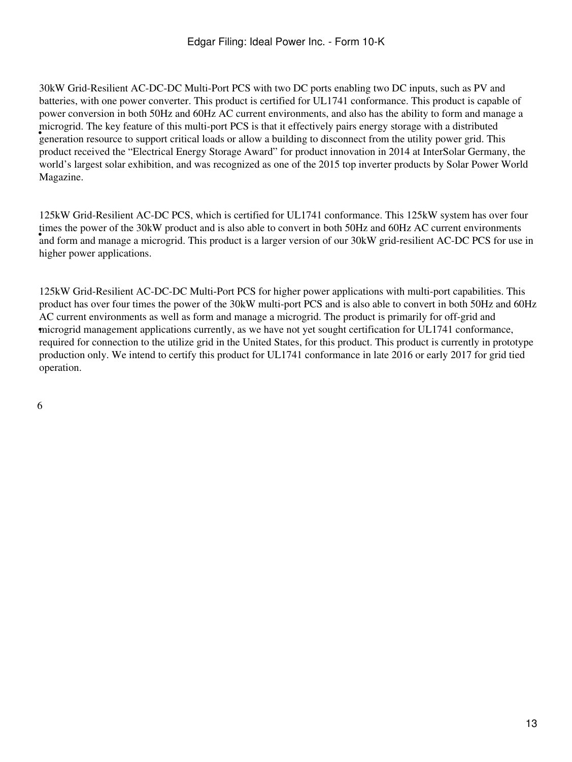- 30kW Grid-Resilient AC-DC-DC Multi-Port PCS with two DC ports enabling two DC inputs, such as PV and batteries, with one power converter. This product is certified for UL1741 conformance. This product is capable of power conversion in both 50Hz and 60Hz AC current environments, and also has the ability to form and manage a microgrid. The key feature of this multi-port PCS is that it effectively pairs energy storage with a distributed generation resource to support critical loads or allow a building to disconnect from the utility power grid. This product received the “Electrical Energy Storage Award” for product innovation in 2014 at InterSolar Germany, the world’s largest solar exhibition, and was recognized as one of the 2015 top inverter products by Solar Power World Magazine.

- 125kW Grid-Resilient AC-DC PCS, which is certified for UL1741 conformance. This 125kW system has over four times the power of the 30kW product and is also able to convert in both 50Hz and 60Hz AC current environments and form and manage a microgrid. This product is a larger version of our 30kW grid-resilient AC-DC PCS for use in higher power applications.

- 125kW Grid-Resilient AC-DC-DC Multi-Port PCS for higher power applications with multi-port capabilities. This product has over four times the power of the 30kW multi-port PCS and is also able to convert in both 50Hz and 60Hz AC current environments as well as form and manage a microgrid. The product is primarily for off-grid and microgrid management applications currently, as we have not yet sought certification for UL1741 conformance, required for connection to the utilize grid in the United States, for this product. This product is currently in prototype production only. We intend to certify this product for UL1741 conformance in late 2016 or early 2017 for grid tied operation.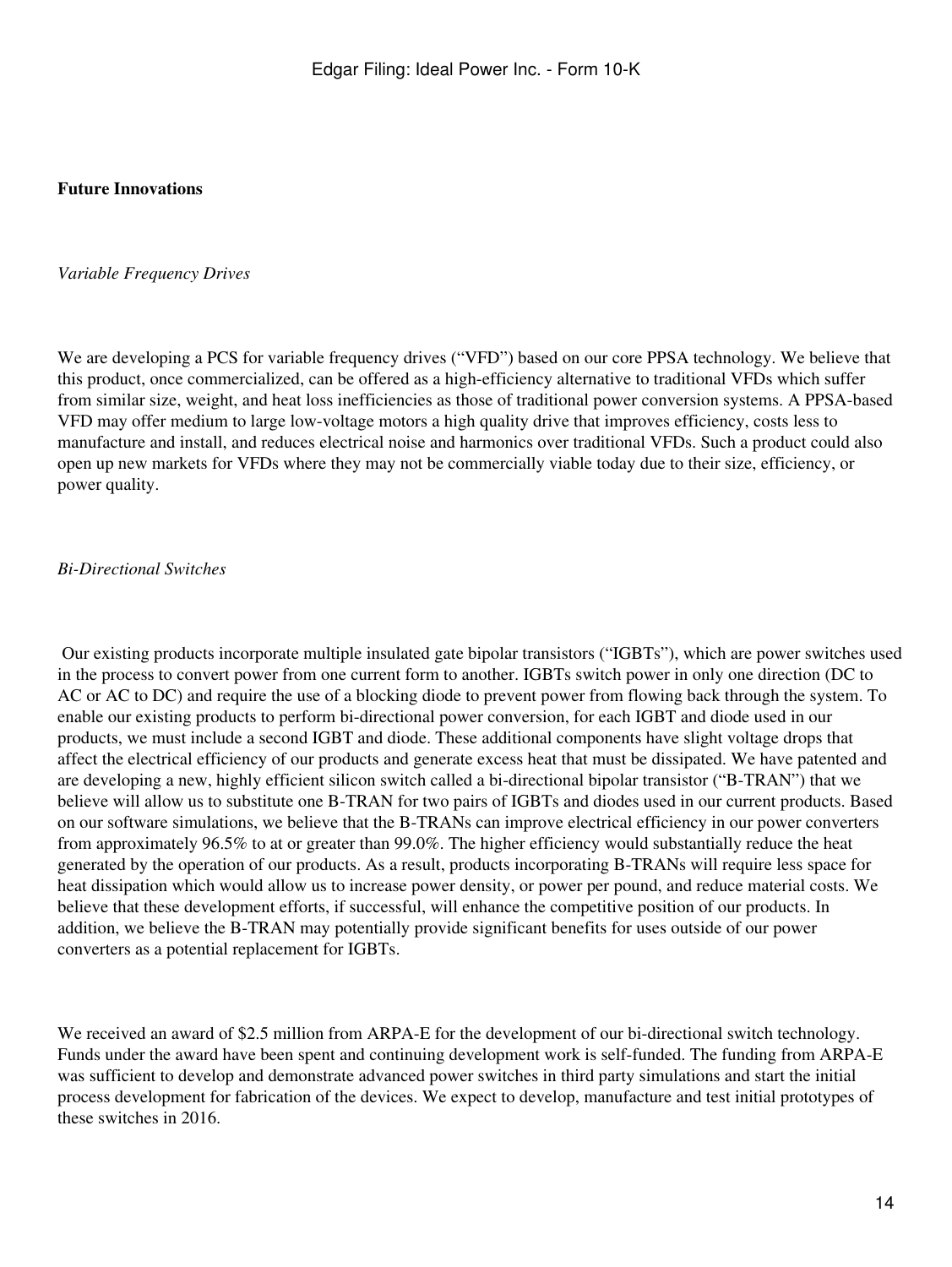**Future Innovations**

*Variable Frequency Drives*

We are developing a PCS for variable frequency drives (“VFD”) based on our core PPSA technology. We believe that this product, once commercialized, can be offered as a high-efficiency alternative to traditional VFDs which suffer from similar size, weight, and heat loss inefficiencies as those of traditional power conversion systems. A PPSA-based VFD may offer medium to large low-voltage motors a high quality drive that improves efficiency, costs less to manufacture and install, and reduces electrical noise and harmonics over traditional VFDs. Such a product could also open up new markets for VFDs where they may not be commercially viable today due to their size, efficiency, or power quality.

*Bi-Directional Switches*

Our existing products incorporate multiple insulated gate bipolar transistors (“IGBTs”), which are power switches used in the process to convert power from one current form to another. IGBTs switch power in only one direction (DC to AC or AC to DC) and require the use of a blocking diode to prevent power from flowing back through the system. To enable our existing products to perform bi-directional power conversion, for each IGBT and diode used in our products, we must include a second IGBT and diode. These additional components have slight voltage drops that affect the electrical efficiency of our products and generate excess heat that must be dissipated. We have patented and are developing a new, highly efficient silicon switch called a bi-directional bipolar transistor (“B-TRAN”) that we believe will allow us to substitute one B-TRAN for two pairs of IGBTs and diodes used in our current products. Based on our software simulations, we believe that the B-TRANs can improve electrical efficiency in our power converters from approximately 96.5% to at or greater than 99.0%. The higher efficiency would substantially reduce the heat generated by the operation of our products. As a result, products incorporating B-TRANs will require less space for heat dissipation which would allow us to increase power density, or power per pound, and reduce material costs. We believe that these development efforts, if successful, will enhance the competitive position of our products. In addition, we believe the B-TRAN may potentially provide significant benefits for uses outside of our power converters as a potential replacement for IGBTs.

We received an award of $2.5 million from ARPA-E for the development of our bi-directional switch technology. Funds under the award have been spent and continuing development work is self-funded. The funding from ARPA-E was sufficient to develop and demonstrate advanced power switches in third party simulations and start the initial process development for fabrication of the devices. We expect to develop, manufacture and test initial prototypes of these switches in 2016.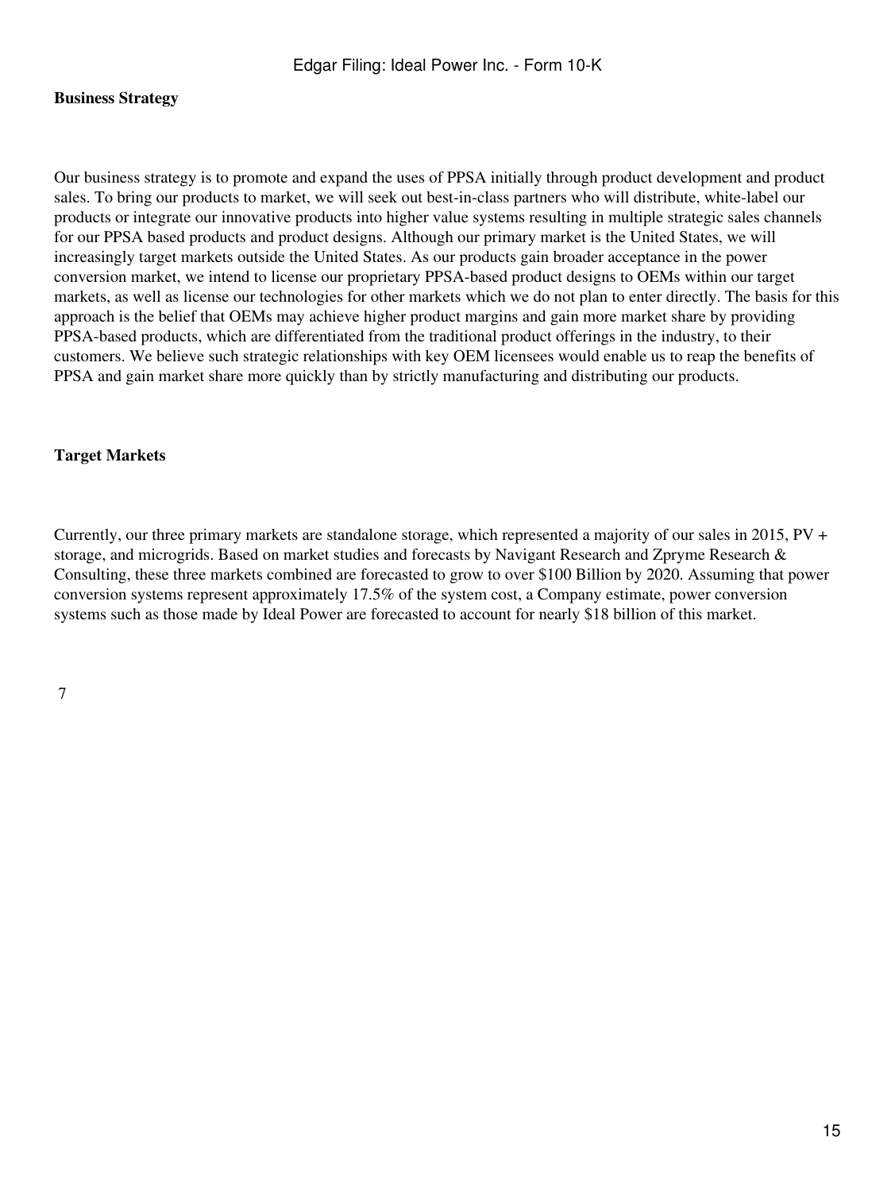**Business Strategy**

Our business strategy is to promote and expand the uses of PPSA initially through product development and product sales. To bring our products to market, we will seek out best-in-class partners who will distribute, white-label our products or integrate our innovative products into higher value systems resulting in multiple strategic sales channels for our PPSA based products and product designs. Although our primary market is the United States, we will increasingly target markets outside the United States. As our products gain broader acceptance in the power conversion market, we intend to license our proprietary PPSA-based product designs to OEMs within our target markets, as well as license our technologies for other markets which we do not plan to enter directly. The basis for this approach is the belief that OEMs may achieve higher product margins and gain more market share by providing PPSA-based products, which are differentiated from the traditional product offerings in the industry, to their customers. We believe such strategic relationships with key OEM licensees would enable us to reap the benefits of PPSA and gain market share more quickly than by strictly manufacturing and distributing our products.

**Target Markets**

Currently, our three primary markets are standalone storage, which represented a majority of our sales in 2015, PV + storage, and microgrids. Based on market studies and forecasts by Navigant Research and Zpryme Research & Consulting, these three markets combined are forecasted to grow to over $100 Billion by 2020. Assuming that power conversion systems represent approximately 17.5% of the system cost, a Company estimate, power conversion systems such as those made by Ideal Power are forecasted to account for nearly $18 billion of this market.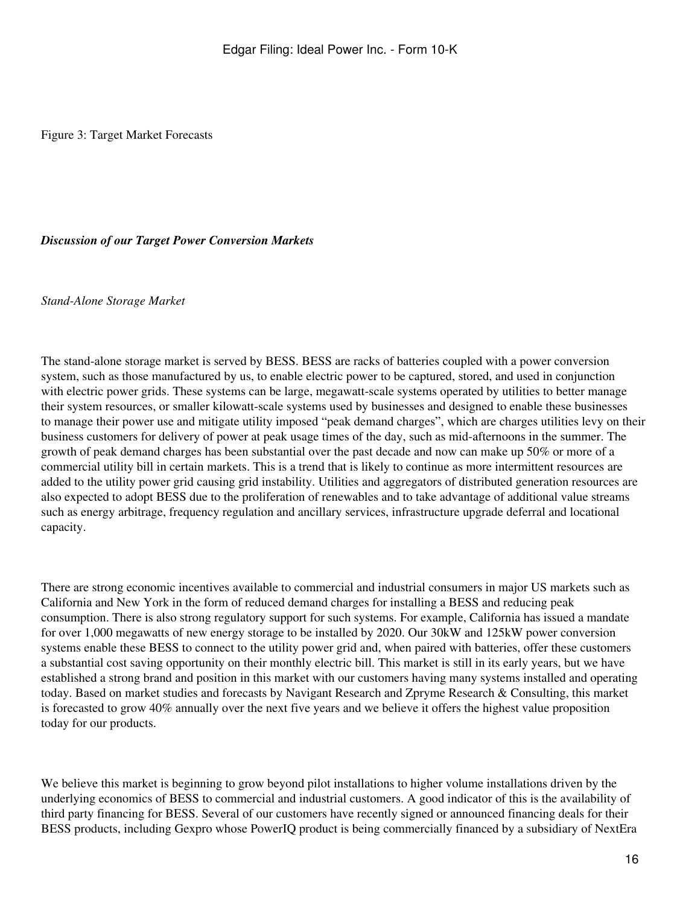Figure 3: Target Market Forecasts

***Discussion of our Target Power Conversion Markets***

*Stand-Alone Storage Market*

The stand-alone storage market is served by BESS. BESS are racks of batteries coupled with a power conversion system, such as those manufactured by us, to enable electric power to be captured, stored, and used in conjunction with electric power grids. These systems can be large, megawatt-scale systems operated by utilities to better manage their system resources, or smaller kilowatt-scale systems used by businesses and designed to enable these businesses to manage their power use and mitigate utility imposed "peak demand charges", which are charges utilities levy on their business customers for delivery of power at peak usage times of the day, such as mid-afternoons in the summer. The growth of peak demand charges has been substantial over the past decade and now can make up 50% or more of a commercial utility bill in certain markets. This is a trend that is likely to continue as more intermittent resources are added to the utility power grid causing grid instability. Utilities and aggregators of distributed generation resources are also expected to adopt BESS due to the proliferation of renewables and to take advantage of additional value streams such as energy arbitrage, frequency regulation and ancillary services, infrastructure upgrade deferral and locational capacity.

There are strong economic incentives available to commercial and industrial consumers in major US markets such as California and New York in the form of reduced demand charges for installing a BESS and reducing peak consumption. There is also strong regulatory support for such systems. For example, California has issued a mandate for over 1,000 megawatts of new energy storage to be installed by 2020. Our 30kW and 125kW power conversion systems enable these BESS to connect to the utility power grid and, when paired with batteries, offer these customers a substantial cost saving opportunity on their monthly electric bill. This market is still in its early years, but we have established a strong brand and position in this market with our customers having many systems installed and operating today. Based on market studies and forecasts by Navigant Research and Zpryme Research & Consulting, this market is forecasted to grow 40% annually over the next five years and we believe it offers the highest value proposition today for our products.

We believe this market is beginning to grow beyond pilot installations to higher volume installations driven by the underlying economics of BESS to commercial and industrial customers. A good indicator of this is the availability of third party financing for BESS. Several of our customers have recently signed or announced financing deals for their BESS products, including Gexpro whose PowerIQ product is being commercially financed by a subsidiary of NextEra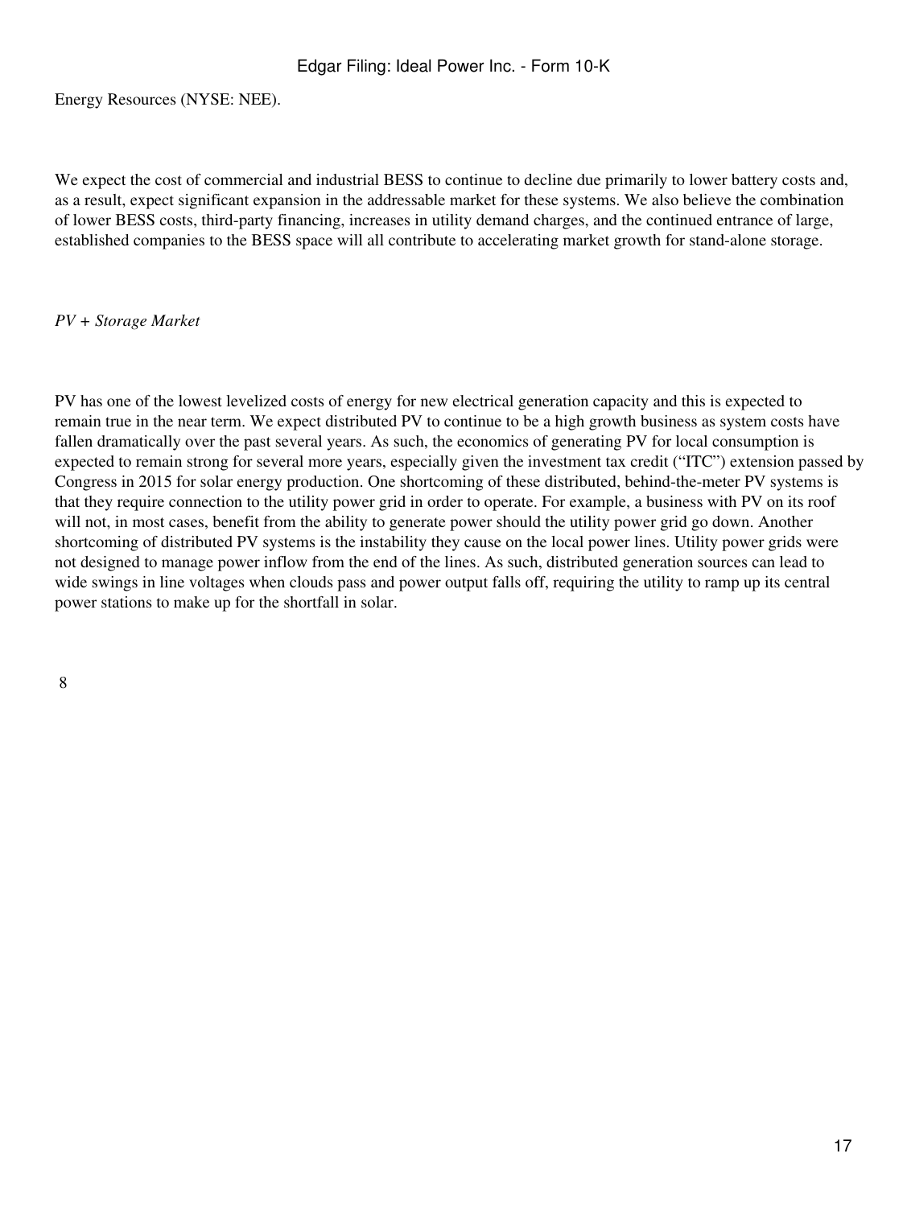Energy Resources (NYSE: NEE).

We expect the cost of commercial and industrial BESS to continue to decline due primarily to lower battery costs and, as a result, expect significant expansion in the addressable market for these systems. We also believe the combination of lower BESS costs, third-party financing, increases in utility demand charges, and the continued entrance of large, established companies to the BESS space will all contribute to accelerating market growth for stand-alone storage.

*PV + Storage Market*

PV has one of the lowest levelized costs of energy for new electrical generation capacity and this is expected to remain true in the near term. We expect distributed PV to continue to be a high growth business as system costs have fallen dramatically over the past several years. As such, the economics of generating PV for local consumption is expected to remain strong for several more years, especially given the investment tax credit ("ITC") extension passed by Congress in 2015 for solar energy production. One shortcoming of these distributed, behind-the-meter PV systems is that they require connection to the utility power grid in order to operate. For example, a business with PV on its roof will not, in most cases, benefit from the ability to generate power should the utility power grid go down. Another shortcoming of distributed PV systems is the instability they cause on the local power lines. Utility power grids were not designed to manage power inflow from the end of the lines. As such, distributed generation sources can lead to wide swings in line voltages when clouds pass and power output falls off, requiring the utility to ramp up its central power stations to make up for the shortfall in solar.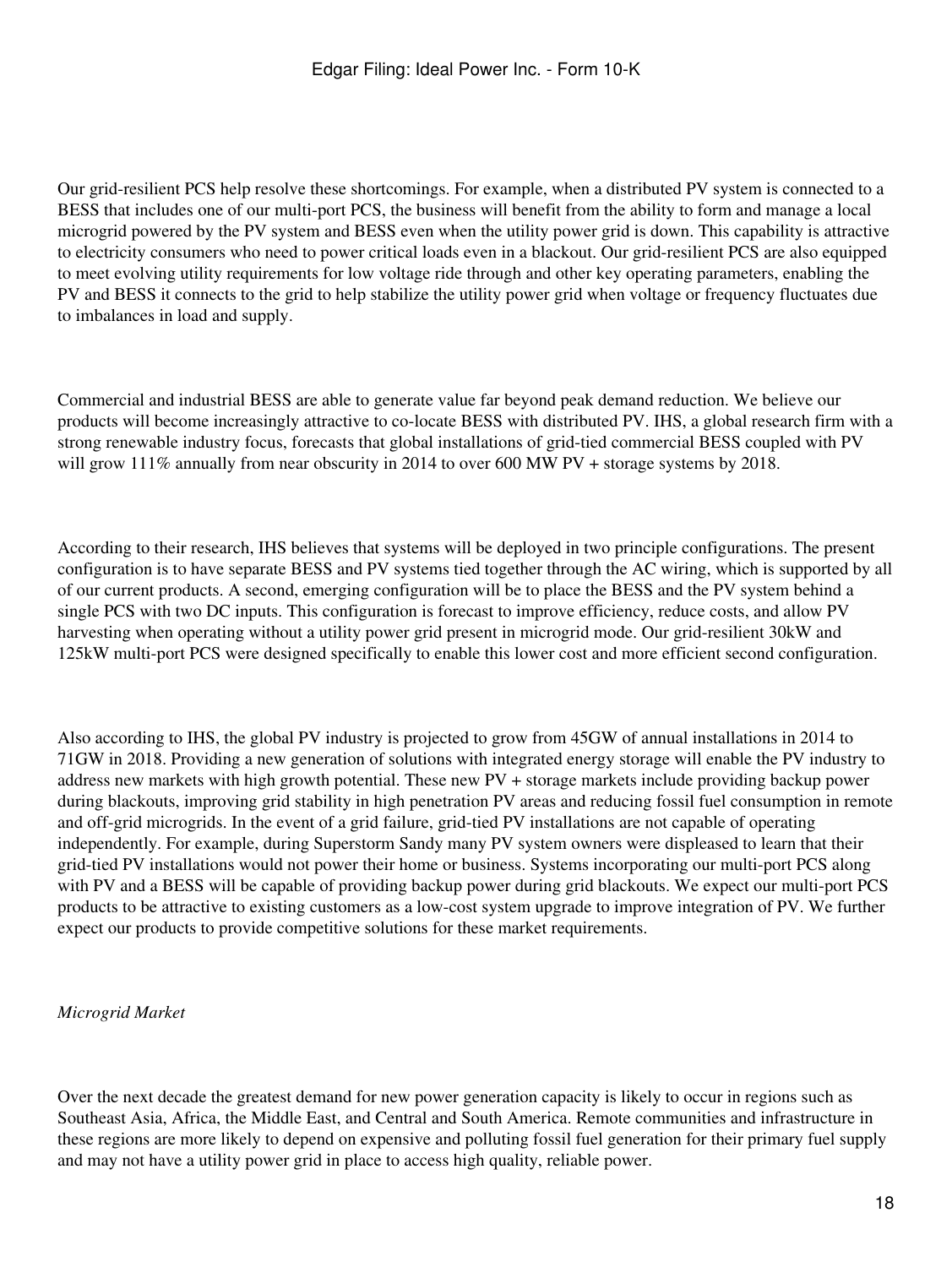Our grid-resilient PCS help resolve these shortcomings. For example, when a distributed PV system is connected to a BESS that includes one of our multi-port PCS, the business will benefit from the ability to form and manage a local microgrid powered by the PV system and BESS even when the utility power grid is down. This capability is attractive to electricity consumers who need to power critical loads even in a blackout. Our grid-resilient PCS are also equipped to meet evolving utility requirements for low voltage ride through and other key operating parameters, enabling the PV and BESS it connects to the grid to help stabilize the utility power grid when voltage or frequency fluctuates due to imbalances in load and supply.

Commercial and industrial BESS are able to generate value far beyond peak demand reduction. We believe our products will become increasingly attractive to co-locate BESS with distributed PV. IHS, a global research firm with a strong renewable industry focus, forecasts that global installations of grid-tied commercial BESS coupled with PV will grow 111% annually from near obscurity in 2014 to over 600 MW PV + storage systems by 2018.

According to their research, IHS believes that systems will be deployed in two principle configurations. The present configuration is to have separate BESS and PV systems tied together through the AC wiring, which is supported by all of our current products. A second, emerging configuration will be to place the BESS and the PV system behind a single PCS with two DC inputs. This configuration is forecast to improve efficiency, reduce costs, and allow PV harvesting when operating without a utility power grid present in microgrid mode. Our grid-resilient 30kW and 125kW multi-port PCS were designed specifically to enable this lower cost and more efficient second configuration.

Also according to IHS, the global PV industry is projected to grow from 45GW of annual installations in 2014 to 71GW in 2018. Providing a new generation of solutions with integrated energy storage will enable the PV industry to address new markets with high growth potential. These new PV + storage markets include providing backup power during blackouts, improving grid stability in high penetration PV areas and reducing fossil fuel consumption in remote and off-grid microgrids. In the event of a grid failure, grid-tied PV installations are not capable of operating independently. For example, during Superstorm Sandy many PV system owners were displeased to learn that their grid-tied PV installations would not power their home or business. Systems incorporating our multi-port PCS along with PV and a BESS will be capable of providing backup power during grid blackouts. We expect our multi-port PCS products to be attractive to existing customers as a low-cost system upgrade to improve integration of PV. We further expect our products to provide competitive solutions for these market requirements.

*Microgrid Market*

Over the next decade the greatest demand for new power generation capacity is likely to occur in regions such as Southeast Asia, Africa, the Middle East, and Central and South America. Remote communities and infrastructure in these regions are more likely to depend on expensive and polluting fossil fuel generation for their primary fuel supply and may not have a utility power grid in place to access high quality, reliable power.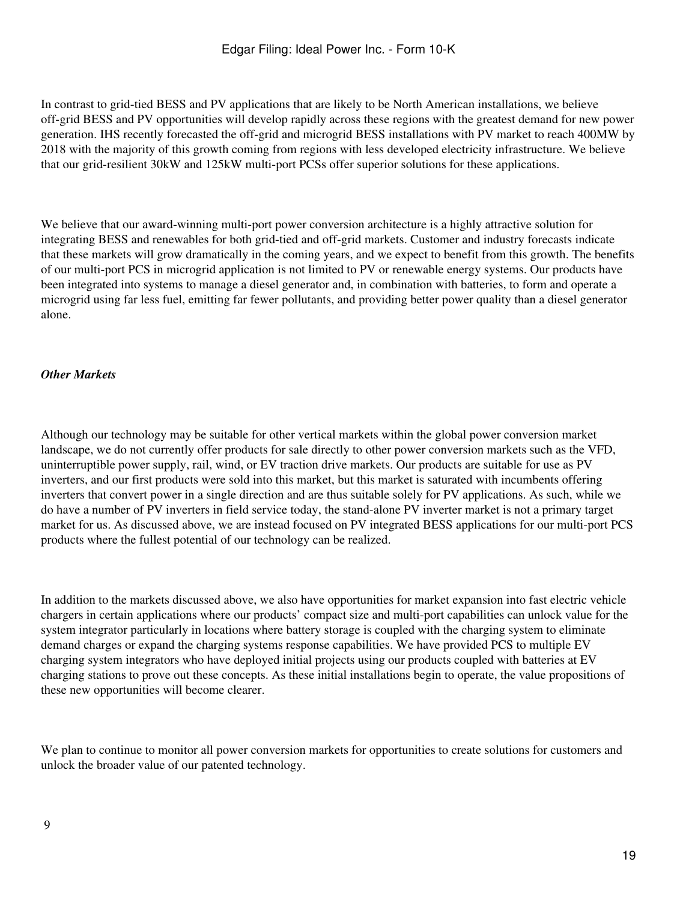In contrast to grid-tied BESS and PV applications that are likely to be North American installations, we believe off-grid BESS and PV opportunities will develop rapidly across these regions with the greatest demand for new power generation. IHS recently forecasted the off-grid and microgrid BESS installations with PV market to reach 400MW by 2018 with the majority of this growth coming from regions with less developed electricity infrastructure. We believe that our grid-resilient 30kW and 125kW multi-port PCSs offer superior solutions for these applications.

We believe that our award-winning multi-port power conversion architecture is a highly attractive solution for integrating BESS and renewables for both grid-tied and off-grid markets. Customer and industry forecasts indicate that these markets will grow dramatically in the coming years, and we expect to benefit from this growth. The benefits of our multi-port PCS in microgrid application is not limited to PV or renewable energy systems. Our products have been integrated into systems to manage a diesel generator and, in combination with batteries, to form and operate a microgrid using far less fuel, emitting far fewer pollutants, and providing better power quality than a diesel generator alone.

***Other Markets***

Although our technology may be suitable for other vertical markets within the global power conversion market landscape, we do not currently offer products for sale directly to other power conversion markets such as the VFD, uninterruptible power supply, rail, wind, or EV traction drive markets. Our products are suitable for use as PV inverters, and our first products were sold into this market, but this market is saturated with incumbents offering inverters that convert power in a single direction and are thus suitable solely for PV applications. As such, while we do have a number of PV inverters in field service today, the stand-alone PV inverter market is not a primary target market for us. As discussed above, we are instead focused on PV integrated BESS applications for our multi-port PCS products where the fullest potential of our technology can be realized.

In addition to the markets discussed above, we also have opportunities for market expansion into fast electric vehicle chargers in certain applications where our products' compact size and multi-port capabilities can unlock value for the system integrator particularly in locations where battery storage is coupled with the charging system to eliminate demand charges or expand the charging systems response capabilities. We have provided PCS to multiple EV charging system integrators who have deployed initial projects using our products coupled with batteries at EV charging stations to prove out these concepts. As these initial installations begin to operate, the value propositions of these new opportunities will become clearer.

We plan to continue to monitor all power conversion markets for opportunities to create solutions for customers and unlock the broader value of our patented technology.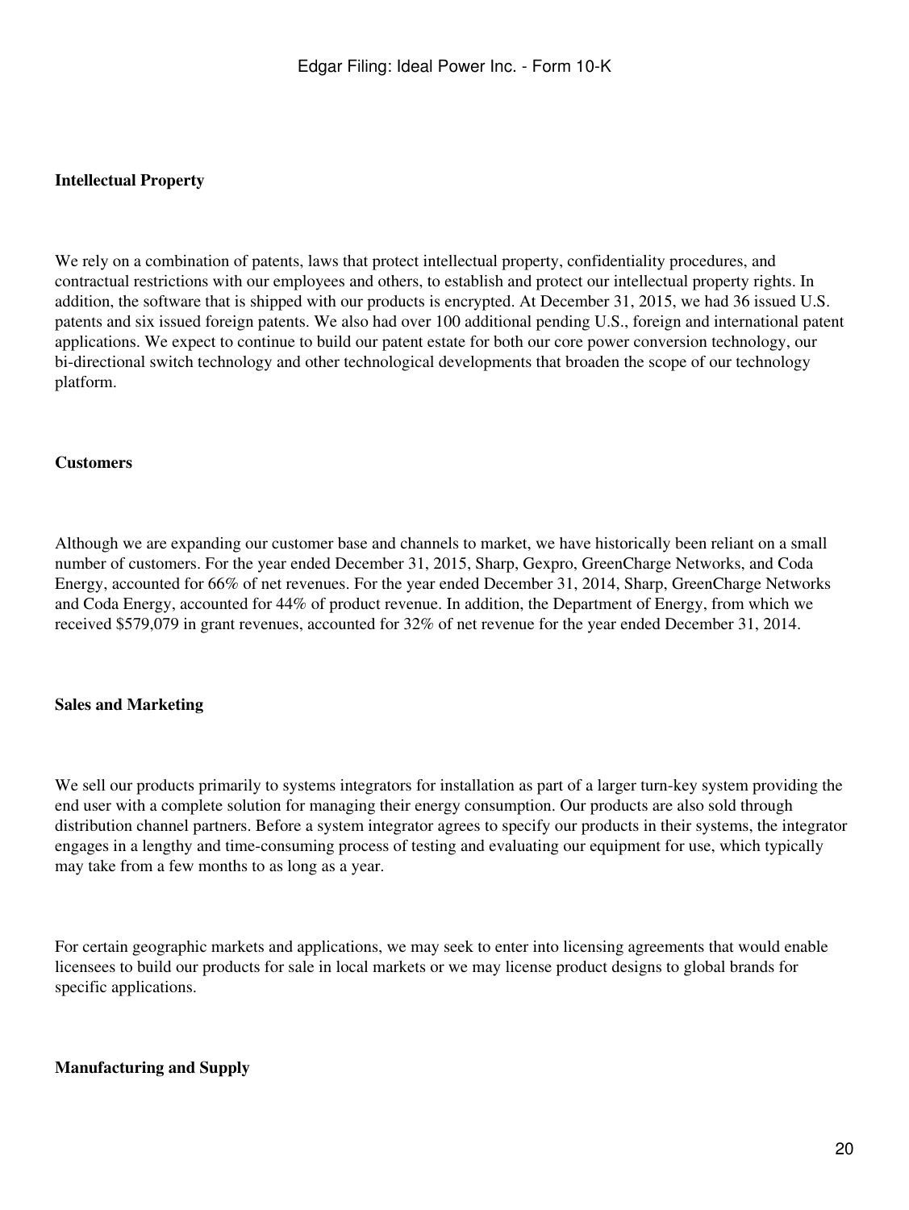## Intellectual Property

We rely on a combination of patents, laws that protect intellectual property, confidentiality procedures, and contractual restrictions with our employees and others, to establish and protect our intellectual property rights. In addition, the software that is shipped with our products is encrypted. At December 31, 2015, we had 36 issued U.S. patents and six issued foreign patents. We also had over 100 additional pending U.S., foreign and international patent applications. We expect to continue to build our patent estate for both our core power conversion technology, our bi-directional switch technology and other technological developments that broaden the scope of our technology platform.

## Customers

Although we are expanding our customer base and channels to market, we have historically been reliant on a small number of customers. For the year ended December 31, 2015, Sharp, Gexpro, GreenCharge Networks, and Coda Energy, accounted for 66% of net revenues. For the year ended December 31, 2014, Sharp, GreenCharge Networks and Coda Energy, accounted for 44% of product revenue. In addition, the Department of Energy, from which we received $579,079 in grant revenues, accounted for 32% of net revenue for the year ended December 31, 2014.

## Sales and Marketing

We sell our products primarily to systems integrators for installation as part of a larger turn-key system providing the end user with a complete solution for managing their energy consumption. Our products are also sold through distribution channel partners. Before a system integrator agrees to specify our products in their systems, the integrator engages in a lengthy and time-consuming process of testing and evaluating our equipment for use, which typically may take from a few months to as long as a year.

For certain geographic markets and applications, we may seek to enter into licensing agreements that would enable licensees to build our products for sale in local markets or we may license product designs to global brands for specific applications.

## Manufacturing and Supply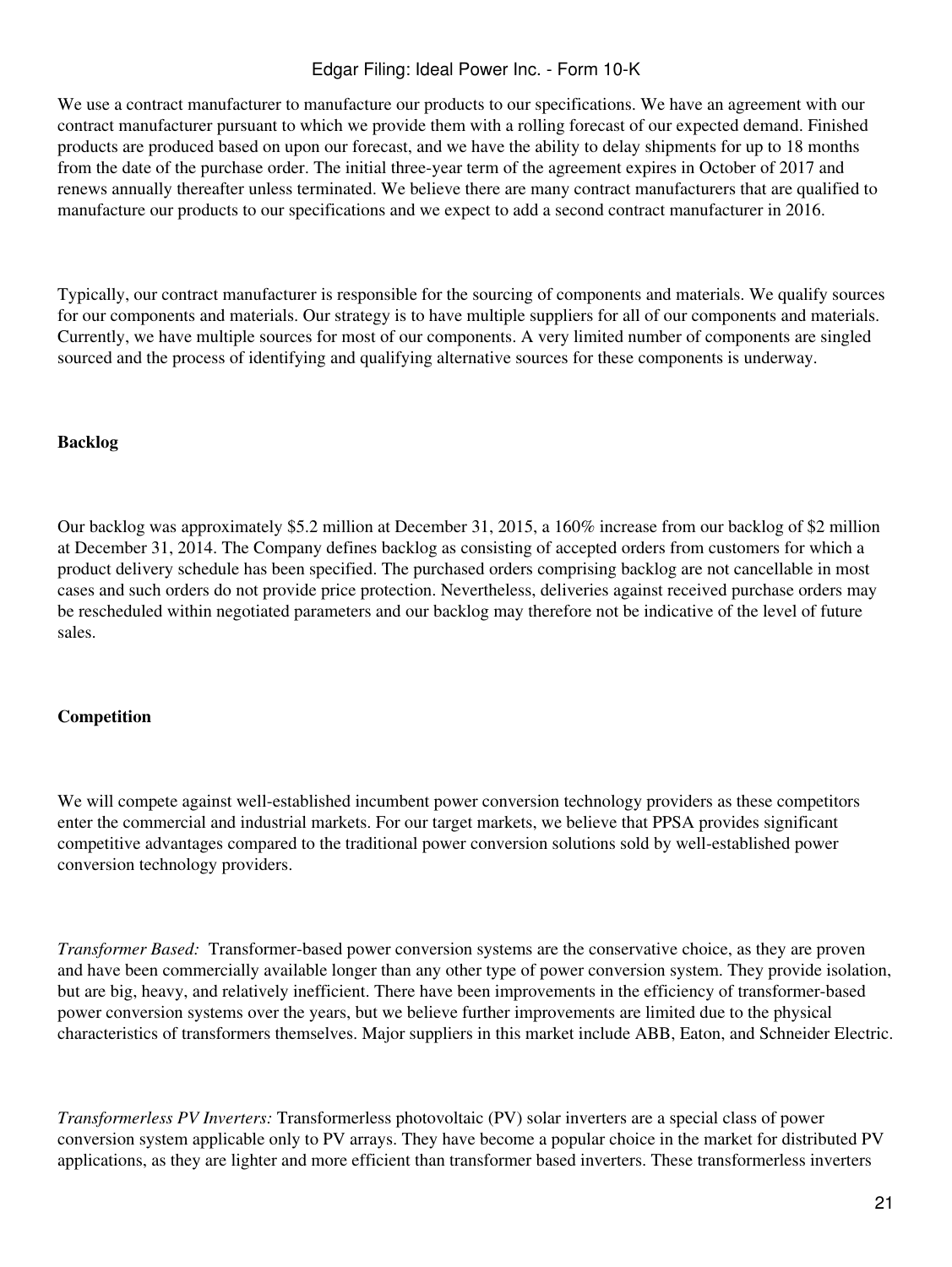We use a contract manufacturer to manufacture our products to our specifications. We have an agreement with our contract manufacturer pursuant to which we provide them with a rolling forecast of our expected demand. Finished products are produced based on upon our forecast, and we have the ability to delay shipments for up to 18 months from the date of the purchase order. The initial three-year term of the agreement expires in October of 2017 and renews annually thereafter unless terminated. We believe there are many contract manufacturers that are qualified to manufacture our products to our specifications and we expect to add a second contract manufacturer in 2016.

Typically, our contract manufacturer is responsible for the sourcing of components and materials. We qualify sources for our components and materials. Our strategy is to have multiple suppliers for all of our components and materials. Currently, we have multiple sources for most of our components. A very limited number of components are singled sourced and the process of identifying and qualifying alternative sources for these components is underway.

**Backlog**

Our backlog was approximately $5.2 million at December 31, 2015, a 160% increase from our backlog of $2 million at December 31, 2014. The Company defines backlog as consisting of accepted orders from customers for which a product delivery schedule has been specified. The purchased orders comprising backlog are not cancellable in most cases and such orders do not provide price protection. Nevertheless, deliveries against received purchase orders may be rescheduled within negotiated parameters and our backlog may therefore not be indicative of the level of future sales.

**Competition**

We will compete against well-established incumbent power conversion technology providers as these competitors enter the commercial and industrial markets. For our target markets, we believe that PPSA provides significant competitive advantages compared to the traditional power conversion solutions sold by well-established power conversion technology providers.

*Transformer Based:* Transformer-based power conversion systems are the conservative choice, as they are proven and have been commercially available longer than any other type of power conversion system. They provide isolation, but are big, heavy, and relatively inefficient. There have been improvements in the efficiency of transformer-based power conversion systems over the years, but we believe further improvements are limited due to the physical characteristics of transformers themselves. Major suppliers in this market include ABB, Eaton, and Schneider Electric.

*Transformerless PV Inverters:* Transformerless photovoltaic (PV) solar inverters are a special class of power conversion system applicable only to PV arrays. They have become a popular choice in the market for distributed PV applications, as they are lighter and more efficient than transformer based inverters. These transformerless inverters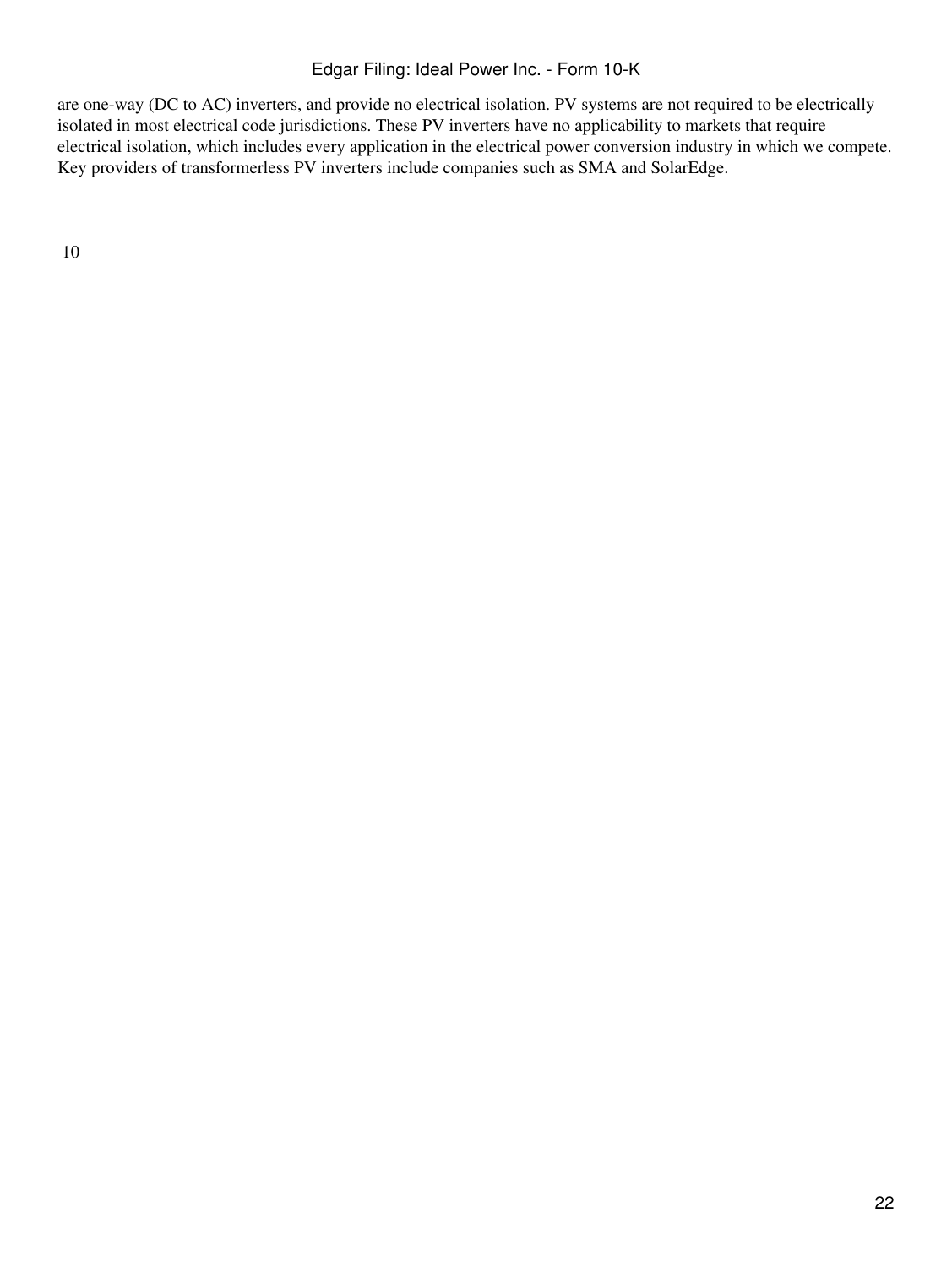are one-way (DC to AC) inverters, and provide no electrical isolation. PV systems are not required to be electrically isolated in most electrical code jurisdictions. These PV inverters have no applicability to markets that require electrical isolation, which includes every application in the electrical power conversion industry in which we compete. Key providers of transformerless PV inverters include companies such as SMA and SolarEdge.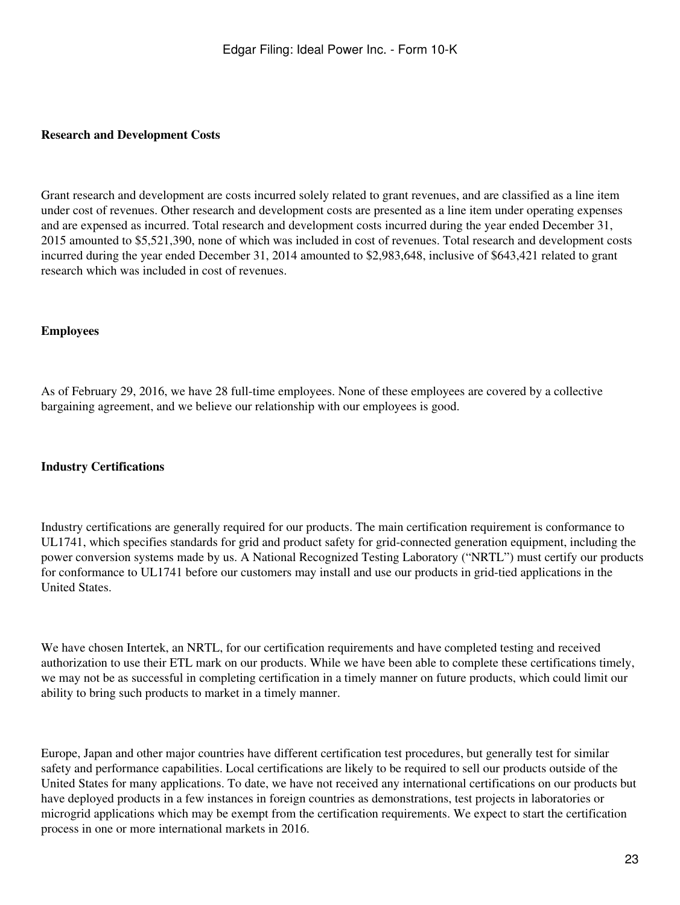**Research and Development Costs**

Grant research and development are costs incurred solely related to grant revenues, and are classified as a line item under cost of revenues. Other research and development costs are presented as a line item under operating expenses and are expensed as incurred. Total research and development costs incurred during the year ended December 31, 2015 amounted to $5,521,390, none of which was included in cost of revenues. Total research and development costs incurred during the year ended December 31, 2014 amounted to $2,983,648, inclusive of $643,421 related to grant research which was included in cost of revenues.

**Employees**

As of February 29, 2016, we have 28 full-time employees. None of these employees are covered by a collective bargaining agreement, and we believe our relationship with our employees is good.

**Industry Certifications**

Industry certifications are generally required for our products. The main certification requirement is conformance to UL1741, which specifies standards for grid and product safety for grid-connected generation equipment, including the power conversion systems made by us. A National Recognized Testing Laboratory ("NRTL") must certify our products for conformance to UL1741 before our customers may install and use our products in grid-tied applications in the United States.

We have chosen Intertek, an NRTL, for our certification requirements and have completed testing and received authorization to use their ETL mark on our products. While we have been able to complete these certifications timely, we may not be as successful in completing certification in a timely manner on future products, which could limit our ability to bring such products to market in a timely manner.

Europe, Japan and other major countries have different certification test procedures, but generally test for similar safety and performance capabilities. Local certifications are likely to be required to sell our products outside of the United States for many applications. To date, we have not received any international certifications on our products but have deployed products in a few instances in foreign countries as demonstrations, test projects in laboratories or microgrid applications which may be exempt from the certification requirements. We expect to start the certification process in one or more international markets in 2016.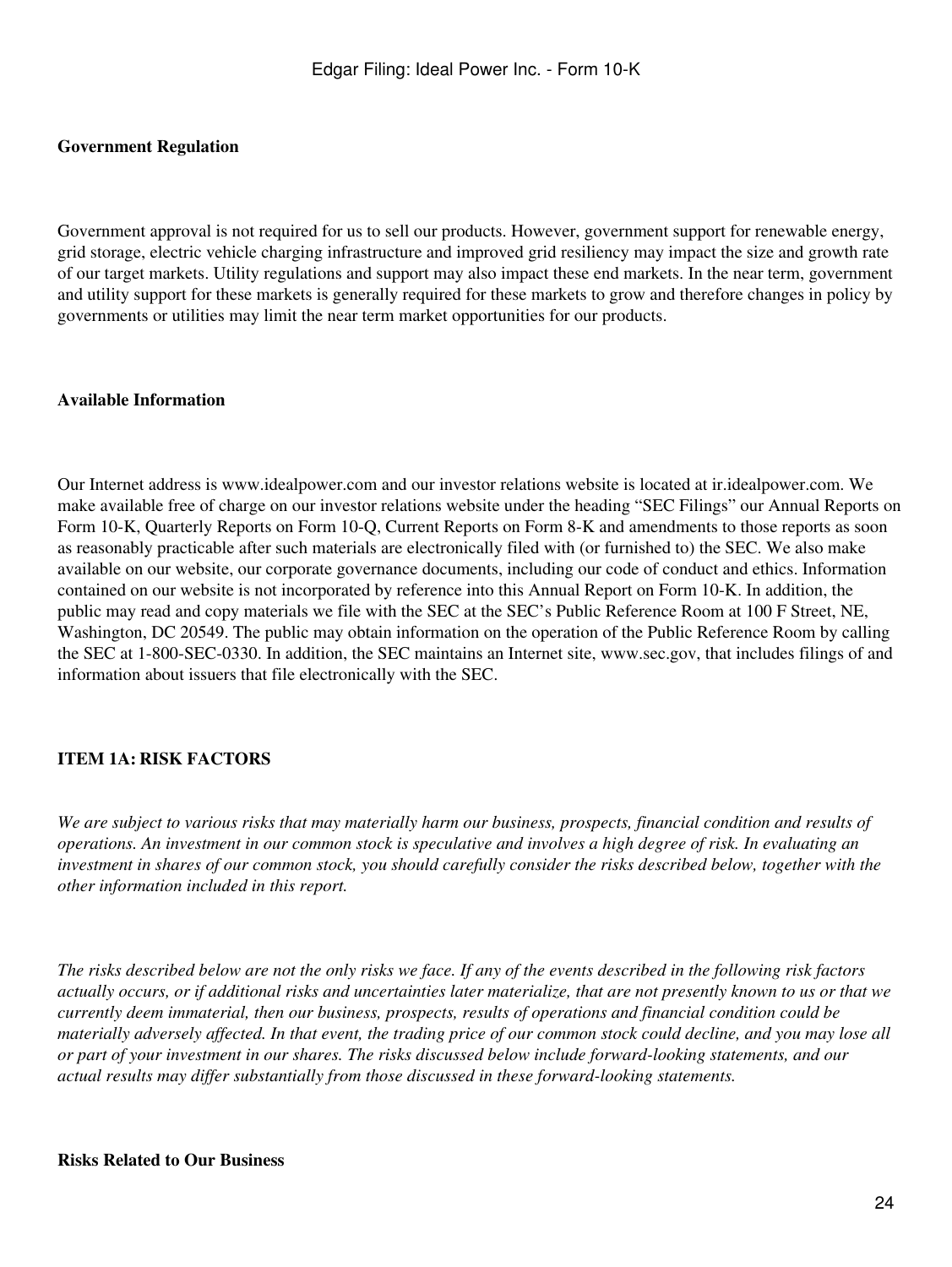### Government Regulation

Government approval is not required for us to sell our products. However, government support for renewable energy, grid storage, electric vehicle charging infrastructure and improved grid resiliency may impact the size and growth rate of our target markets. Utility regulations and support may also impact these end markets. In the near term, government and utility support for these markets is generally required for these markets to grow and therefore changes in policy by governments or utilities may limit the near term market opportunities for our products.

### Available Information

Our Internet address is www.idealpower.com and our investor relations website is located at ir.idealpower.com. We make available free of charge on our investor relations website under the heading "SEC Filings" our Annual Reports on Form 10-K, Quarterly Reports on Form 10-Q, Current Reports on Form 8-K and amendments to those reports as soon as reasonably practicable after such materials are electronically filed with (or furnished to) the SEC. We also make available on our website, our corporate governance documents, including our code of conduct and ethics. Information contained on our website is not incorporated by reference into this Annual Report on Form 10-K. In addition, the public may read and copy materials we file with the SEC at the SEC's Public Reference Room at 100 F Street, NE, Washington, DC 20549. The public may obtain information on the operation of the Public Reference Room by calling the SEC at 1-800-SEC-0330. In addition, the SEC maintains an Internet site, www.sec.gov, that includes filings of and information about issuers that file electronically with the SEC.

## ITEM 1A: RISK FACTORS

*We are subject to various risks that may materially harm our business, prospects, financial condition and results of operations. An investment in our common stock is speculative and involves a high degree of risk. In evaluating an investment in shares of our common stock, you should carefully consider the risks described below, together with the other information included in this report.*

*The risks described below are not the only risks we face. If any of the events described in the following risk factors actually occurs, or if additional risks and uncertainties later materialize, that are not presently known to us or that we currently deem immaterial, then our business, prospects, results of operations and financial condition could be materially adversely affected. In that event, the trading price of our common stock could decline, and you may lose all or part of your investment in our shares. The risks discussed below include forward-looking statements, and our actual results may differ substantially from those discussed in these forward-looking statements.*

### Risks Related to Our Business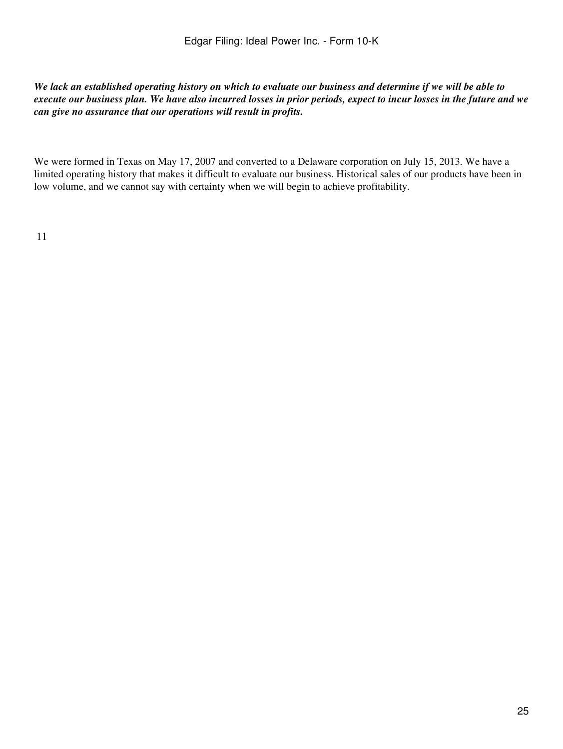***We lack an established operating history on which to evaluate our business and determine if we will be able to execute our business plan. We have also incurred losses in prior periods, expect to incur losses in the future and we can give no assurance that our operations will result in profits.***

We were formed in Texas on May 17, 2007 and converted to a Delaware corporation on July 15, 2013. We have a limited operating history that makes it difficult to evaluate our business. Historical sales of our products have been in low volume, and we cannot say with certainty when we will begin to achieve profitability.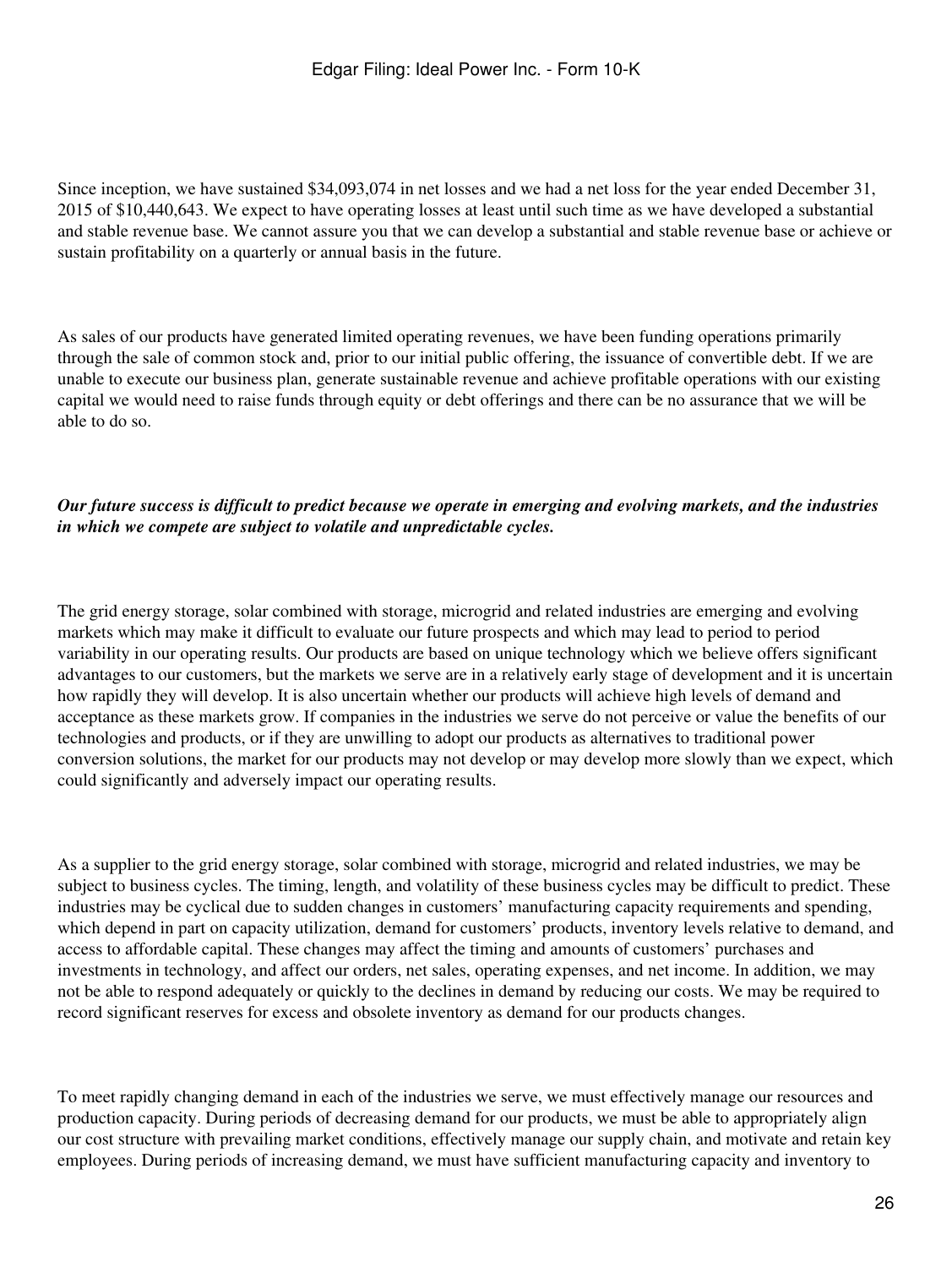Since inception, we have sustained $34,093,074 in net losses and we had a net loss for the year ended December 31, 2015 of $10,440,643. We expect to have operating losses at least until such time as we have developed a substantial and stable revenue base. We cannot assure you that we can develop a substantial and stable revenue base or achieve or sustain profitability on a quarterly or annual basis in the future.

As sales of our products have generated limited operating revenues, we have been funding operations primarily through the sale of common stock and, prior to our initial public offering, the issuance of convertible debt. If we are unable to execute our business plan, generate sustainable revenue and achieve profitable operations with our existing capital we would need to raise funds through equity or debt offerings and there can be no assurance that we will be able to do so.

***Our future success is difficult to predict because we operate in emerging and evolving markets, and the industries in which we compete are subject to volatile and unpredictable cycles.***

The grid energy storage, solar combined with storage, microgrid and related industries are emerging and evolving markets which may make it difficult to evaluate our future prospects and which may lead to period to period variability in our operating results. Our products are based on unique technology which we believe offers significant advantages to our customers, but the markets we serve are in a relatively early stage of development and it is uncertain how rapidly they will develop. It is also uncertain whether our products will achieve high levels of demand and acceptance as these markets grow. If companies in the industries we serve do not perceive or value the benefits of our technologies and products, or if they are unwilling to adopt our products as alternatives to traditional power conversion solutions, the market for our products may not develop or may develop more slowly than we expect, which could significantly and adversely impact our operating results.

As a supplier to the grid energy storage, solar combined with storage, microgrid and related industries, we may be subject to business cycles. The timing, length, and volatility of these business cycles may be difficult to predict. These industries may be cyclical due to sudden changes in customers' manufacturing capacity requirements and spending, which depend in part on capacity utilization, demand for customers' products, inventory levels relative to demand, and access to affordable capital. These changes may affect the timing and amounts of customers' purchases and investments in technology, and affect our orders, net sales, operating expenses, and net income. In addition, we may not be able to respond adequately or quickly to the declines in demand by reducing our costs. We may be required to record significant reserves for excess and obsolete inventory as demand for our products changes.

To meet rapidly changing demand in each of the industries we serve, we must effectively manage our resources and production capacity. During periods of decreasing demand for our products, we must be able to appropriately align our cost structure with prevailing market conditions, effectively manage our supply chain, and motivate and retain key employees. During periods of increasing demand, we must have sufficient manufacturing capacity and inventory to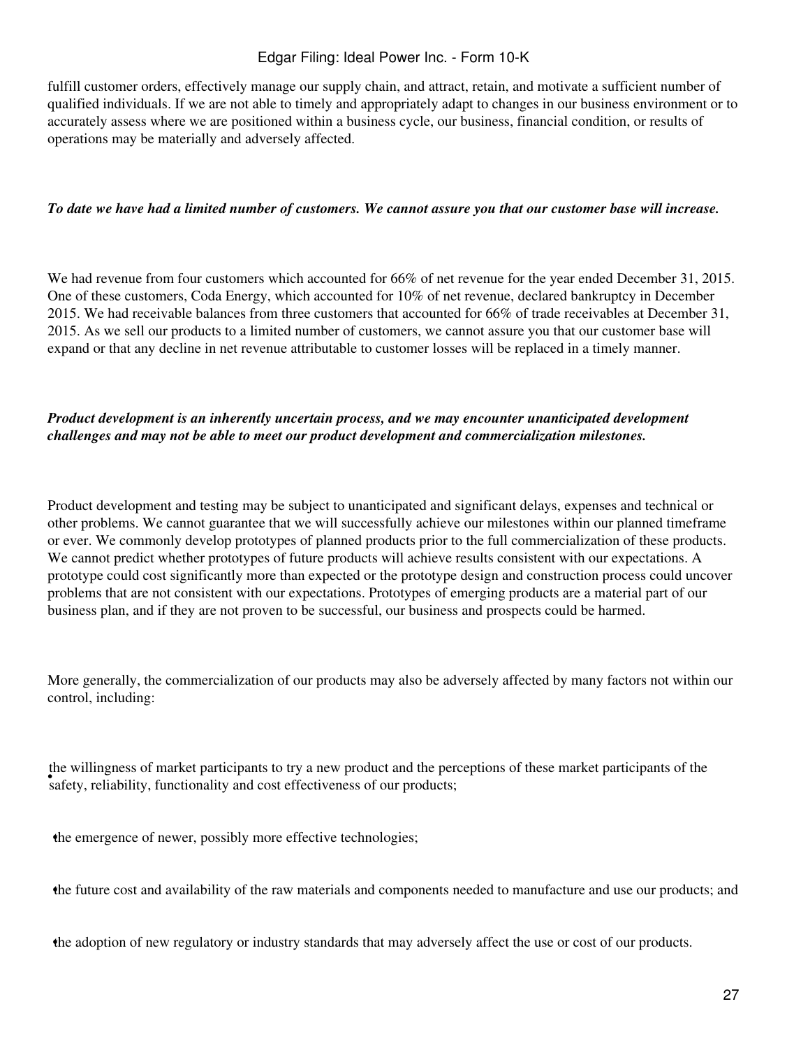fulfill customer orders, effectively manage our supply chain, and attract, retain, and motivate a sufficient number of qualified individuals. If we are not able to timely and appropriately adapt to changes in our business environment or to accurately assess where we are positioned within a business cycle, our business, financial condition, or results of operations may be materially and adversely affected.

***To date we have had a limited number of customers. We cannot assure you that our customer base will increase.***

We had revenue from four customers which accounted for 66% of net revenue for the year ended December 31, 2015. One of these customers, Coda Energy, which accounted for 10% of net revenue, declared bankruptcy in December 2015. We had receivable balances from three customers that accounted for 66% of trade receivables at December 31, 2015. As we sell our products to a limited number of customers, we cannot assure you that our customer base will expand or that any decline in net revenue attributable to customer losses will be replaced in a timely manner.

***Product development is an inherently uncertain process, and we may encounter unanticipated development challenges and may not be able to meet our product development and commercialization milestones.***

Product development and testing may be subject to unanticipated and significant delays, expenses and technical or other problems. We cannot guarantee that we will successfully achieve our milestones within our planned timeframe or ever. We commonly develop prototypes of planned products prior to the full commercialization of these products. We cannot predict whether prototypes of future products will achieve results consistent with our expectations. A prototype could cost significantly more than expected or the prototype design and construction process could uncover problems that are not consistent with our expectations. Prototypes of emerging products are a material part of our business plan, and if they are not proven to be successful, our business and prospects could be harmed.

More generally, the commercialization of our products may also be adversely affected by many factors not within our control, including:

- the willingness of market participants to try a new product and the perceptions of these market participants of the safety, reliability, functionality and cost effectiveness of our products;
- the emergence of newer, possibly more effective technologies;
- the future cost and availability of the raw materials and components needed to manufacture and use our products; and
- the adoption of new regulatory or industry standards that may adversely affect the use or cost of our products.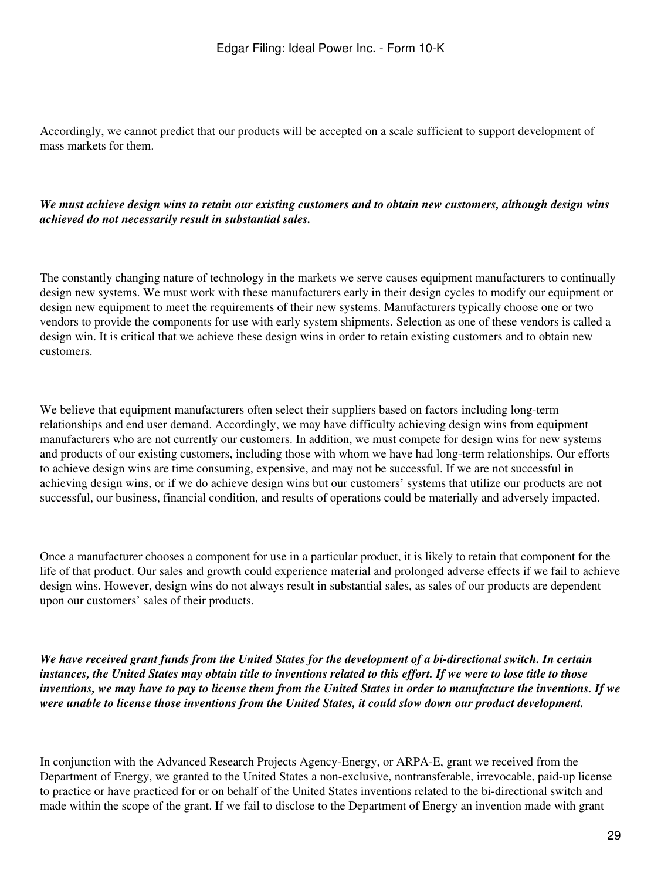Accordingly, we cannot predict that our products will be accepted on a scale sufficient to support development of mass markets for them.

***We must achieve design wins to retain our existing customers and to obtain new customers, although design wins achieved do not necessarily result in substantial sales.***

The constantly changing nature of technology in the markets we serve causes equipment manufacturers to continually design new systems. We must work with these manufacturers early in their design cycles to modify our equipment or design new equipment to meet the requirements of their new systems. Manufacturers typically choose one or two vendors to provide the components for use with early system shipments. Selection as one of these vendors is called a design win. It is critical that we achieve these design wins in order to retain existing customers and to obtain new customers.

We believe that equipment manufacturers often select their suppliers based on factors including long-term relationships and end user demand. Accordingly, we may have difficulty achieving design wins from equipment manufacturers who are not currently our customers. In addition, we must compete for design wins for new systems and products of our existing customers, including those with whom we have had long-term relationships. Our efforts to achieve design wins are time consuming, expensive, and may not be successful. If we are not successful in achieving design wins, or if we do achieve design wins but our customers' systems that utilize our products are not successful, our business, financial condition, and results of operations could be materially and adversely impacted.

Once a manufacturer chooses a component for use in a particular product, it is likely to retain that component for the life of that product. Our sales and growth could experience material and prolonged adverse effects if we fail to achieve design wins. However, design wins do not always result in substantial sales, as sales of our products are dependent upon our customers' sales of their products.

***We have received grant funds from the United States for the development of a bi-directional switch. In certain instances, the United States may obtain title to inventions related to this effort. If we were to lose title to those inventions, we may have to pay to license them from the United States in order to manufacture the inventions. If we were unable to license those inventions from the United States, it could slow down our product development.***

In conjunction with the Advanced Research Projects Agency-Energy, or ARPA-E, grant we received from the Department of Energy, we granted to the United States a non-exclusive, nontransferable, irrevocable, paid-up license to practice or have practiced for or on behalf of the United States inventions related to the bi-directional switch and made within the scope of the grant. If we fail to disclose to the Department of Energy an invention made with grant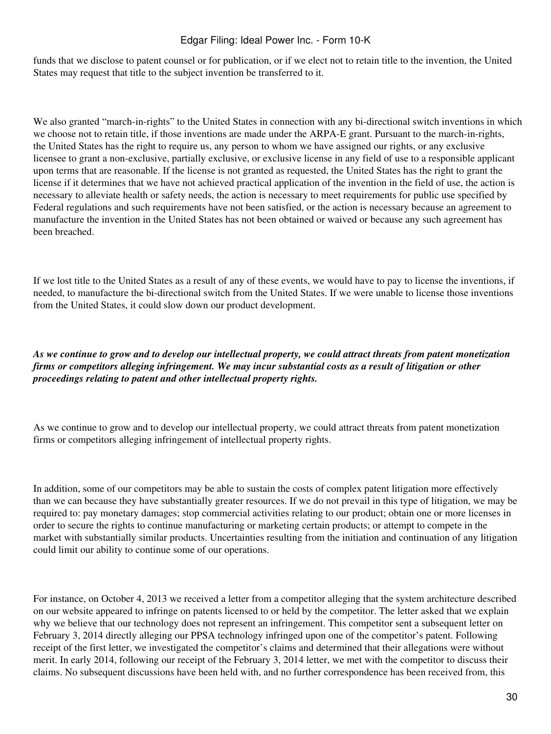funds that we disclose to patent counsel or for publication, or if we elect not to retain title to the invention, the United States may request that title to the subject invention be transferred to it.

We also granted "march-in-rights" to the United States in connection with any bi-directional switch inventions in which we choose not to retain title, if those inventions are made under the ARPA-E grant. Pursuant to the march-in-rights, the United States has the right to require us, any person to whom we have assigned our rights, or any exclusive licensee to grant a non-exclusive, partially exclusive, or exclusive license in any field of use to a responsible applicant upon terms that are reasonable. If the license is not granted as requested, the United States has the right to grant the license if it determines that we have not achieved practical application of the invention in the field of use, the action is necessary to alleviate health or safety needs, the action is necessary to meet requirements for public use specified by Federal regulations and such requirements have not been satisfied, or the action is necessary because an agreement to manufacture the invention in the United States has not been obtained or waived or because any such agreement has been breached.

If we lost title to the United States as a result of any of these events, we would have to pay to license the inventions, if needed, to manufacture the bi-directional switch from the United States. If we were unable to license those inventions from the United States, it could slow down our product development.

***As we continue to grow and to develop our intellectual property, we could attract threats from patent monetization firms or competitors alleging infringement. We may incur substantial costs as a result of litigation or other proceedings relating to patent and other intellectual property rights.***

As we continue to grow and to develop our intellectual property, we could attract threats from patent monetization firms or competitors alleging infringement of intellectual property rights.

In addition, some of our competitors may be able to sustain the costs of complex patent litigation more effectively than we can because they have substantially greater resources. If we do not prevail in this type of litigation, we may be required to: pay monetary damages; stop commercial activities relating to our product; obtain one or more licenses in order to secure the rights to continue manufacturing or marketing certain products; or attempt to compete in the market with substantially similar products. Uncertainties resulting from the initiation and continuation of any litigation could limit our ability to continue some of our operations.

For instance, on October 4, 2013 we received a letter from a competitor alleging that the system architecture described on our website appeared to infringe on patents licensed to or held by the competitor. The letter asked that we explain why we believe that our technology does not represent an infringement. This competitor sent a subsequent letter on February 3, 2014 directly alleging our PPSA technology infringed upon one of the competitor's patent. Following receipt of the first letter, we investigated the competitor's claims and determined that their allegations were without merit. In early 2014, following our receipt of the February 3, 2014 letter, we met with the competitor to discuss their claims. No subsequent discussions have been held with, and no further correspondence has been received from, this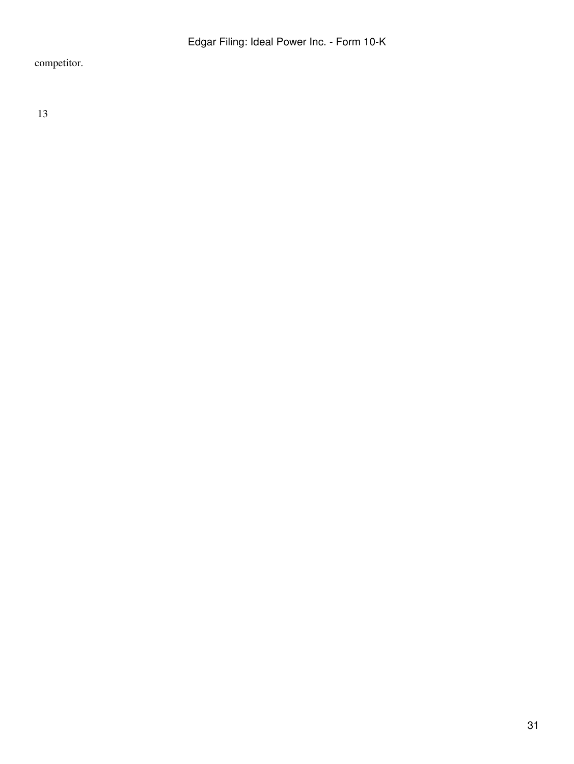competitor.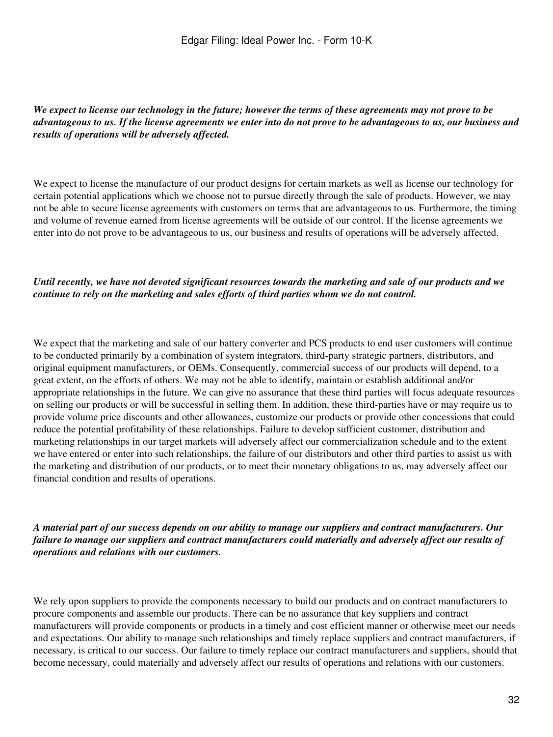***We expect to license our technology in the future; however the terms of these agreements may not prove to be advantageous to us. If the license agreements we enter into do not prove to be advantageous to us, our business and results of operations will be adversely affected.***

We expect to license the manufacture of our product designs for certain markets as well as license our technology for certain potential applications which we choose not to pursue directly through the sale of products. However, we may not be able to secure license agreements with customers on terms that are advantageous to us. Furthermore, the timing and volume of revenue earned from license agreements will be outside of our control. If the license agreements we enter into do not prove to be advantageous to us, our business and results of operations will be adversely affected.

***Until recently, we have not devoted significant resources towards the marketing and sale of our products and we continue to rely on the marketing and sales efforts of third parties whom we do not control.***

We expect that the marketing and sale of our battery converter and PCS products to end user customers will continue to be conducted primarily by a combination of system integrators, third-party strategic partners, distributors, and original equipment manufacturers, or OEMs. Consequently, commercial success of our products will depend, to a great extent, on the efforts of others. We may not be able to identify, maintain or establish additional and/or appropriate relationships in the future. We can give no assurance that these third parties will focus adequate resources on selling our products or will be successful in selling them. In addition, these third-parties have or may require us to provide volume price discounts and other allowances, customize our products or provide other concessions that could reduce the potential profitability of these relationships. Failure to develop sufficient customer, distribution and marketing relationships in our target markets will adversely affect our commercialization schedule and to the extent we have entered or enter into such relationships, the failure of our distributors and other third parties to assist us with the marketing and distribution of our products, or to meet their monetary obligations to us, may adversely affect our financial condition and results of operations.

***A material part of our success depends on our ability to manage our suppliers and contract manufacturers. Our failure to manage our suppliers and contract manufacturers could materially and adversely affect our results of operations and relations with our customers.***

We rely upon suppliers to provide the components necessary to build our products and on contract manufacturers to procure components and assemble our products. There can be no assurance that key suppliers and contract manufacturers will provide components or products in a timely and cost efficient manner or otherwise meet our needs and expectations. Our ability to manage such relationships and timely replace suppliers and contract manufacturers, if necessary, is critical to our success. Our failure to timely replace our contract manufacturers and suppliers, should that become necessary, could materially and adversely affect our results of operations and relations with our customers.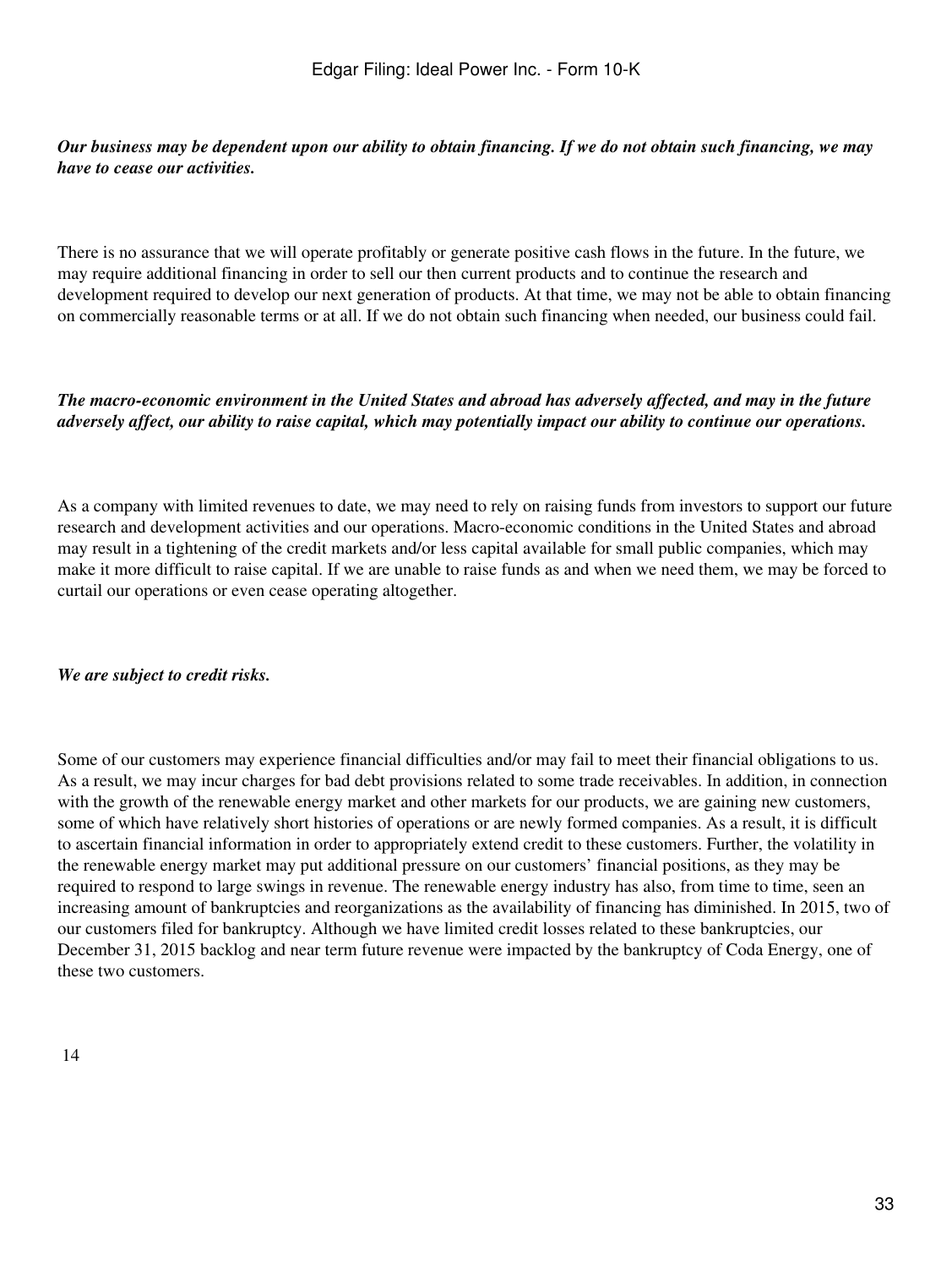***Our business may be dependent upon our ability to obtain financing. If we do not obtain such financing, we may have to cease our activities.***

There is no assurance that we will operate profitably or generate positive cash flows in the future. In the future, we may require additional financing in order to sell our then current products and to continue the research and development required to develop our next generation of products. At that time, we may not be able to obtain financing on commercially reasonable terms or at all. If we do not obtain such financing when needed, our business could fail.

***The macro-economic environment in the United States and abroad has adversely affected, and may in the future adversely affect, our ability to raise capital, which may potentially impact our ability to continue our operations.***

As a company with limited revenues to date, we may need to rely on raising funds from investors to support our future research and development activities and our operations. Macro-economic conditions in the United States and abroad may result in a tightening of the credit markets and/or less capital available for small public companies, which may make it more difficult to raise capital. If we are unable to raise funds as and when we need them, we may be forced to curtail our operations or even cease operating altogether.

***We are subject to credit risks.***

Some of our customers may experience financial difficulties and/or may fail to meet their financial obligations to us. As a result, we may incur charges for bad debt provisions related to some trade receivables. In addition, in connection with the growth of the renewable energy market and other markets for our products, we are gaining new customers, some of which have relatively short histories of operations or are newly formed companies. As a result, it is difficult to ascertain financial information in order to appropriately extend credit to these customers. Further, the volatility in the renewable energy market may put additional pressure on our customers' financial positions, as they may be required to respond to large swings in revenue. The renewable energy industry has also, from time to time, seen an increasing amount of bankruptcies and reorganizations as the availability of financing has diminished. In 2015, two of our customers filed for bankruptcy. Although we have limited credit losses related to these bankruptcies, our December 31, 2015 backlog and near term future revenue were impacted by the bankruptcy of Coda Energy, one of these two customers.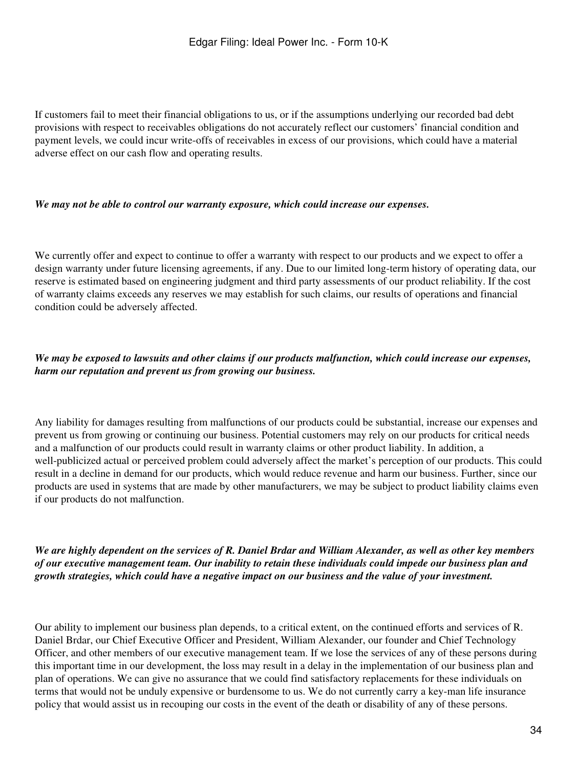If customers fail to meet their financial obligations to us, or if the assumptions underlying our recorded bad debt provisions with respect to receivables obligations do not accurately reflect our customers' financial condition and payment levels, we could incur write-offs of receivables in excess of our provisions, which could have a material adverse effect on our cash flow and operating results.

***We may not be able to control our warranty exposure, which could increase our expenses.***

We currently offer and expect to continue to offer a warranty with respect to our products and we expect to offer a design warranty under future licensing agreements, if any. Due to our limited long-term history of operating data, our reserve is estimated based on engineering judgment and third party assessments of our product reliability. If the cost of warranty claims exceeds any reserves we may establish for such claims, our results of operations and financial condition could be adversely affected.

***We may be exposed to lawsuits and other claims if our products malfunction, which could increase our expenses, harm our reputation and prevent us from growing our business.***

Any liability for damages resulting from malfunctions of our products could be substantial, increase our expenses and prevent us from growing or continuing our business. Potential customers may rely on our products for critical needs and a malfunction of our products could result in warranty claims or other product liability. In addition, a well-publicized actual or perceived problem could adversely affect the market's perception of our products. This could result in a decline in demand for our products, which would reduce revenue and harm our business. Further, since our products are used in systems that are made by other manufacturers, we may be subject to product liability claims even if our products do not malfunction.

***We are highly dependent on the services of R. Daniel Brdar and William Alexander, as well as other key members of our executive management team. Our inability to retain these individuals could impede our business plan and growth strategies, which could have a negative impact on our business and the value of your investment.***

Our ability to implement our business plan depends, to a critical extent, on the continued efforts and services of R. Daniel Brdar, our Chief Executive Officer and President, William Alexander, our founder and Chief Technology Officer, and other members of our executive management team. If we lose the services of any of these persons during this important time in our development, the loss may result in a delay in the implementation of our business plan and plan of operations. We can give no assurance that we could find satisfactory replacements for these individuals on terms that would not be unduly expensive or burdensome to us. We do not currently carry a key-man life insurance policy that would assist us in recouping our costs in the event of the death or disability of any of these persons.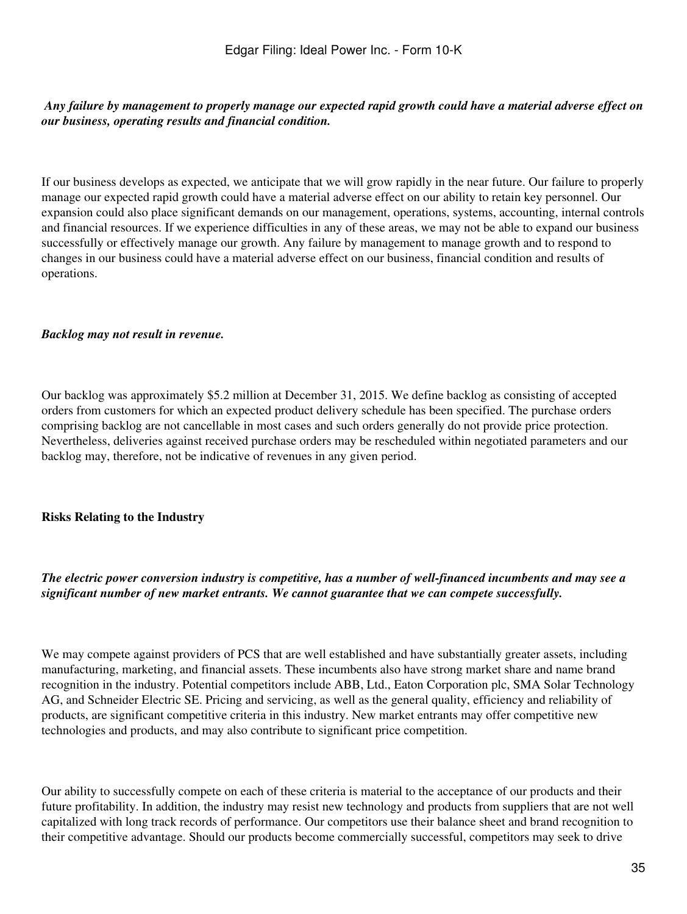*Any failure by management to properly manage our expected rapid growth could have a material adverse effect on our business, operating results and financial condition.*

If our business develops as expected, we anticipate that we will grow rapidly in the near future. Our failure to properly manage our expected rapid growth could have a material adverse effect on our ability to retain key personnel. Our expansion could also place significant demands on our management, operations, systems, accounting, internal controls and financial resources. If we experience difficulties in any of these areas, we may not be able to expand our business successfully or effectively manage our growth. Any failure by management to manage growth and to respond to changes in our business could have a material adverse effect on our business, financial condition and results of operations.

***Backlog may not result in revenue.***

Our backlog was approximately $5.2 million at December 31, 2015. We define backlog as consisting of accepted orders from customers for which an expected product delivery schedule has been specified. The purchase orders comprising backlog are not cancellable in most cases and such orders generally do not provide price protection. Nevertheless, deliveries against received purchase orders may be rescheduled within negotiated parameters and our backlog may, therefore, not be indicative of revenues in any given period.

**Risks Relating to the Industry**

***The electric power conversion industry is competitive, has a number of well-financed incumbents and may see a significant number of new market entrants. We cannot guarantee that we can compete successfully.***

We may compete against providers of PCS that are well established and have substantially greater assets, including manufacturing, marketing, and financial assets. These incumbents also have strong market share and name brand recognition in the industry. Potential competitors include ABB, Ltd., Eaton Corporation plc, SMA Solar Technology AG, and Schneider Electric SE. Pricing and servicing, as well as the general quality, efficiency and reliability of products, are significant competitive criteria in this industry. New market entrants may offer competitive new technologies and products, and may also contribute to significant price competition.

Our ability to successfully compete on each of these criteria is material to the acceptance of our products and their future profitability. In addition, the industry may resist new technology and products from suppliers that are not well capitalized with long track records of performance. Our competitors use their balance sheet and brand recognition to their competitive advantage. Should our products become commercially successful, competitors may seek to drive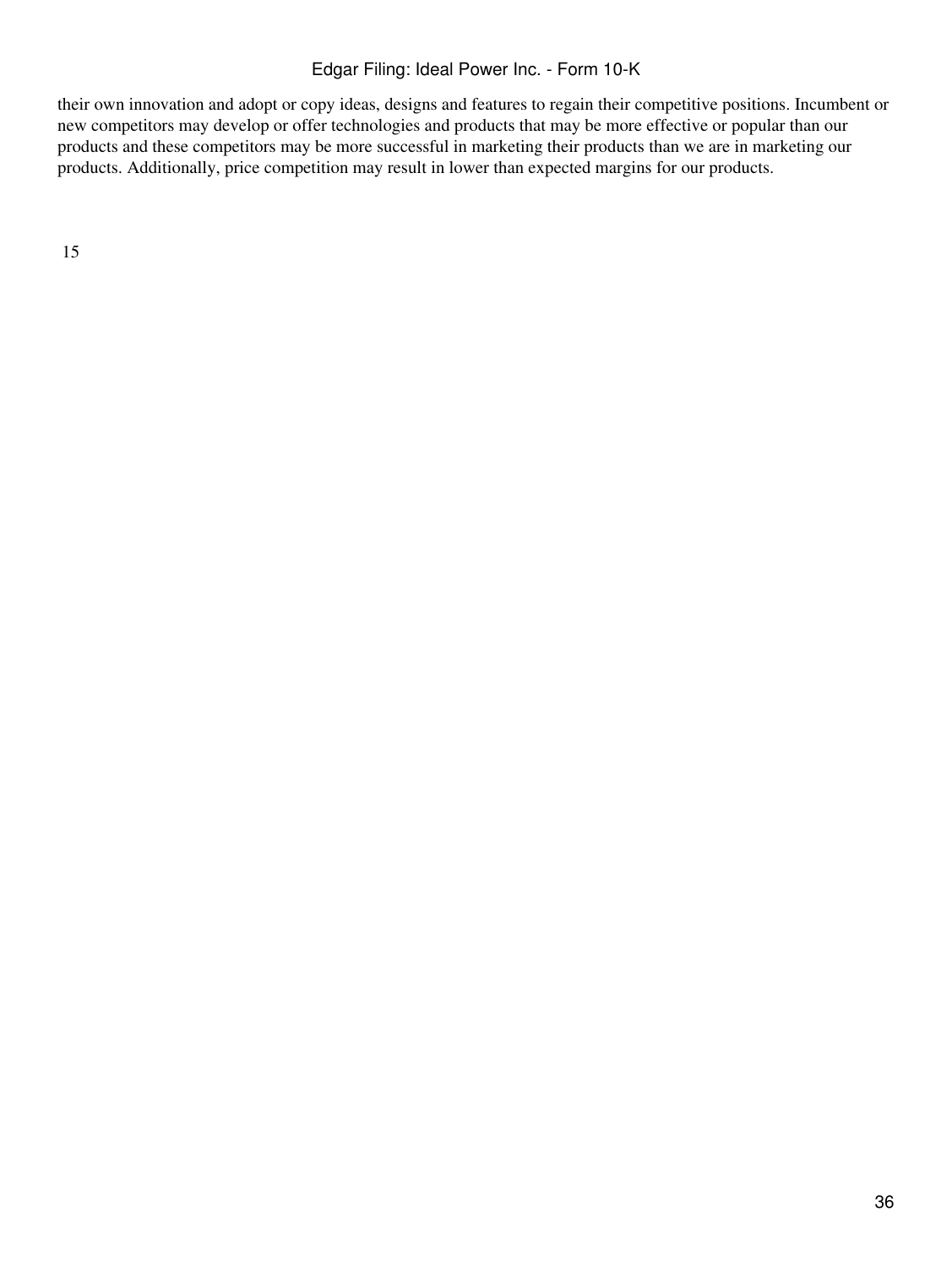their own innovation and adopt or copy ideas, designs and features to regain their competitive positions. Incumbent or new competitors may develop or offer technologies and products that may be more effective or popular than our products and these competitors may be more successful in marketing their products than we are in marketing our products. Additionally, price competition may result in lower than expected margins for our products.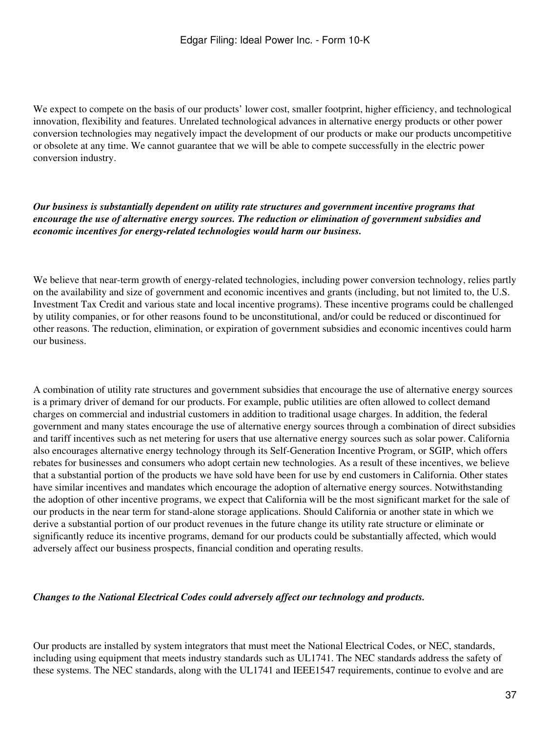We expect to compete on the basis of our products' lower cost, smaller footprint, higher efficiency, and technological innovation, flexibility and features. Unrelated technological advances in alternative energy products or other power conversion technologies may negatively impact the development of our products or make our products uncompetitive or obsolete at any time. We cannot guarantee that we will be able to compete successfully in the electric power conversion industry.

***Our business is substantially dependent on utility rate structures and government incentive programs that encourage the use of alternative energy sources. The reduction or elimination of government subsidies and economic incentives for energy-related technologies would harm our business.***

We believe that near-term growth of energy-related technologies, including power conversion technology, relies partly on the availability and size of government and economic incentives and grants (including, but not limited to, the U.S. Investment Tax Credit and various state and local incentive programs). These incentive programs could be challenged by utility companies, or for other reasons found to be unconstitutional, and/or could be reduced or discontinued for other reasons. The reduction, elimination, or expiration of government subsidies and economic incentives could harm our business.

A combination of utility rate structures and government subsidies that encourage the use of alternative energy sources is a primary driver of demand for our products. For example, public utilities are often allowed to collect demand charges on commercial and industrial customers in addition to traditional usage charges. In addition, the federal government and many states encourage the use of alternative energy sources through a combination of direct subsidies and tariff incentives such as net metering for users that use alternative energy sources such as solar power. California also encourages alternative energy technology through its Self-Generation Incentive Program, or SGIP, which offers rebates for businesses and consumers who adopt certain new technologies. As a result of these incentives, we believe that a substantial portion of the products we have sold have been for use by end customers in California. Other states have similar incentives and mandates which encourage the adoption of alternative energy sources. Notwithstanding the adoption of other incentive programs, we expect that California will be the most significant market for the sale of our products in the near term for stand-alone storage applications. Should California or another state in which we derive a substantial portion of our product revenues in the future change its utility rate structure or eliminate or significantly reduce its incentive programs, demand for our products could be substantially affected, which would adversely affect our business prospects, financial condition and operating results.

***Changes to the National Electrical Codes could adversely affect our technology and products.***

Our products are installed by system integrators that must meet the National Electrical Codes, or NEC, standards, including using equipment that meets industry standards such as UL1741. The NEC standards address the safety of these systems. The NEC standards, along with the UL1741 and IEEE1547 requirements, continue to evolve and are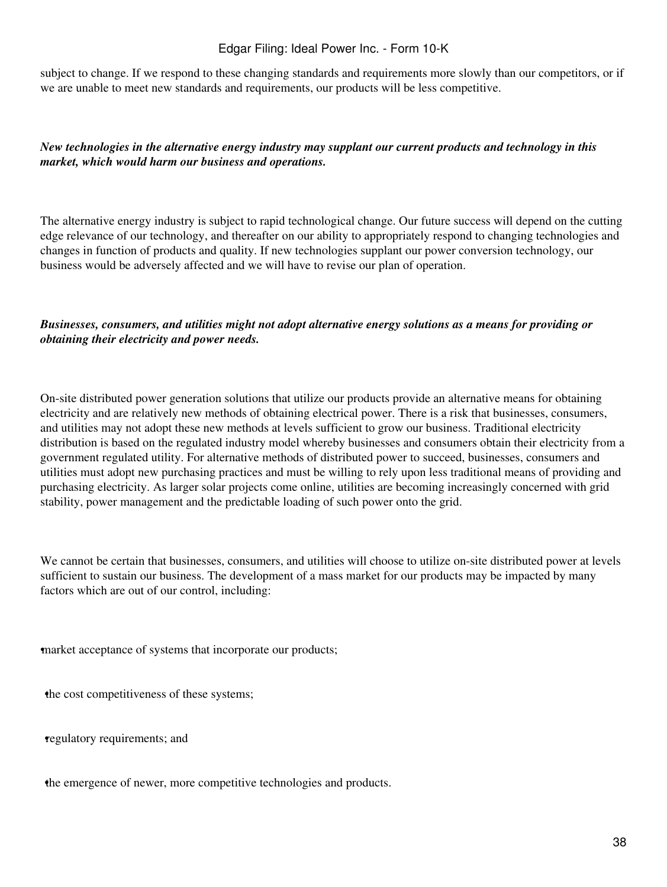subject to change. If we respond to these changing standards and requirements more slowly than our competitors, or if we are unable to meet new standards and requirements, our products will be less competitive.

***New technologies in the alternative energy industry may supplant our current products and technology in this market, which would harm our business and operations.***

The alternative energy industry is subject to rapid technological change. Our future success will depend on the cutting edge relevance of our technology, and thereafter on our ability to appropriately respond to changing technologies and changes in function of products and quality. If new technologies supplant our power conversion technology, our business would be adversely affected and we will have to revise our plan of operation.

***Businesses, consumers, and utilities might not adopt alternative energy solutions as a means for providing or obtaining their electricity and power needs.***

On-site distributed power generation solutions that utilize our products provide an alternative means for obtaining electricity and are relatively new methods of obtaining electrical power. There is a risk that businesses, consumers, and utilities may not adopt these new methods at levels sufficient to grow our business. Traditional electricity distribution is based on the regulated industry model whereby businesses and consumers obtain their electricity from a government regulated utility. For alternative methods of distributed power to succeed, businesses, consumers and utilities must adopt new purchasing practices and must be willing to rely upon less traditional means of providing and purchasing electricity. As larger solar projects come online, utilities are becoming increasingly concerned with grid stability, power management and the predictable loading of such power onto the grid.

We cannot be certain that businesses, consumers, and utilities will choose to utilize on-site distributed power at levels sufficient to sustain our business. The development of a mass market for our products may be impacted by many factors which are out of our control, including:

- market acceptance of systems that incorporate our products;
- the cost competitiveness of these systems;
- regulatory requirements; and
- the emergence of newer, more competitive technologies and products.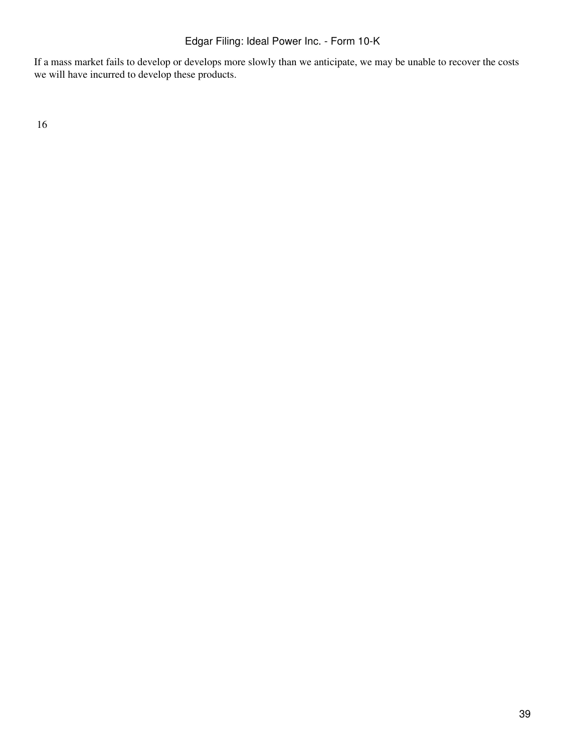If a mass market fails to develop or develops more slowly than we anticipate, we may be unable to recover the costs we will have incurred to develop these products.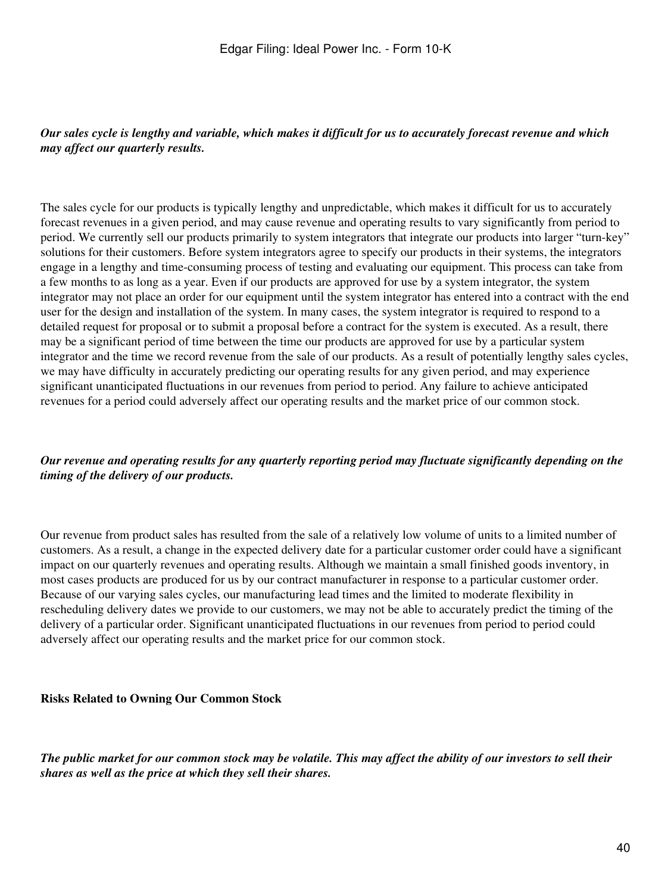***Our sales cycle is lengthy and variable, which makes it difficult for us to accurately forecast revenue and which may affect our quarterly results.***

The sales cycle for our products is typically lengthy and unpredictable, which makes it difficult for us to accurately forecast revenues in a given period, and may cause revenue and operating results to vary significantly from period to period. We currently sell our products primarily to system integrators that integrate our products into larger "turn-key" solutions for their customers. Before system integrators agree to specify our products in their systems, the integrators engage in a lengthy and time-consuming process of testing and evaluating our equipment. This process can take from a few months to as long as a year. Even if our products are approved for use by a system integrator, the system integrator may not place an order for our equipment until the system integrator has entered into a contract with the end user for the design and installation of the system. In many cases, the system integrator is required to respond to a detailed request for proposal or to submit a proposal before a contract for the system is executed. As a result, there may be a significant period of time between the time our products are approved for use by a particular system integrator and the time we record revenue from the sale of our products. As a result of potentially lengthy sales cycles, we may have difficulty in accurately predicting our operating results for any given period, and may experience significant unanticipated fluctuations in our revenues from period to period. Any failure to achieve anticipated revenues for a period could adversely affect our operating results and the market price of our common stock.

***Our revenue and operating results for any quarterly reporting period may fluctuate significantly depending on the timing of the delivery of our products.***

Our revenue from product sales has resulted from the sale of a relatively low volume of units to a limited number of customers. As a result, a change in the expected delivery date for a particular customer order could have a significant impact on our quarterly revenues and operating results. Although we maintain a small finished goods inventory, in most cases products are produced for us by our contract manufacturer in response to a particular customer order. Because of our varying sales cycles, our manufacturing lead times and the limited to moderate flexibility in rescheduling delivery dates we provide to our customers, we may not be able to accurately predict the timing of the delivery of a particular order. Significant unanticipated fluctuations in our revenues from period to period could adversely affect our operating results and the market price for our common stock.

**Risks Related to Owning Our Common Stock**

***The public market for our common stock may be volatile. This may affect the ability of our investors to sell their shares as well as the price at which they sell their shares.***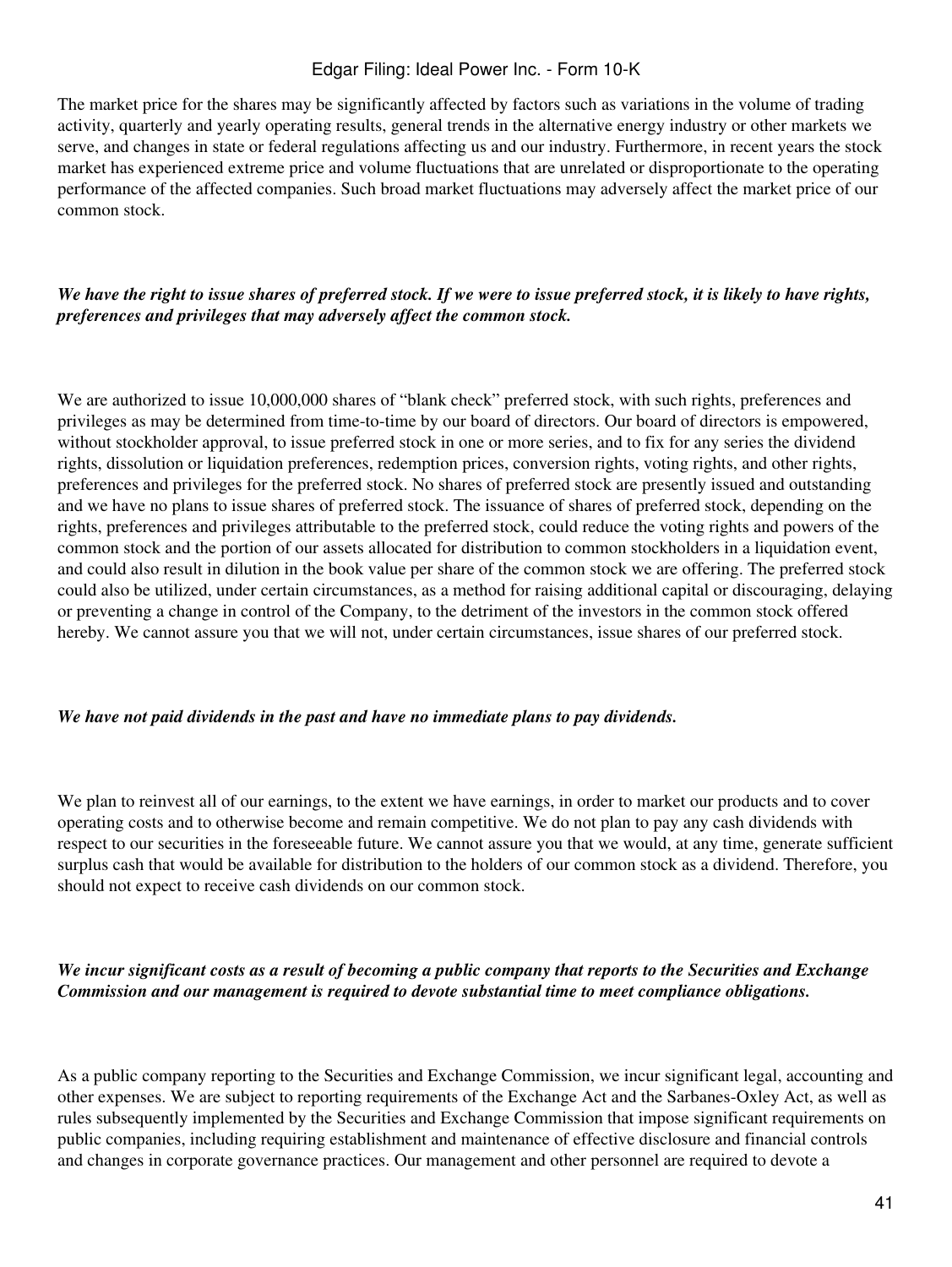The market price for the shares may be significantly affected by factors such as variations in the volume of trading activity, quarterly and yearly operating results, general trends in the alternative energy industry or other markets we serve, and changes in state or federal regulations affecting us and our industry. Furthermore, in recent years the stock market has experienced extreme price and volume fluctuations that are unrelated or disproportionate to the operating performance of the affected companies. Such broad market fluctuations may adversely affect the market price of our common stock.

***We have the right to issue shares of preferred stock. If we were to issue preferred stock, it is likely to have rights, preferences and privileges that may adversely affect the common stock.***

We are authorized to issue 10,000,000 shares of "blank check" preferred stock, with such rights, preferences and privileges as may be determined from time-to-time by our board of directors. Our board of directors is empowered, without stockholder approval, to issue preferred stock in one or more series, and to fix for any series the dividend rights, dissolution or liquidation preferences, redemption prices, conversion rights, voting rights, and other rights, preferences and privileges for the preferred stock. No shares of preferred stock are presently issued and outstanding and we have no plans to issue shares of preferred stock. The issuance of shares of preferred stock, depending on the rights, preferences and privileges attributable to the preferred stock, could reduce the voting rights and powers of the common stock and the portion of our assets allocated for distribution to common stockholders in a liquidation event, and could also result in dilution in the book value per share of the common stock we are offering. The preferred stock could also be utilized, under certain circumstances, as a method for raising additional capital or discouraging, delaying or preventing a change in control of the Company, to the detriment of the investors in the common stock offered hereby. We cannot assure you that we will not, under certain circumstances, issue shares of our preferred stock.

***We have not paid dividends in the past and have no immediate plans to pay dividends.***

We plan to reinvest all of our earnings, to the extent we have earnings, in order to market our products and to cover operating costs and to otherwise become and remain competitive. We do not plan to pay any cash dividends with respect to our securities in the foreseeable future. We cannot assure you that we would, at any time, generate sufficient surplus cash that would be available for distribution to the holders of our common stock as a dividend. Therefore, you should not expect to receive cash dividends on our common stock.

***We incur significant costs as a result of becoming a public company that reports to the Securities and Exchange Commission and our management is required to devote substantial time to meet compliance obligations.***

As a public company reporting to the Securities and Exchange Commission, we incur significant legal, accounting and other expenses. We are subject to reporting requirements of the Exchange Act and the Sarbanes-Oxley Act, as well as rules subsequently implemented by the Securities and Exchange Commission that impose significant requirements on public companies, including requiring establishment and maintenance of effective disclosure and financial controls and changes in corporate governance practices. Our management and other personnel are required to devote a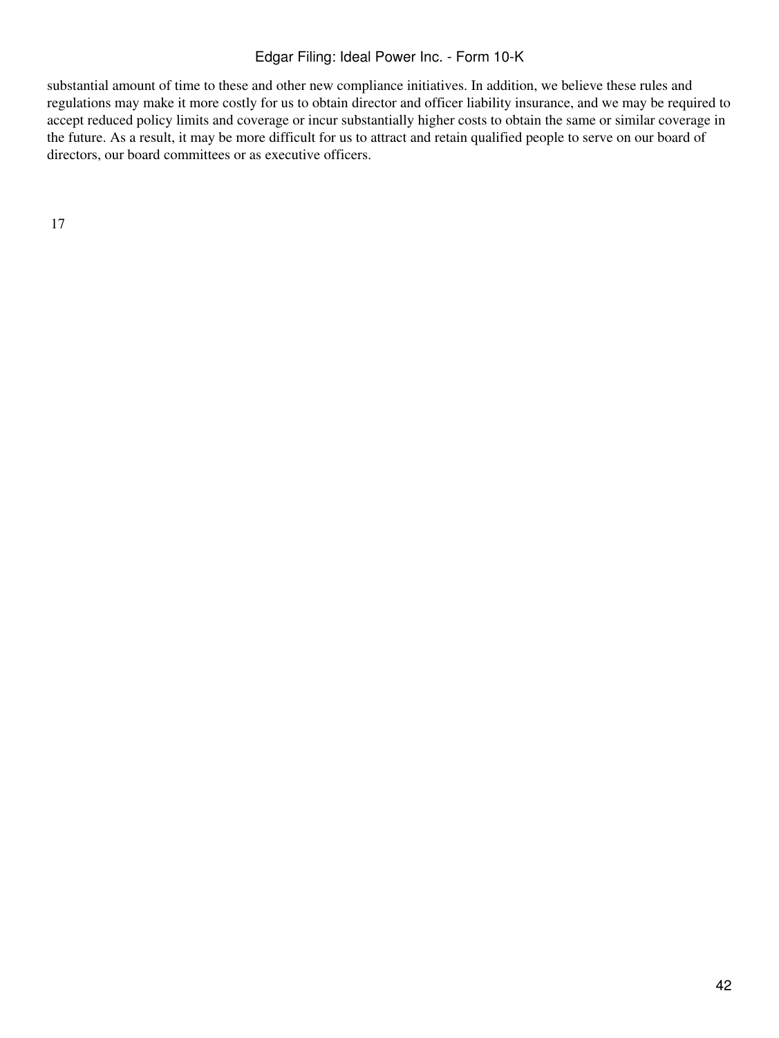substantial amount of time to these and other new compliance initiatives. In addition, we believe these rules and regulations may make it more costly for us to obtain director and officer liability insurance, and we may be required to accept reduced policy limits and coverage or incur substantially higher costs to obtain the same or similar coverage in the future. As a result, it may be more difficult for us to attract and retain qualified people to serve on our board of directors, our board committees or as executive officers.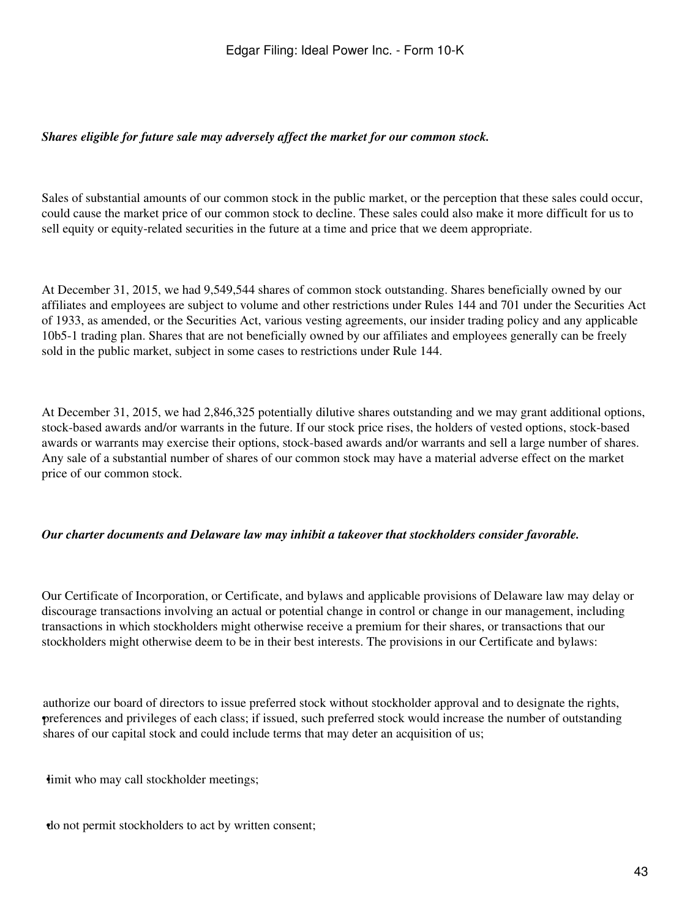*Shares eligible for future sale may adversely affect the market for our common stock.*

Sales of substantial amounts of our common stock in the public market, or the perception that these sales could occur, could cause the market price of our common stock to decline. These sales could also make it more difficult for us to sell equity or equity-related securities in the future at a time and price that we deem appropriate.

At December 31, 2015, we had 9,549,544 shares of common stock outstanding. Shares beneficially owned by our affiliates and employees are subject to volume and other restrictions under Rules 144 and 701 under the Securities Act of 1933, as amended, or the Securities Act, various vesting agreements, our insider trading policy and any applicable 10b5-1 trading plan. Shares that are not beneficially owned by our affiliates and employees generally can be freely sold in the public market, subject in some cases to restrictions under Rule 144.

At December 31, 2015, we had 2,846,325 potentially dilutive shares outstanding and we may grant additional options, stock-based awards and/or warrants in the future. If our stock price rises, the holders of vested options, stock-based awards or warrants may exercise their options, stock-based awards and/or warrants and sell a large number of shares. Any sale of a substantial number of shares of our common stock may have a material adverse effect on the market price of our common stock.

*Our charter documents and Delaware law may inhibit a takeover that stockholders consider favorable.*

Our Certificate of Incorporation, or Certificate, and bylaws and applicable provisions of Delaware law may delay or discourage transactions involving an actual or potential change in control or change in our management, including transactions in which stockholders might otherwise receive a premium for their shares, or transactions that our stockholders might otherwise deem to be in their best interests. The provisions in our Certificate and bylaws:

- authorize our board of directors to issue preferred stock without stockholder approval and to designate the rights, preferences and privileges of each class; if issued, such preferred stock would increase the number of outstanding shares of our capital stock and could include terms that may deter an acquisition of us;
- limit who may call stockholder meetings;
- do not permit stockholders to act by written consent;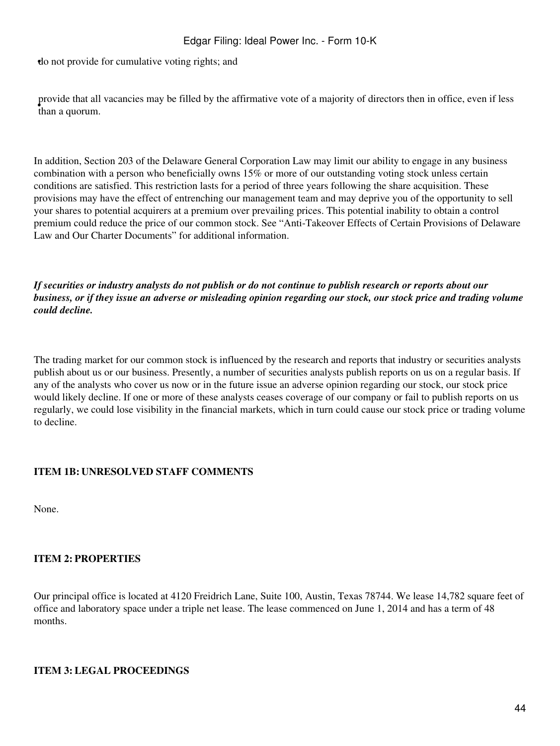- do not provide for cumulative voting rights; and
- provide that all vacancies may be filled by the affirmative vote of a majority of directors then in office, even if less than a quorum.

In addition, Section 203 of the Delaware General Corporation Law may limit our ability to engage in any business combination with a person who beneficially owns 15% or more of our outstanding voting stock unless certain conditions are satisfied. This restriction lasts for a period of three years following the share acquisition. These provisions may have the effect of entrenching our management team and may deprive you of the opportunity to sell your shares to potential acquirers at a premium over prevailing prices. This potential inability to obtain a control premium could reduce the price of our common stock. See "Anti-Takeover Effects of Certain Provisions of Delaware Law and Our Charter Documents" for additional information.

***If securities or industry analysts do not publish or do not continue to publish research or reports about our business, or if they issue an adverse or misleading opinion regarding our stock, our stock price and trading volume could decline.***

The trading market for our common stock is influenced by the research and reports that industry or securities analysts publish about us or our business. Presently, a number of securities analysts publish reports on us on a regular basis. If any of the analysts who cover us now or in the future issue an adverse opinion regarding our stock, our stock price would likely decline. If one or more of these analysts ceases coverage of our company or fail to publish reports on us regularly, we could lose visibility in the financial markets, which in turn could cause our stock price or trading volume to decline.

## ITEM 1B: UNRESOLVED STAFF COMMENTS

None.

## ITEM 2: PROPERTIES

Our principal office is located at 4120 Freidrich Lane, Suite 100, Austin, Texas 78744. We lease 14,782 square feet of office and laboratory space under a triple net lease. The lease commenced on June 1, 2014 and has a term of 48 months.

## ITEM 3: LEGAL PROCEEDINGS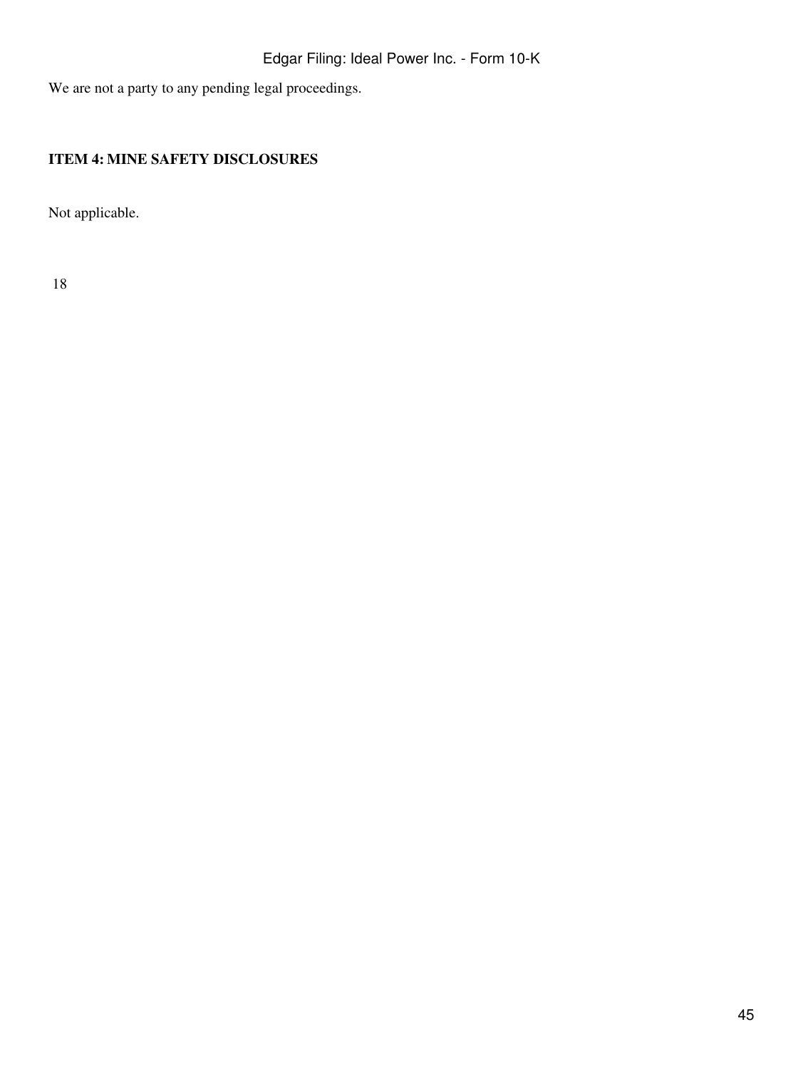We are not a party to any pending legal proceedings.

**ITEM 4: MINE SAFETY DISCLOSURES**

Not applicable.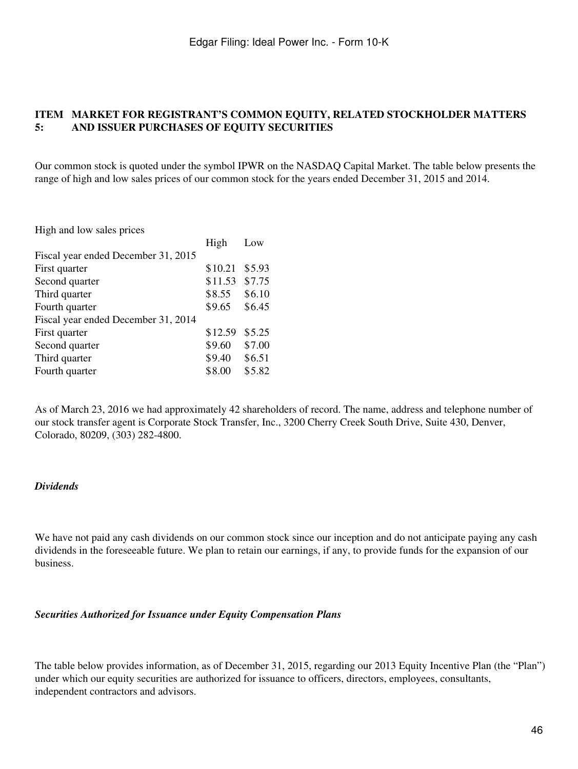## ITEM 5: MARKET FOR REGISTRANT'S COMMON EQUITY, RELATED STOCKHOLDER MATTERS AND ISSUER PURCHASES OF EQUITY SECURITIES

Our common stock is quoted under the symbol IPWR on the NASDAQ Capital Market. The table below presents the range of high and low sales prices of our common stock for the years ended December 31, 2015 and 2014.

| High and low sales prices | | |
|---|---|---|
| | High | Low |
| Fiscal year ended December 31, 2015 | | |
| First quarter | $10.21 | $5.93 |
| Second quarter | $11.53 | $7.75 |
| Third quarter | $8.55 | $6.10 |
| Fourth quarter | $9.65 | $6.45 |
| Fiscal year ended December 31, 2014 | | |
| First quarter | $12.59 | $5.25 |
| Second quarter | $9.60 | $7.00 |
| Third quarter | $9.40 | $6.51 |
| Fourth quarter | $8.00 | $5.82 |

As of March 23, 2016 we had approximately 42 shareholders of record. The name, address and telephone number of our stock transfer agent is Corporate Stock Transfer, Inc., 3200 Cherry Creek South Drive, Suite 430, Denver, Colorado, 80209, (303) 282-4800.

***Dividends***

We have not paid any cash dividends on our common stock since our inception and do not anticipate paying any cash dividends in the foreseeable future. We plan to retain our earnings, if any, to provide funds for the expansion of our business.

***Securities Authorized for Issuance under Equity Compensation Plans***

The table below provides information, as of December 31, 2015, regarding our 2013 Equity Incentive Plan (the "Plan") under which our equity securities are authorized for issuance to officers, directors, employees, consultants, independent contractors and advisors.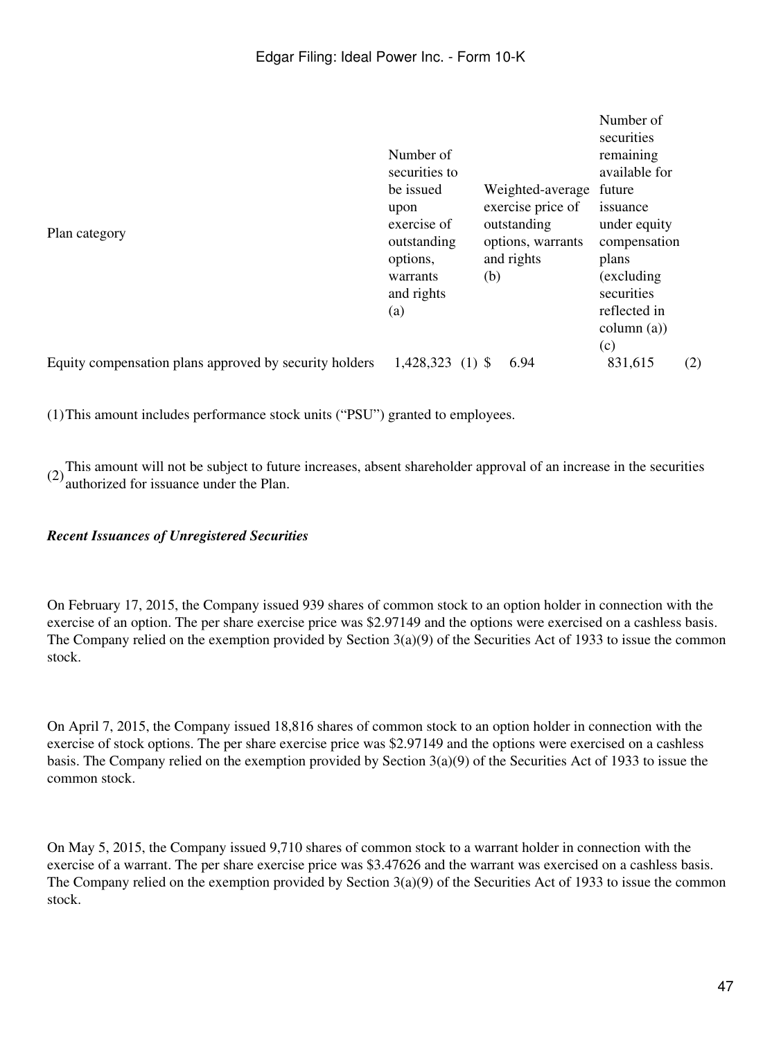| Plan category | Number of securities to be issued upon exercise of outstanding options, warrants and rights (a) | Weighted-average exercise price of outstanding options, warrants and rights (b) | Number of securities remaining available for future issuance under equity compensation plans (excluding securities reflected in column (a)) (c) |
|---|---|---|---|
| Equity compensation plans approved by security holders | 1,428,323 (1) | $ 6.94 | 831,615 (2) |

(1) This amount includes performance stock units ("PSU") granted to employees.

(2) This amount will not be subject to future increases, absent shareholder approval of an increase in the securities authorized for issuance under the Plan.

***Recent Issuances of Unregistered Securities***

On February 17, 2015, the Company issued 939 shares of common stock to an option holder in connection with the exercise of an option. The per share exercise price was $2.97149 and the options were exercised on a cashless basis. The Company relied on the exemption provided by Section 3(a)(9) of the Securities Act of 1933 to issue the common stock.

On April 7, 2015, the Company issued 18,816 shares of common stock to an option holder in connection with the exercise of stock options. The per share exercise price was $2.97149 and the options were exercised on a cashless basis. The Company relied on the exemption provided by Section 3(a)(9) of the Securities Act of 1933 to issue the common stock.

On May 5, 2015, the Company issued 9,710 shares of common stock to a warrant holder in connection with the exercise of a warrant. The per share exercise price was $3.47626 and the warrant was exercised on a cashless basis. The Company relied on the exemption provided by Section 3(a)(9) of the Securities Act of 1933 to issue the common stock.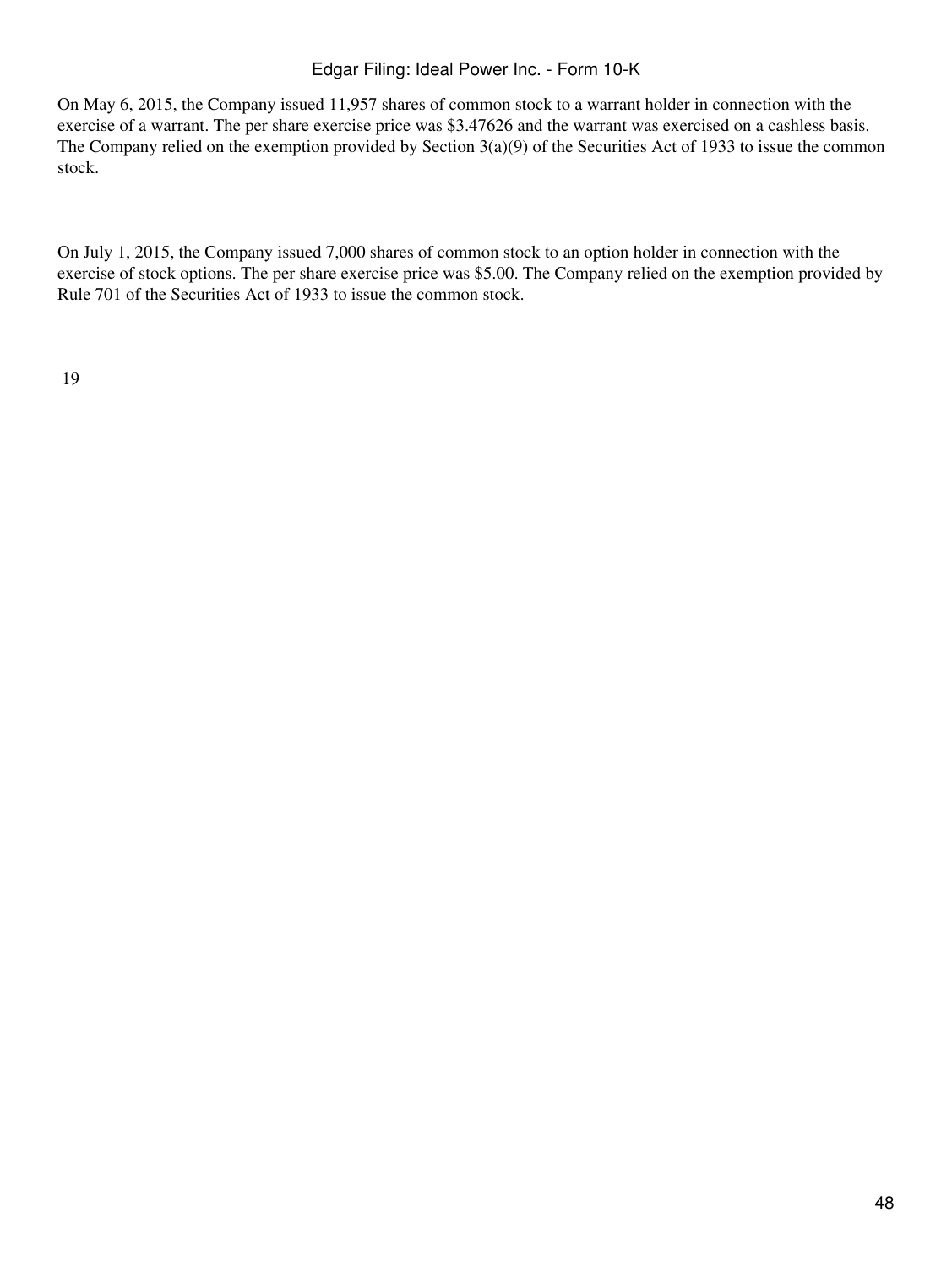On May 6, 2015, the Company issued 11,957 shares of common stock to a warrant holder in connection with the exercise of a warrant. The per share exercise price was $3.47626 and the warrant was exercised on a cashless basis. The Company relied on the exemption provided by Section 3(a)(9) of the Securities Act of 1933 to issue the common stock.

On July 1, 2015, the Company issued 7,000 shares of common stock to an option holder in connection with the exercise of stock options. The per share exercise price was $5.00. The Company relied on the exemption provided by Rule 701 of the Securities Act of 1933 to issue the common stock.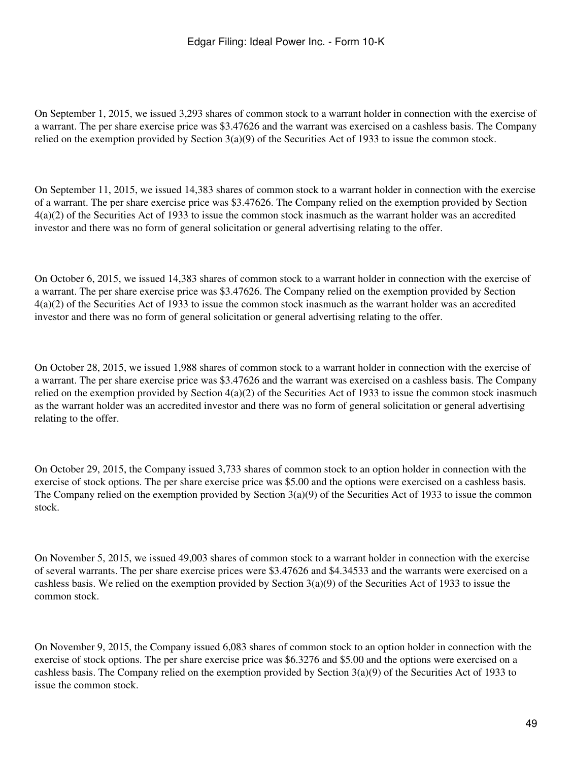On September 1, 2015, we issued 3,293 shares of common stock to a warrant holder in connection with the exercise of a warrant. The per share exercise price was $3.47626 and the warrant was exercised on a cashless basis. The Company relied on the exemption provided by Section 3(a)(9) of the Securities Act of 1933 to issue the common stock.

On September 11, 2015, we issued 14,383 shares of common stock to a warrant holder in connection with the exercise of a warrant. The per share exercise price was $3.47626. The Company relied on the exemption provided by Section 4(a)(2) of the Securities Act of 1933 to issue the common stock inasmuch as the warrant holder was an accredited investor and there was no form of general solicitation or general advertising relating to the offer.

On October 6, 2015, we issued 14,383 shares of common stock to a warrant holder in connection with the exercise of a warrant. The per share exercise price was $3.47626. The Company relied on the exemption provided by Section 4(a)(2) of the Securities Act of 1933 to issue the common stock inasmuch as the warrant holder was an accredited investor and there was no form of general solicitation or general advertising relating to the offer.

On October 28, 2015, we issued 1,988 shares of common stock to a warrant holder in connection with the exercise of a warrant. The per share exercise price was $3.47626 and the warrant was exercised on a cashless basis. The Company relied on the exemption provided by Section 4(a)(2) of the Securities Act of 1933 to issue the common stock inasmuch as the warrant holder was an accredited investor and there was no form of general solicitation or general advertising relating to the offer.

On October 29, 2015, the Company issued 3,733 shares of common stock to an option holder in connection with the exercise of stock options. The per share exercise price was $5.00 and the options were exercised on a cashless basis. The Company relied on the exemption provided by Section 3(a)(9) of the Securities Act of 1933 to issue the common stock.

On November 5, 2015, we issued 49,003 shares of common stock to a warrant holder in connection with the exercise of several warrants. The per share exercise prices were $3.47626 and $4.34533 and the warrants were exercised on a cashless basis. We relied on the exemption provided by Section 3(a)(9) of the Securities Act of 1933 to issue the common stock.

On November 9, 2015, the Company issued 6,083 shares of common stock to an option holder in connection with the exercise of stock options. The per share exercise price was $6.3276 and $5.00 and the options were exercised on a cashless basis. The Company relied on the exemption provided by Section 3(a)(9) of the Securities Act of 1933 to issue the common stock.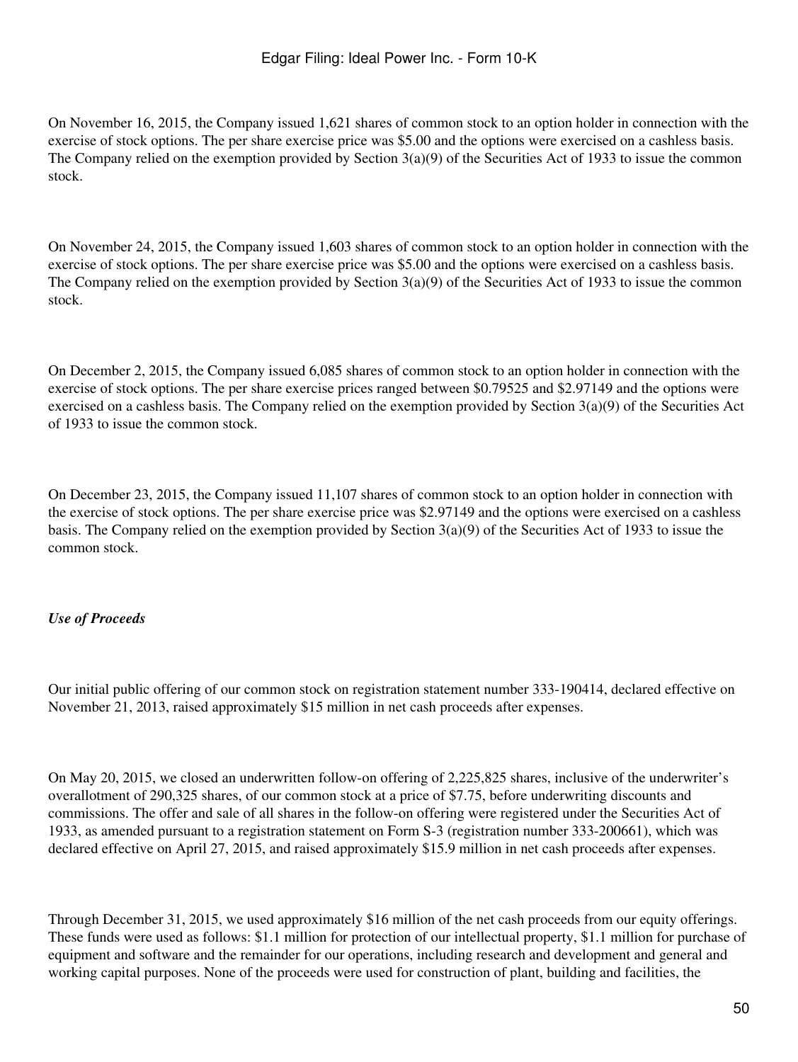On November 16, 2015, the Company issued 1,621 shares of common stock to an option holder in connection with the exercise of stock options. The per share exercise price was $5.00 and the options were exercised on a cashless basis. The Company relied on the exemption provided by Section 3(a)(9) of the Securities Act of 1933 to issue the common stock.

On November 24, 2015, the Company issued 1,603 shares of common stock to an option holder in connection with the exercise of stock options. The per share exercise price was $5.00 and the options were exercised on a cashless basis. The Company relied on the exemption provided by Section 3(a)(9) of the Securities Act of 1933 to issue the common stock.

On December 2, 2015, the Company issued 6,085 shares of common stock to an option holder in connection with the exercise of stock options. The per share exercise prices ranged between $0.79525 and $2.97149 and the options were exercised on a cashless basis. The Company relied on the exemption provided by Section 3(a)(9) of the Securities Act of 1933 to issue the common stock.

On December 23, 2015, the Company issued 11,107 shares of common stock to an option holder in connection with the exercise of stock options. The per share exercise price was $2.97149 and the options were exercised on a cashless basis. The Company relied on the exemption provided by Section 3(a)(9) of the Securities Act of 1933 to issue the common stock.

***Use of Proceeds***

Our initial public offering of our common stock on registration statement number 333-190414, declared effective on November 21, 2013, raised approximately $15 million in net cash proceeds after expenses.

On May 20, 2015, we closed an underwritten follow-on offering of 2,225,825 shares, inclusive of the underwriter's overallotment of 290,325 shares, of our common stock at a price of $7.75, before underwriting discounts and commissions. The offer and sale of all shares in the follow-on offering were registered under the Securities Act of 1933, as amended pursuant to a registration statement on Form S-3 (registration number 333-200661), which was declared effective on April 27, 2015, and raised approximately $15.9 million in net cash proceeds after expenses.

Through December 31, 2015, we used approximately $16 million of the net cash proceeds from our equity offerings. These funds were used as follows: $1.1 million for protection of our intellectual property, $1.1 million for purchase of equipment and software and the remainder for our operations, including research and development and general and working capital purposes. None of the proceeds were used for construction of plant, building and facilities, the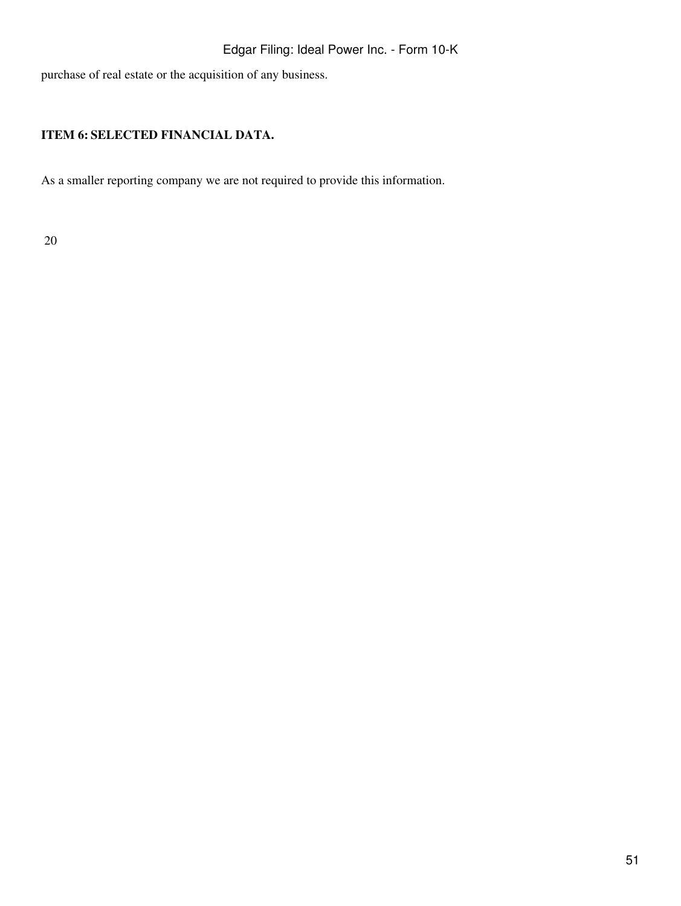purchase of real estate or the acquisition of any business.

**ITEM 6: SELECTED FINANCIAL DATA.**

As a smaller reporting company we are not required to provide this information.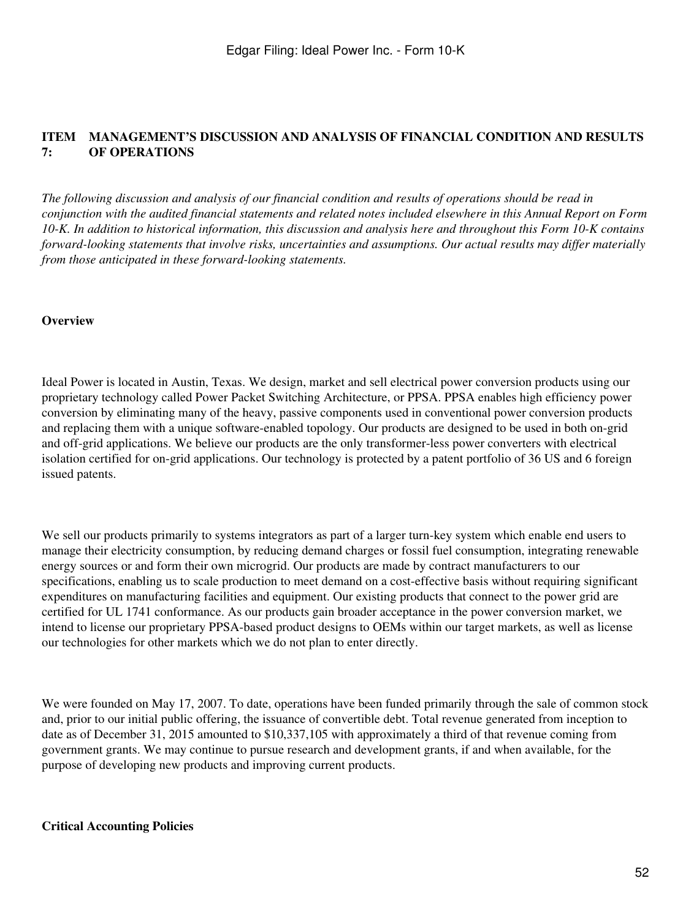# ITEM 7: MANAGEMENT'S DISCUSSION AND ANALYSIS OF FINANCIAL CONDITION AND RESULTS OF OPERATIONS

*The following discussion and analysis of our financial condition and results of operations should be read in conjunction with the audited financial statements and related notes included elsewhere in this Annual Report on Form 10-K. In addition to historical information, this discussion and analysis here and throughout this Form 10-K contains forward-looking statements that involve risks, uncertainties and assumptions. Our actual results may differ materially from those anticipated in these forward-looking statements.*

**Overview**

Ideal Power is located in Austin, Texas. We design, market and sell electrical power conversion products using our proprietary technology called Power Packet Switching Architecture, or PPSA. PPSA enables high efficiency power conversion by eliminating many of the heavy, passive components used in conventional power conversion products and replacing them with a unique software-enabled topology. Our products are designed to be used in both on-grid and off-grid applications. We believe our products are the only transformer-less power converters with electrical isolation certified for on-grid applications. Our technology is protected by a patent portfolio of 36 US and 6 foreign issued patents.

We sell our products primarily to systems integrators as part of a larger turn-key system which enable end users to manage their electricity consumption, by reducing demand charges or fossil fuel consumption, integrating renewable energy sources or and form their own microgrid. Our products are made by contract manufacturers to our specifications, enabling us to scale production to meet demand on a cost-effective basis without requiring significant expenditures on manufacturing facilities and equipment. Our existing products that connect to the power grid are certified for UL 1741 conformance. As our products gain broader acceptance in the power conversion market, we intend to license our proprietary PPSA-based product designs to OEMs within our target markets, as well as license our technologies for other markets which we do not plan to enter directly.

We were founded on May 17, 2007. To date, operations have been funded primarily through the sale of common stock and, prior to our initial public offering, the issuance of convertible debt. Total revenue generated from inception to date as of December 31, 2015 amounted to $10,337,105 with approximately a third of that revenue coming from government grants. We may continue to pursue research and development grants, if and when available, for the purpose of developing new products and improving current products.

**Critical Accounting Policies**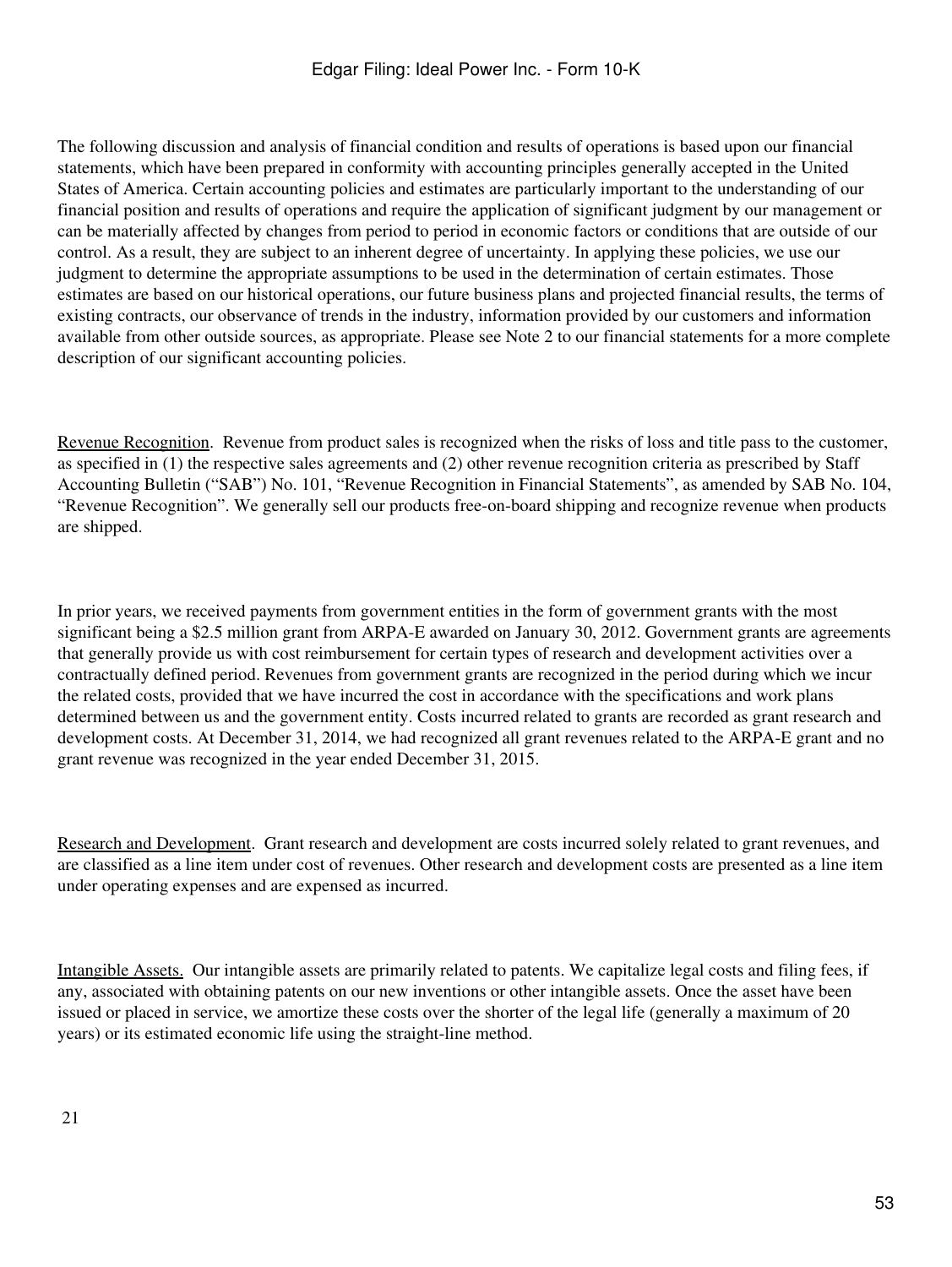The following discussion and analysis of financial condition and results of operations is based upon our financial statements, which have been prepared in conformity with accounting principles generally accepted in the United States of America. Certain accounting policies and estimates are particularly important to the understanding of our financial position and results of operations and require the application of significant judgment by our management or can be materially affected by changes from period to period in economic factors or conditions that are outside of our control. As a result, they are subject to an inherent degree of uncertainty. In applying these policies, we use our judgment to determine the appropriate assumptions to be used in the determination of certain estimates. Those estimates are based on our historical operations, our future business plans and projected financial results, the terms of existing contracts, our observance of trends in the industry, information provided by our customers and information available from other outside sources, as appropriate. Please see Note 2 to our financial statements for a more complete description of our significant accounting policies.

Revenue Recognition. Revenue from product sales is recognized when the risks of loss and title pass to the customer, as specified in (1) the respective sales agreements and (2) other revenue recognition criteria as prescribed by Staff Accounting Bulletin ("SAB") No. 101, "Revenue Recognition in Financial Statements", as amended by SAB No. 104, "Revenue Recognition". We generally sell our products free-on-board shipping and recognize revenue when products are shipped.

In prior years, we received payments from government entities in the form of government grants with the most significant being a $2.5 million grant from ARPA-E awarded on January 30, 2012. Government grants are agreements that generally provide us with cost reimbursement for certain types of research and development activities over a contractually defined period. Revenues from government grants are recognized in the period during which we incur the related costs, provided that we have incurred the cost in accordance with the specifications and work plans determined between us and the government entity. Costs incurred related to grants are recorded as grant research and development costs. At December 31, 2014, we had recognized all grant revenues related to the ARPA-E grant and no grant revenue was recognized in the year ended December 31, 2015.

Research and Development. Grant research and development are costs incurred solely related to grant revenues, and are classified as a line item under cost of revenues. Other research and development costs are presented as a line item under operating expenses and are expensed as incurred.

Intangible Assets. Our intangible assets are primarily related to patents. We capitalize legal costs and filing fees, if any, associated with obtaining patents on our new inventions or other intangible assets. Once the asset have been issued or placed in service, we amortize these costs over the shorter of the legal life (generally a maximum of 20 years) or its estimated economic life using the straight-line method.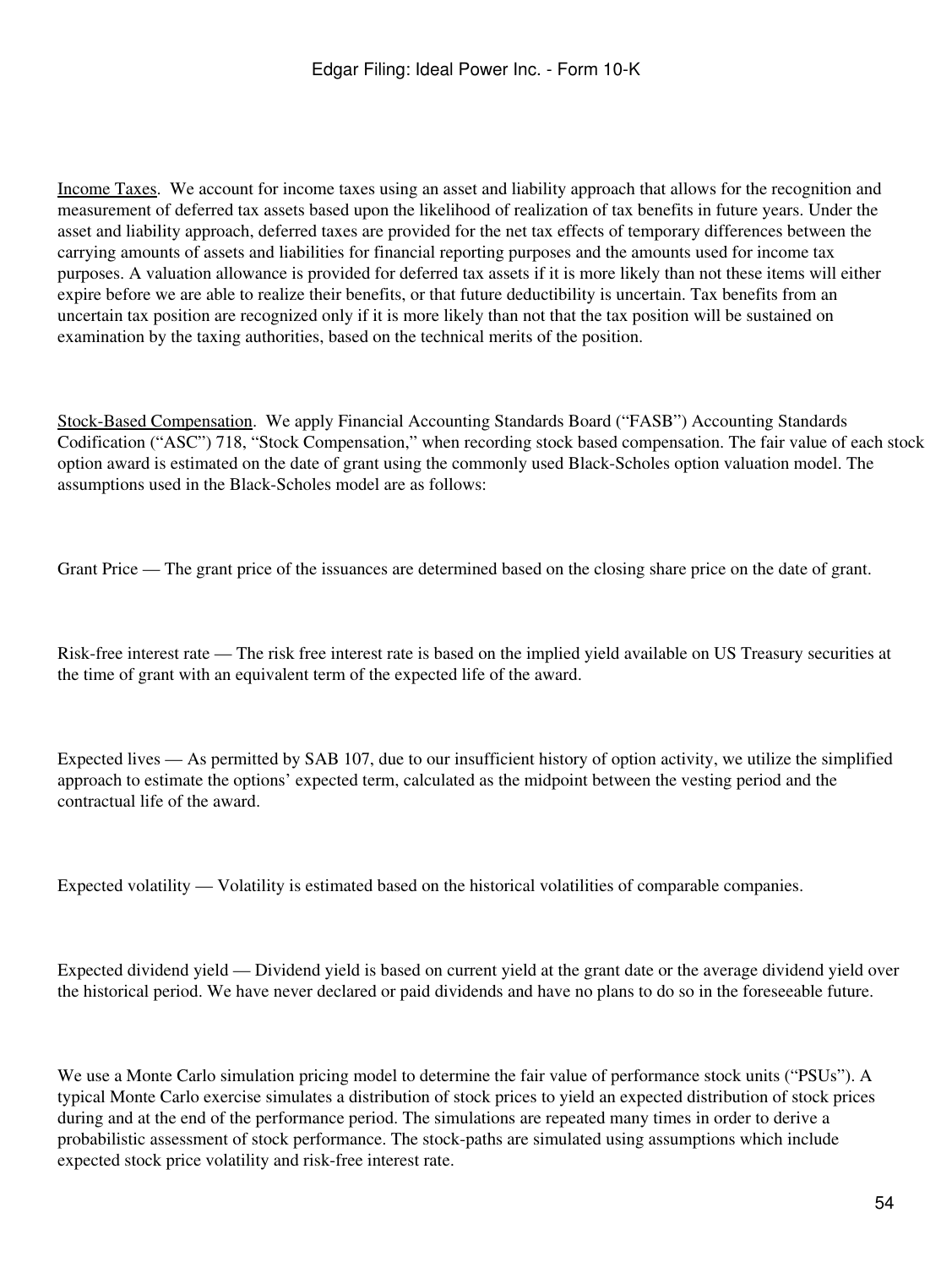Income Taxes. We account for income taxes using an asset and liability approach that allows for the recognition and measurement of deferred tax assets based upon the likelihood of realization of tax benefits in future years. Under the asset and liability approach, deferred taxes are provided for the net tax effects of temporary differences between the carrying amounts of assets and liabilities for financial reporting purposes and the amounts used for income tax purposes. A valuation allowance is provided for deferred tax assets if it is more likely than not these items will either expire before we are able to realize their benefits, or that future deductibility is uncertain. Tax benefits from an uncertain tax position are recognized only if it is more likely than not that the tax position will be sustained on examination by the taxing authorities, based on the technical merits of the position.

Stock-Based Compensation. We apply Financial Accounting Standards Board ("FASB") Accounting Standards Codification ("ASC") 718, "Stock Compensation," when recording stock based compensation. The fair value of each stock option award is estimated on the date of grant using the commonly used Black-Scholes option valuation model. The assumptions used in the Black-Scholes model are as follows:

Grant Price — The grant price of the issuances are determined based on the closing share price on the date of grant.

Risk-free interest rate — The risk free interest rate is based on the implied yield available on US Treasury securities at the time of grant with an equivalent term of the expected life of the award.

Expected lives — As permitted by SAB 107, due to our insufficient history of option activity, we utilize the simplified approach to estimate the options' expected term, calculated as the midpoint between the vesting period and the contractual life of the award.

Expected volatility — Volatility is estimated based on the historical volatilities of comparable companies.

Expected dividend yield — Dividend yield is based on current yield at the grant date or the average dividend yield over the historical period. We have never declared or paid dividends and have no plans to do so in the foreseeable future.

We use a Monte Carlo simulation pricing model to determine the fair value of performance stock units ("PSUs"). A typical Monte Carlo exercise simulates a distribution of stock prices to yield an expected distribution of stock prices during and at the end of the performance period. The simulations are repeated many times in order to derive a probabilistic assessment of stock performance. The stock-paths are simulated using assumptions which include expected stock price volatility and risk-free interest rate.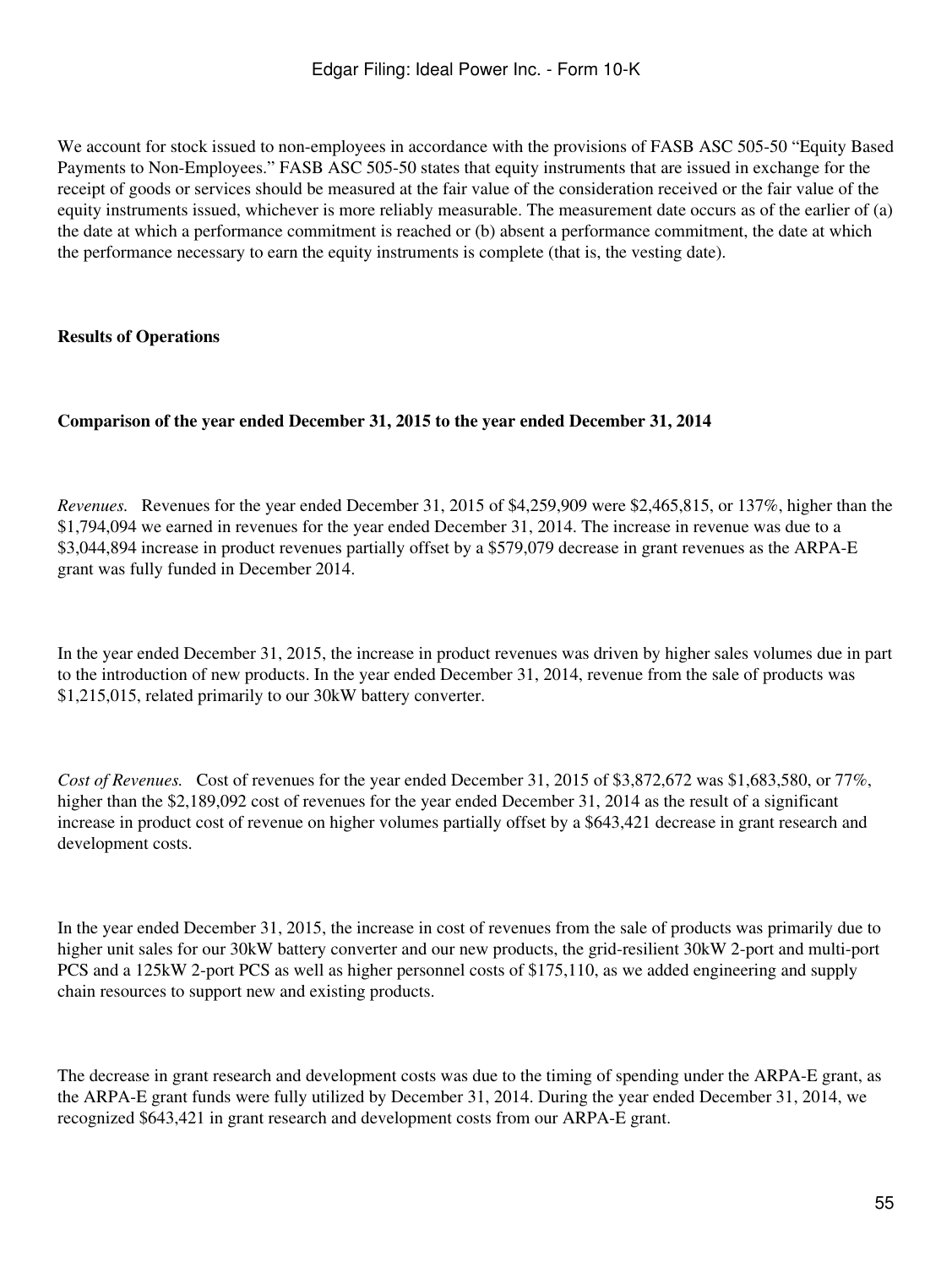We account for stock issued to non-employees in accordance with the provisions of FASB ASC 505-50 “Equity Based Payments to Non-Employees.” FASB ASC 505-50 states that equity instruments that are issued in exchange for the receipt of goods or services should be measured at the fair value of the consideration received or the fair value of the equity instruments issued, whichever is more reliably measurable. The measurement date occurs as of the earlier of (a) the date at which a performance commitment is reached or (b) absent a performance commitment, the date at which the performance necessary to earn the equity instruments is complete (that is, the vesting date).

**Results of Operations**

**Comparison of the year ended December 31, 2015 to the year ended December 31, 2014**

*Revenues.* Revenues for the year ended December 31, 2015 of $4,259,909 were $2,465,815, or 137%, higher than the $1,794,094 we earned in revenues for the year ended December 31, 2014. The increase in revenue was due to a $3,044,894 increase in product revenues partially offset by a $579,079 decrease in grant revenues as the ARPA-E grant was fully funded in December 2014.

In the year ended December 31, 2015, the increase in product revenues was driven by higher sales volumes due in part to the introduction of new products. In the year ended December 31, 2014, revenue from the sale of products was $1,215,015, related primarily to our 30kW battery converter.

*Cost of Revenues.* Cost of revenues for the year ended December 31, 2015 of $3,872,672 was $1,683,580, or 77%, higher than the $2,189,092 cost of revenues for the year ended December 31, 2014 as the result of a significant increase in product cost of revenue on higher volumes partially offset by a $643,421 decrease in grant research and development costs.

In the year ended December 31, 2015, the increase in cost of revenues from the sale of products was primarily due to higher unit sales for our 30kW battery converter and our new products, the grid-resilient 30kW 2-port and multi-port PCS and a 125kW 2-port PCS as well as higher personnel costs of $175,110, as we added engineering and supply chain resources to support new and existing products.

The decrease in grant research and development costs was due to the timing of spending under the ARPA-E grant, as the ARPA-E grant funds were fully utilized by December 31, 2014. During the year ended December 31, 2014, we recognized $643,421 in grant research and development costs from our ARPA-E grant.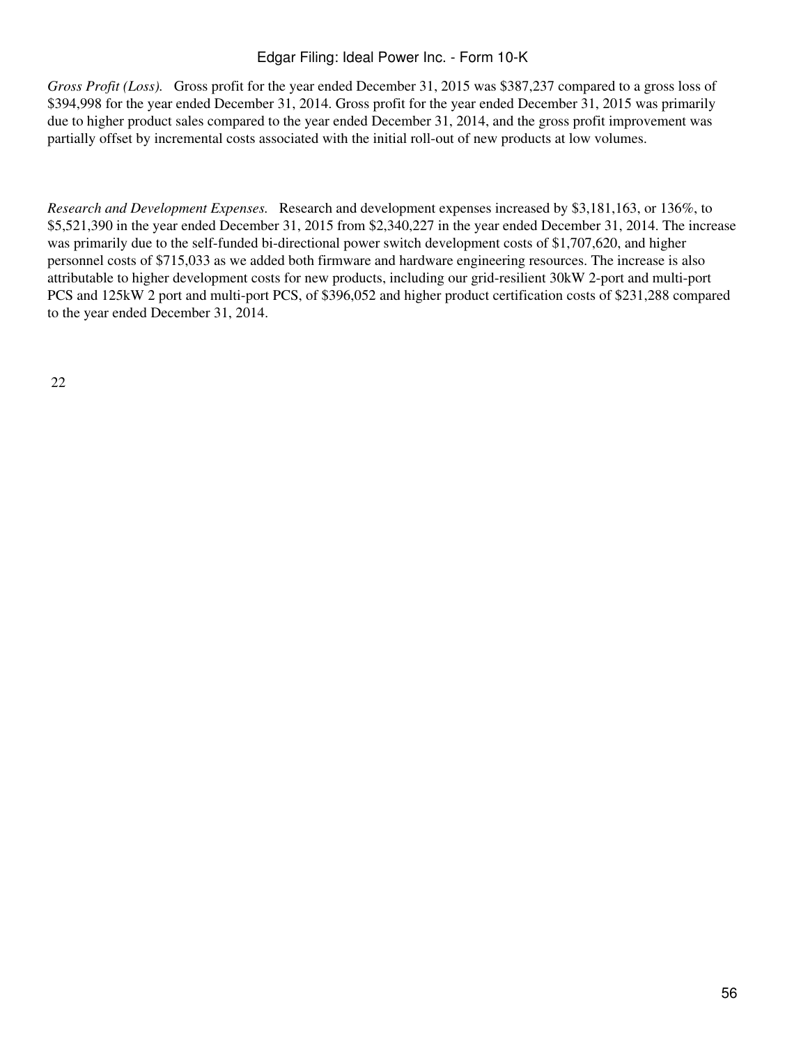*Gross Profit (Loss).* Gross profit for the year ended December 31, 2015 was $387,237 compared to a gross loss of $394,998 for the year ended December 31, 2014. Gross profit for the year ended December 31, 2015 was primarily due to higher product sales compared to the year ended December 31, 2014, and the gross profit improvement was partially offset by incremental costs associated with the initial roll-out of new products at low volumes.

*Research and Development Expenses.* Research and development expenses increased by $3,181,163, or 136%, to $5,521,390 in the year ended December 31, 2015 from $2,340,227 in the year ended December 31, 2014. The increase was primarily due to the self-funded bi-directional power switch development costs of $1,707,620, and higher personnel costs of $715,033 as we added both firmware and hardware engineering resources. The increase is also attributable to higher development costs for new products, including our grid-resilient 30kW 2-port and multi-port PCS and 125kW 2 port and multi-port PCS, of $396,052 and higher product certification costs of $231,288 compared to the year ended December 31, 2014.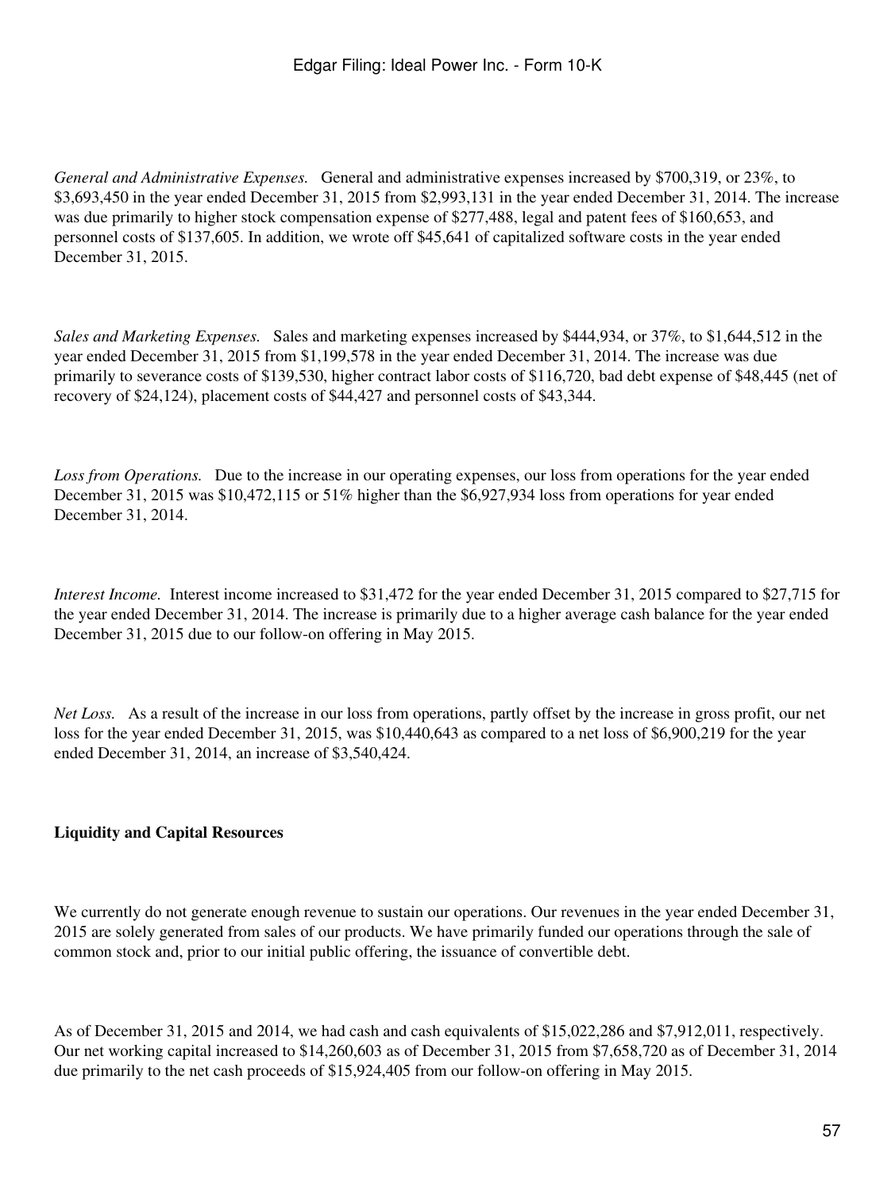*General and Administrative Expenses.* General and administrative expenses increased by $700,319, or 23%, to $3,693,450 in the year ended December 31, 2015 from $2,993,131 in the year ended December 31, 2014. The increase was due primarily to higher stock compensation expense of $277,488, legal and patent fees of $160,653, and personnel costs of $137,605. In addition, we wrote off $45,641 of capitalized software costs in the year ended December 31, 2015.

*Sales and Marketing Expenses.* Sales and marketing expenses increased by $444,934, or 37%, to $1,644,512 in the year ended December 31, 2015 from $1,199,578 in the year ended December 31, 2014. The increase was due primarily to severance costs of $139,530, higher contract labor costs of $116,720, bad debt expense of $48,445 (net of recovery of $24,124), placement costs of $44,427 and personnel costs of $43,344.

*Loss from Operations.* Due to the increase in our operating expenses, our loss from operations for the year ended December 31, 2015 was $10,472,115 or 51% higher than the $6,927,934 loss from operations for year ended December 31, 2014.

*Interest Income.* Interest income increased to $31,472 for the year ended December 31, 2015 compared to $27,715 for the year ended December 31, 2014. The increase is primarily due to a higher average cash balance for the year ended December 31, 2015 due to our follow-on offering in May 2015.

*Net Loss.* As a result of the increase in our loss from operations, partly offset by the increase in gross profit, our net loss for the year ended December 31, 2015, was $10,440,643 as compared to a net loss of $6,900,219 for the year ended December 31, 2014, an increase of $3,540,424.

**Liquidity and Capital Resources**

We currently do not generate enough revenue to sustain our operations. Our revenues in the year ended December 31, 2015 are solely generated from sales of our products. We have primarily funded our operations through the sale of common stock and, prior to our initial public offering, the issuance of convertible debt.

As of December 31, 2015 and 2014, we had cash and cash equivalents of $15,022,286 and $7,912,011, respectively. Our net working capital increased to $14,260,603 as of December 31, 2015 from $7,658,720 as of December 31, 2014 due primarily to the net cash proceeds of $15,924,405 from our follow-on offering in May 2015.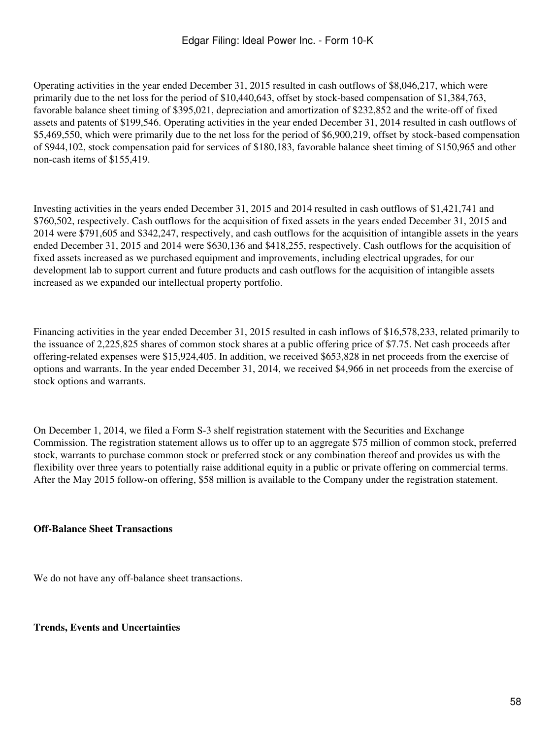Operating activities in the year ended December 31, 2015 resulted in cash outflows of $8,046,217, which were primarily due to the net loss for the period of $10,440,643, offset by stock-based compensation of $1,384,763, favorable balance sheet timing of $395,021, depreciation and amortization of $232,852 and the write-off of fixed assets and patents of $199,546. Operating activities in the year ended December 31, 2014 resulted in cash outflows of $5,469,550, which were primarily due to the net loss for the period of $6,900,219, offset by stock-based compensation of $944,102, stock compensation paid for services of $180,183, favorable balance sheet timing of $150,965 and other non-cash items of $155,419.

Investing activities in the years ended December 31, 2015 and 2014 resulted in cash outflows of $1,421,741 and $760,502, respectively. Cash outflows for the acquisition of fixed assets in the years ended December 31, 2015 and 2014 were $791,605 and $342,247, respectively, and cash outflows for the acquisition of intangible assets in the years ended December 31, 2015 and 2014 were $630,136 and $418,255, respectively. Cash outflows for the acquisition of fixed assets increased as we purchased equipment and improvements, including electrical upgrades, for our development lab to support current and future products and cash outflows for the acquisition of intangible assets increased as we expanded our intellectual property portfolio.

Financing activities in the year ended December 31, 2015 resulted in cash inflows of $16,578,233, related primarily to the issuance of 2,225,825 shares of common stock shares at a public offering price of $7.75. Net cash proceeds after offering-related expenses were $15,924,405. In addition, we received $653,828 in net proceeds from the exercise of options and warrants. In the year ended December 31, 2014, we received $4,966 in net proceeds from the exercise of stock options and warrants.

On December 1, 2014, we filed a Form S-3 shelf registration statement with the Securities and Exchange Commission. The registration statement allows us to offer up to an aggregate $75 million of common stock, preferred stock, warrants to purchase common stock or preferred stock or any combination thereof and provides us with the flexibility over three years to potentially raise additional equity in a public or private offering on commercial terms. After the May 2015 follow-on offering, $58 million is available to the Company under the registration statement.

**Off-Balance Sheet Transactions**

We do not have any off-balance sheet transactions.

**Trends, Events and Uncertainties**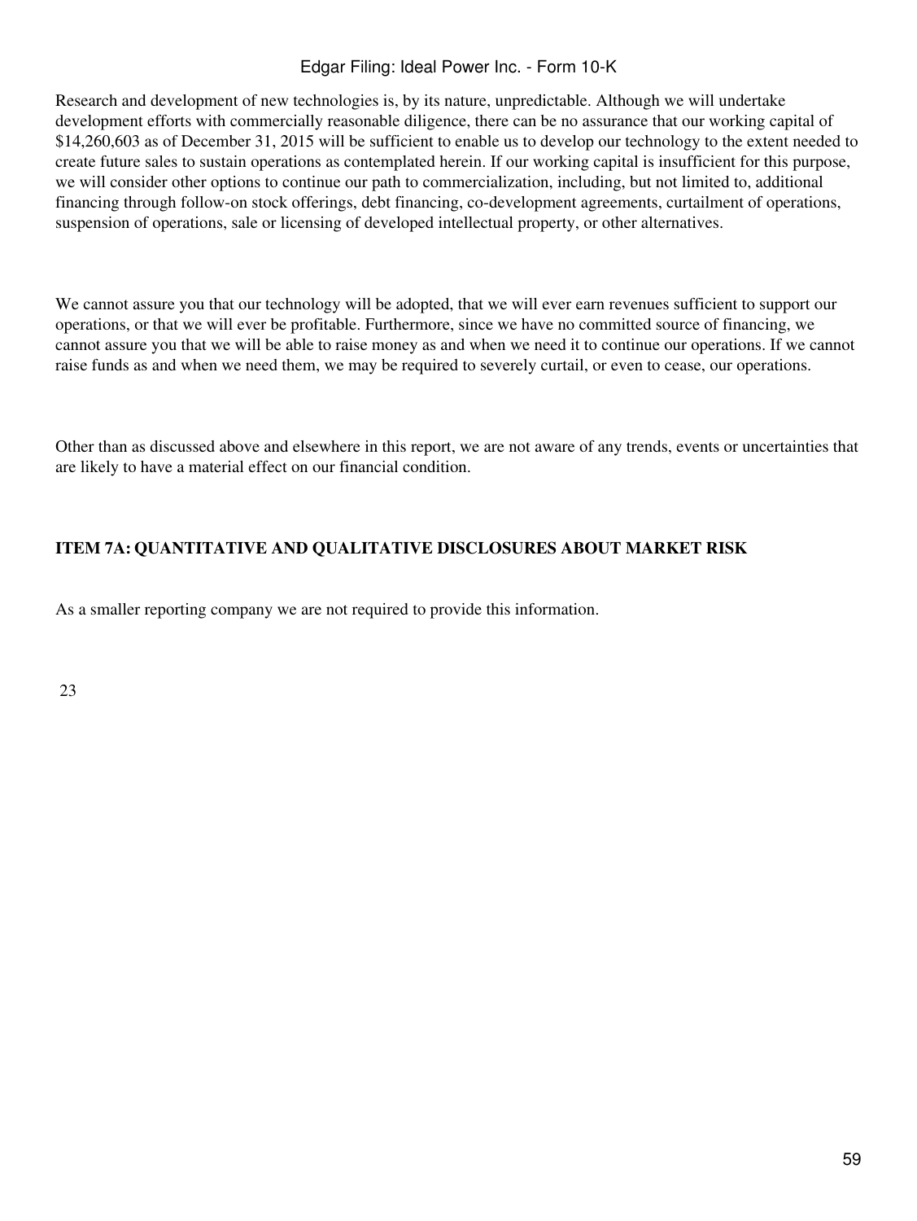Research and development of new technologies is, by its nature, unpredictable. Although we will undertake development efforts with commercially reasonable diligence, there can be no assurance that our working capital of $14,260,603 as of December 31, 2015 will be sufficient to enable us to develop our technology to the extent needed to create future sales to sustain operations as contemplated herein. If our working capital is insufficient for this purpose, we will consider other options to continue our path to commercialization, including, but not limited to, additional financing through follow-on stock offerings, debt financing, co-development agreements, curtailment of operations, suspension of operations, sale or licensing of developed intellectual property, or other alternatives.

We cannot assure you that our technology will be adopted, that we will ever earn revenues sufficient to support our operations, or that we will ever be profitable. Furthermore, since we have no committed source of financing, we cannot assure you that we will be able to raise money as and when we need it to continue our operations. If we cannot raise funds as and when we need them, we may be required to severely curtail, or even to cease, our operations.

Other than as discussed above and elsewhere in this report, we are not aware of any trends, events or uncertainties that are likely to have a material effect on our financial condition.

## ITEM 7A: QUANTITATIVE AND QUALITATIVE DISCLOSURES ABOUT MARKET RISK

As a smaller reporting company we are not required to provide this information.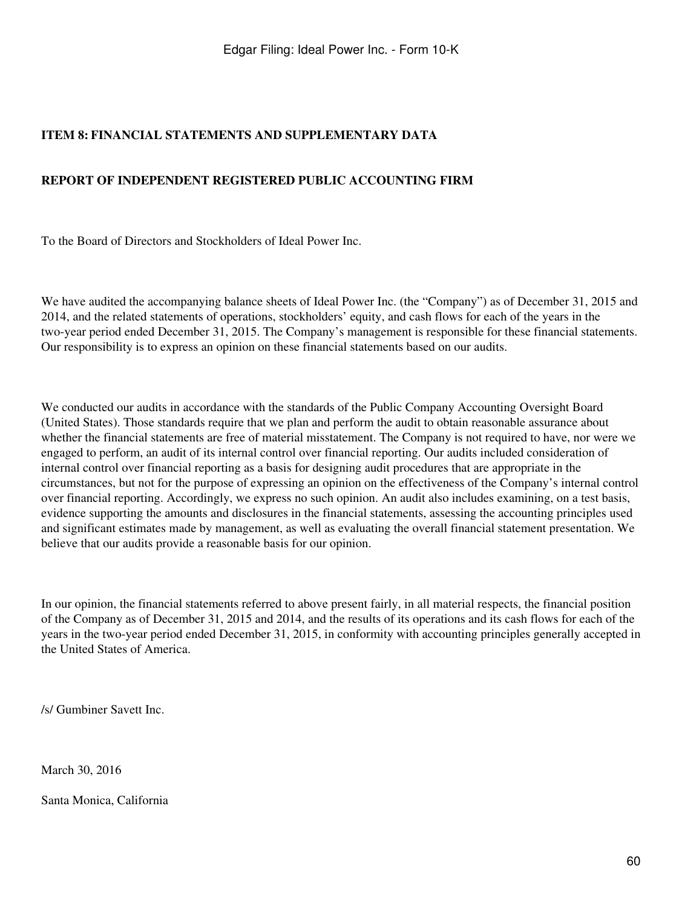## ITEM 8: FINANCIAL STATEMENTS AND SUPPLEMENTARY DATA

## REPORT OF INDEPENDENT REGISTERED PUBLIC ACCOUNTING FIRM

To the Board of Directors and Stockholders of Ideal Power Inc.

We have audited the accompanying balance sheets of Ideal Power Inc. (the "Company") as of December 31, 2015 and 2014, and the related statements of operations, stockholders' equity, and cash flows for each of the years in the two-year period ended December 31, 2015. The Company's management is responsible for these financial statements. Our responsibility is to express an opinion on these financial statements based on our audits.

We conducted our audits in accordance with the standards of the Public Company Accounting Oversight Board (United States). Those standards require that we plan and perform the audit to obtain reasonable assurance about whether the financial statements are free of material misstatement. The Company is not required to have, nor were we engaged to perform, an audit of its internal control over financial reporting. Our audits included consideration of internal control over financial reporting as a basis for designing audit procedures that are appropriate in the circumstances, but not for the purpose of expressing an opinion on the effectiveness of the Company's internal control over financial reporting. Accordingly, we express no such opinion. An audit also includes examining, on a test basis, evidence supporting the amounts and disclosures in the financial statements, assessing the accounting principles used and significant estimates made by management, as well as evaluating the overall financial statement presentation. We believe that our audits provide a reasonable basis for our opinion.

In our opinion, the financial statements referred to above present fairly, in all material respects, the financial position of the Company as of December 31, 2015 and 2014, and the results of its operations and its cash flows for each of the years in the two-year period ended December 31, 2015, in conformity with accounting principles generally accepted in the United States of America.

/s/ Gumbiner Savett Inc.

March 30, 2016

Santa Monica, California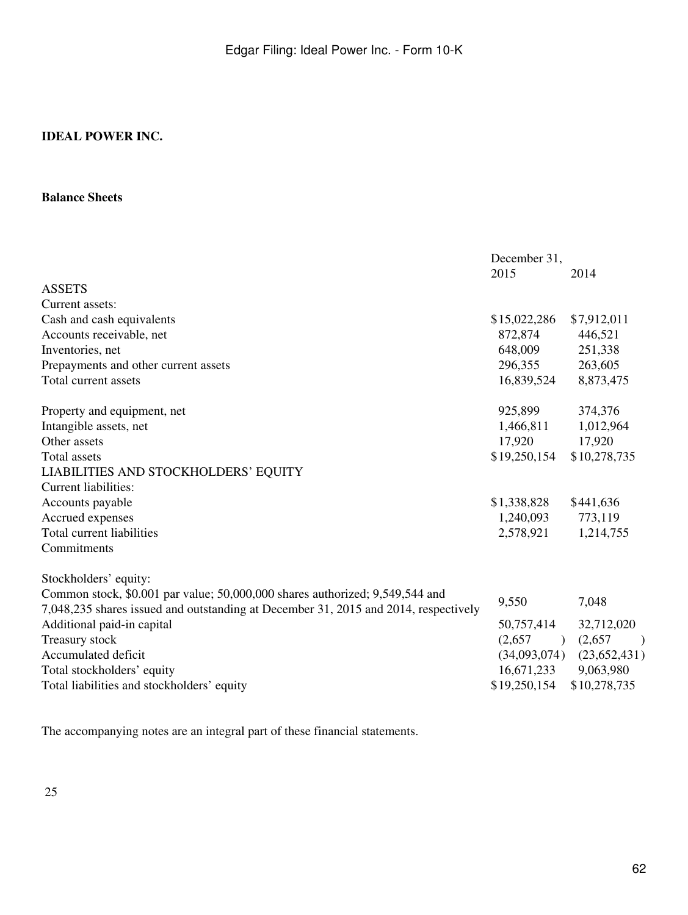**IDEAL POWER INC.**

**Balance Sheets**

| | December 31, 2015 | 2014 |
|---|---|---|
| ASSETS | | |
| Current assets: | | |
| Cash and cash equivalents | $15,022,286 | $7,912,011 |
| Accounts receivable, net | 872,874 | 446,521 |
| Inventories, net | 648,009 | 251,338 |
| Prepayments and other current assets | 296,355 | 263,605 |
| Total current assets | 16,839,524 | 8,873,475 |
| | | |
| Property and equipment, net | 925,899 | 374,376 |
| Intangible assets, net | 1,466,811 | 1,012,964 |
| Other assets | 17,920 | 17,920 |
| Total assets | $19,250,154 | $10,278,735 |
| LIABILITIES AND STOCKHOLDERS' EQUITY | | |
| Current liabilities: | | |
| Accounts payable | $1,338,828 | $441,636 |
| Accrued expenses | 1,240,093 | 773,119 |
| Total current liabilities | 2,578,921 | 1,214,755 |
| Commitments | | |
| | | |
| Stockholders' equity: | | |
| Common stock, $0.001 par value; 50,000,000 shares authorized; 9,549,544 and 7,048,235 shares issued and outstanding at December 31, 2015 and 2014, respectively | 9,550 | 7,048 |
| Additional paid-in capital | 50,757,414 | 32,712,020 |
| Treasury stock | (2,657) | (2,657) |
| Accumulated deficit | (34,093,074) | (23,652,431) |
| Total stockholders' equity | 16,671,233 | 9,063,980 |
| Total liabilities and stockholders' equity | $19,250,154 | $10,278,735 |

The accompanying notes are an integral part of these financial statements.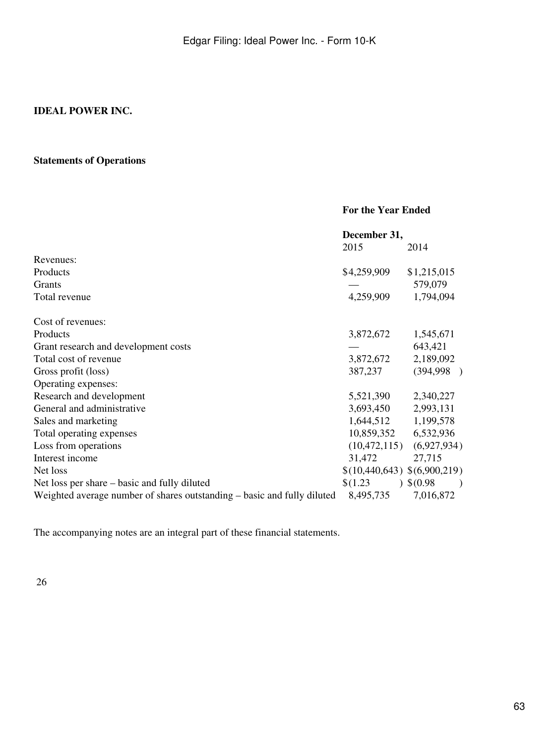**IDEAL POWER INC.**

**Statements of Operations**

| | For the Year Ended | |
|---|---|---|
| | December 31, | |
| | 2015 | 2014 |
| Revenues: | | |
| Products | $4,259,909 | $1,215,015 |
| Grants | — | 579,079 |
| Total revenue | 4,259,909 | 1,794,094 |
| Cost of revenues: | | |
| Products | 3,872,672 | 1,545,671 |
| Grant research and development costs | — | 643,421 |
| Total cost of revenue | 3,872,672 | 2,189,092 |
| Gross profit (loss) | 387,237 | (394,998) |
| Operating expenses: | | |
| Research and development | 5,521,390 | 2,340,227 |
| General and administrative | 3,693,450 | 2,993,131 |
| Sales and marketing | 1,644,512 | 1,199,578 |
| Total operating expenses | 10,859,352 | 6,532,936 |
| Loss from operations | (10,472,115) | (6,927,934) |
| Interest income | 31,472 | 27,715 |
| Net loss | $(10,440,643) | $(6,900,219) |
| Net loss per share – basic and fully diluted | $(1.23) | $(0.98) |
| Weighted average number of shares outstanding – basic and fully diluted | 8,495,735 | 7,016,872 |

The accompanying notes are an integral part of these financial statements.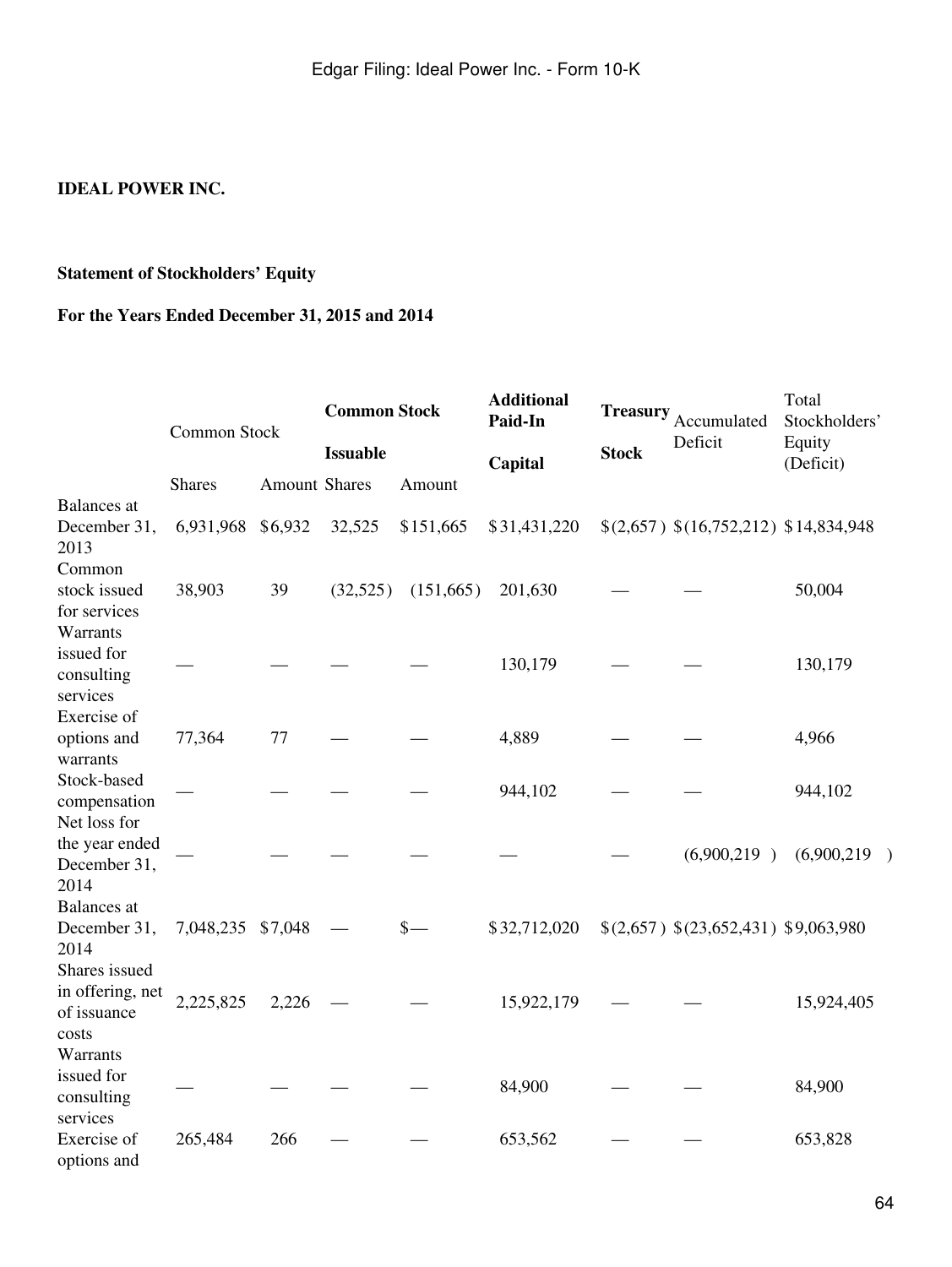**IDEAL POWER INC.**

**Statement of Stockholders' Equity**

**For the Years Ended December 31, 2015 and 2014**

| | Common Stock | | **Common Stock Issuable** | | **Additional Paid-In Capital** | **Treasury Stock** | Accumulated Deficit | Total Stockholders' Equity (Deficit) |
|---|---|---|---|---|---|---|---|---|
| | Shares | Amount | Shares | Amount | | | | |
| Balances at December 31, 2013 | 6,931,968 | $6,932 | 32,525 | $151,665 | $31,431,220 | $(2,657) | $(16,752,212) | $14,834,948 |
| Common stock issued for services | 38,903 | 39 | (32,525) | (151,665) | 201,630 | — | — | 50,004 |
| Warrants issued for consulting services | — | — | — | — | 130,179 | — | — | 130,179 |
| Exercise of options and warrants | 77,364 | 77 | — | — | 4,889 | — | — | 4,966 |
| Stock-based compensation | — | — | — | — | 944,102 | — | — | 944,102 |
| Net loss for the year ended December 31, 2014 | — | — | — | — | — | — | (6,900,219) | (6,900,219) |
| Balances at December 31, 2014 | 7,048,235 | $7,048 | — | $— | $32,712,020 | $(2,657) | $(23,652,431) | $9,063,980 |
| Shares issued in offering, net of issuance costs | 2,225,825 | 2,226 | — | — | 15,922,179 | — | — | 15,924,405 |
| Warrants issued for consulting services | — | — | — | — | 84,900 | — | — | 84,900 |
| Exercise of options and | 265,484 | 266 | — | — | 653,562 | — | — | 653,828 |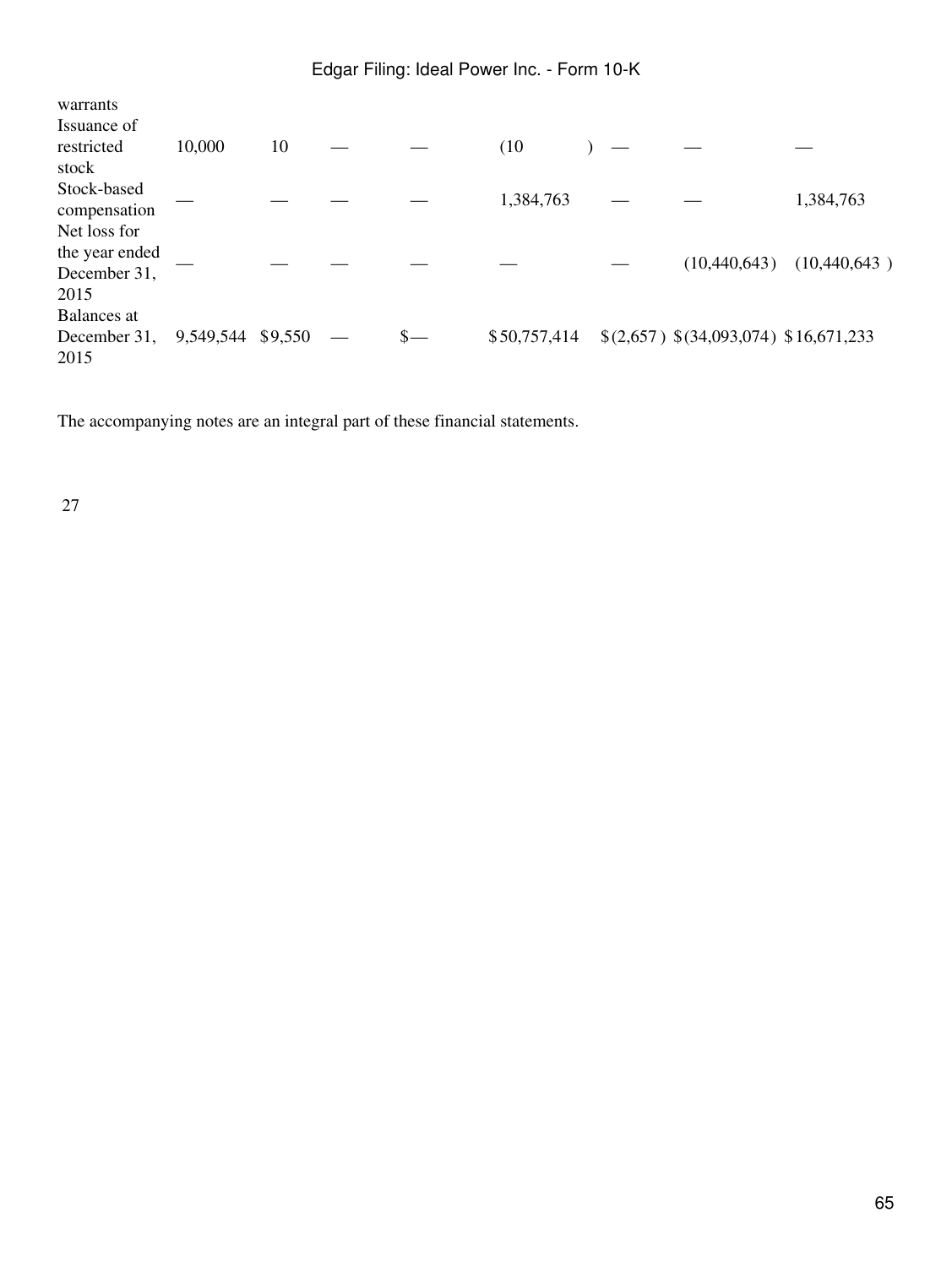| | | | | | | | | |
|---|---|---|---|---|---|---|---|---|
| warrants | | | | | | | | |
| Issuance of restricted stock | 10,000 | 10 | — | — | (10) | — | — | — |
| Stock-based compensation | — | — | — | — | 1,384,763 | — | — | 1,384,763 |
| Net loss for the year ended December 31, 2015 | — | — | — | — | — | — | (10,440,643) | (10,440,643) |
| Balances at December 31, 2015 | 9,549,544 | $9,550 | — | $— | $50,757,414 | $(2,657) | $(34,093,074) | $16,671,233 |

The accompanying notes are an integral part of these financial statements.

27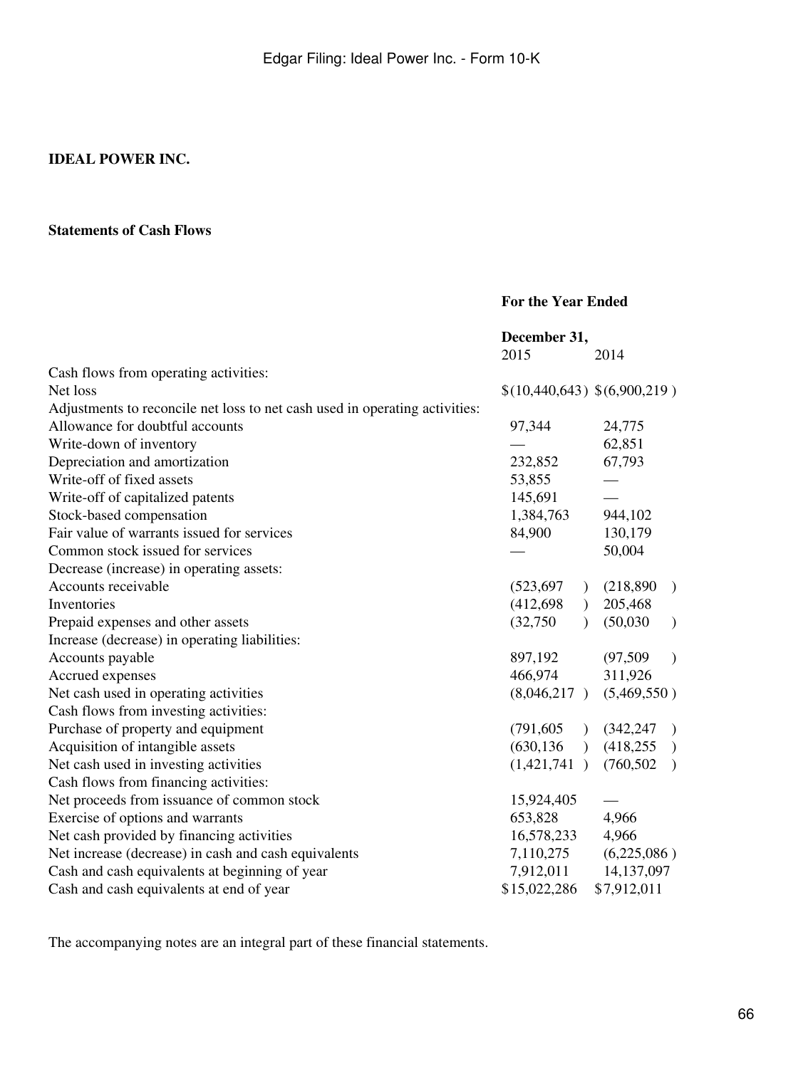**IDEAL POWER INC.**

**Statements of Cash Flows**

| | For the Year Ended | |
|---|---|---|
| | December 31, | |
| | 2015 | 2014 |
| Cash flows from operating activities: | | |
| Net loss | $(10,440,643) | $(6,900,219) |
| Adjustments to reconcile net loss to net cash used in operating activities: | | |
| Allowance for doubtful accounts | 97,344 | 24,775 |
| Write-down of inventory | — | 62,851 |
| Depreciation and amortization | 232,852 | 67,793 |
| Write-off of fixed assets | 53,855 | — |
| Write-off of capitalized patents | 145,691 | — |
| Stock-based compensation | 1,384,763 | 944,102 |
| Fair value of warrants issued for services | 84,900 | 130,179 |
| Common stock issued for services | — | 50,004 |
| Decrease (increase) in operating assets: | | |
| Accounts receivable | (523,697) | (218,890) |
| Inventories | (412,698) | 205,468 |
| Prepaid expenses and other assets | (32,750) | (50,030) |
| Increase (decrease) in operating liabilities: | | |
| Accounts payable | 897,192 | (97,509) |
| Accrued expenses | 466,974 | 311,926 |
| Net cash used in operating activities | (8,046,217) | (5,469,550) |
| Cash flows from investing activities: | | |
| Purchase of property and equipment | (791,605) | (342,247) |
| Acquisition of intangible assets | (630,136) | (418,255) |
| Net cash used in investing activities | (1,421,741) | (760,502) |
| Cash flows from financing activities: | | |
| Net proceeds from issuance of common stock | 15,924,405 | — |
| Exercise of options and warrants | 653,828 | 4,966 |
| Net cash provided by financing activities | 16,578,233 | 4,966 |
| Net increase (decrease) in cash and cash equivalents | 7,110,275 | (6,225,086) |
| Cash and cash equivalents at beginning of year | 7,912,011 | 14,137,097 |
| Cash and cash equivalents at end of year | $15,022,286 | $7,912,011 |

The accompanying notes are an integral part of these financial statements.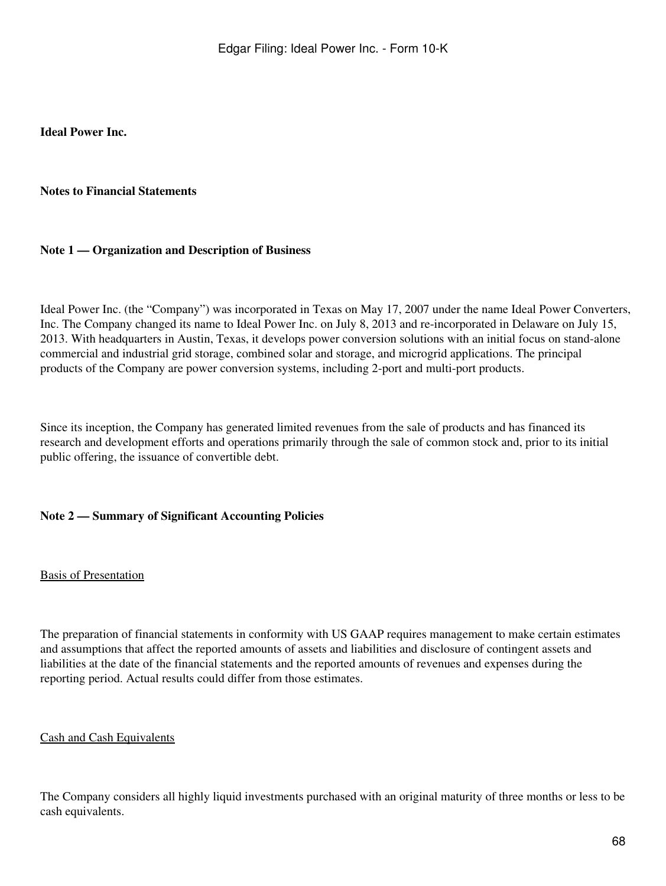**Ideal Power Inc.**

**Notes to Financial Statements**

**Note 1 — Organization and Description of Business**

Ideal Power Inc. (the "Company") was incorporated in Texas on May 17, 2007 under the name Ideal Power Converters, Inc. The Company changed its name to Ideal Power Inc. on July 8, 2013 and re-incorporated in Delaware on July 15, 2013. With headquarters in Austin, Texas, it develops power conversion solutions with an initial focus on stand-alone commercial and industrial grid storage, combined solar and storage, and microgrid applications. The principal products of the Company are power conversion systems, including 2-port and multi-port products.

Since its inception, the Company has generated limited revenues from the sale of products and has financed its research and development efforts and operations primarily through the sale of common stock and, prior to its initial public offering, the issuance of convertible debt.

**Note 2 — Summary of Significant Accounting Policies**

Basis of Presentation

The preparation of financial statements in conformity with US GAAP requires management to make certain estimates and assumptions that affect the reported amounts of assets and liabilities and disclosure of contingent assets and liabilities at the date of the financial statements and the reported amounts of revenues and expenses during the reporting period. Actual results could differ from those estimates.

Cash and Cash Equivalents

The Company considers all highly liquid investments purchased with an original maturity of three months or less to be cash equivalents.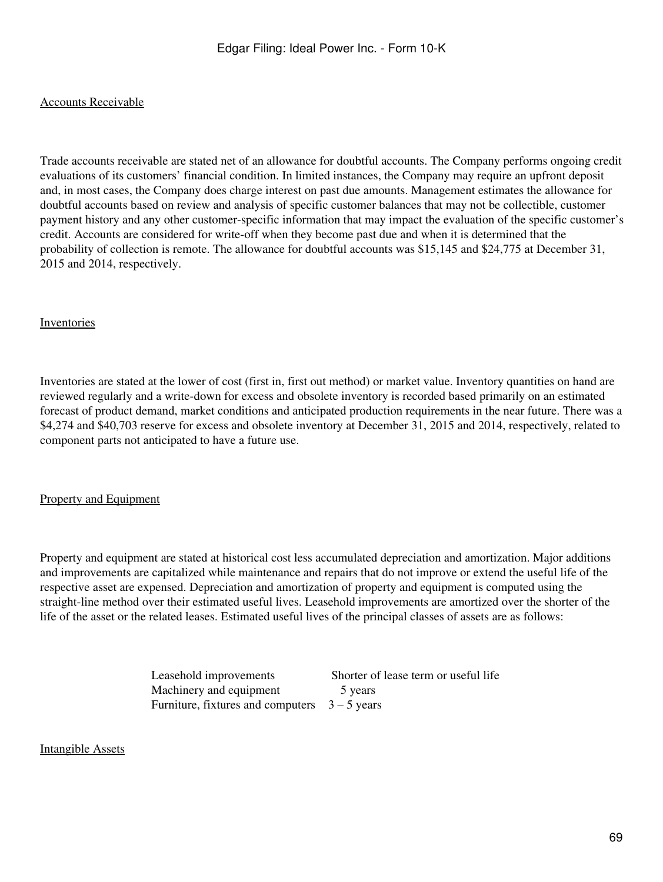Accounts Receivable

Trade accounts receivable are stated net of an allowance for doubtful accounts. The Company performs ongoing credit evaluations of its customers' financial condition. In limited instances, the Company may require an upfront deposit and, in most cases, the Company does charge interest on past due amounts. Management estimates the allowance for doubtful accounts based on review and analysis of specific customer balances that may not be collectible, customer payment history and any other customer-specific information that may impact the evaluation of the specific customer's credit. Accounts are considered for write-off when they become past due and when it is determined that the probability of collection is remote. The allowance for doubtful accounts was $15,145 and $24,775 at December 31, 2015 and 2014, respectively.

Inventories

Inventories are stated at the lower of cost (first in, first out method) or market value. Inventory quantities on hand are reviewed regularly and a write-down for excess and obsolete inventory is recorded based primarily on an estimated forecast of product demand, market conditions and anticipated production requirements in the near future. There was a $4,274 and $40,703 reserve for excess and obsolete inventory at December 31, 2015 and 2014, respectively, related to component parts not anticipated to have a future use.

Property and Equipment

Property and equipment are stated at historical cost less accumulated depreciation and amortization. Major additions and improvements are capitalized while maintenance and repairs that do not improve or extend the useful life of the respective asset are expensed. Depreciation and amortization of property and equipment is computed using the straight-line method over their estimated useful lives. Leasehold improvements are amortized over the shorter of the life of the asset or the related leases. Estimated useful lives of the principal classes of assets are as follows:

| | |
|---|---|
| Leasehold improvements | Shorter of lease term or useful life |
| Machinery and equipment | 5 years |
| Furniture, fixtures and computers | 3 – 5 years |

Intangible Assets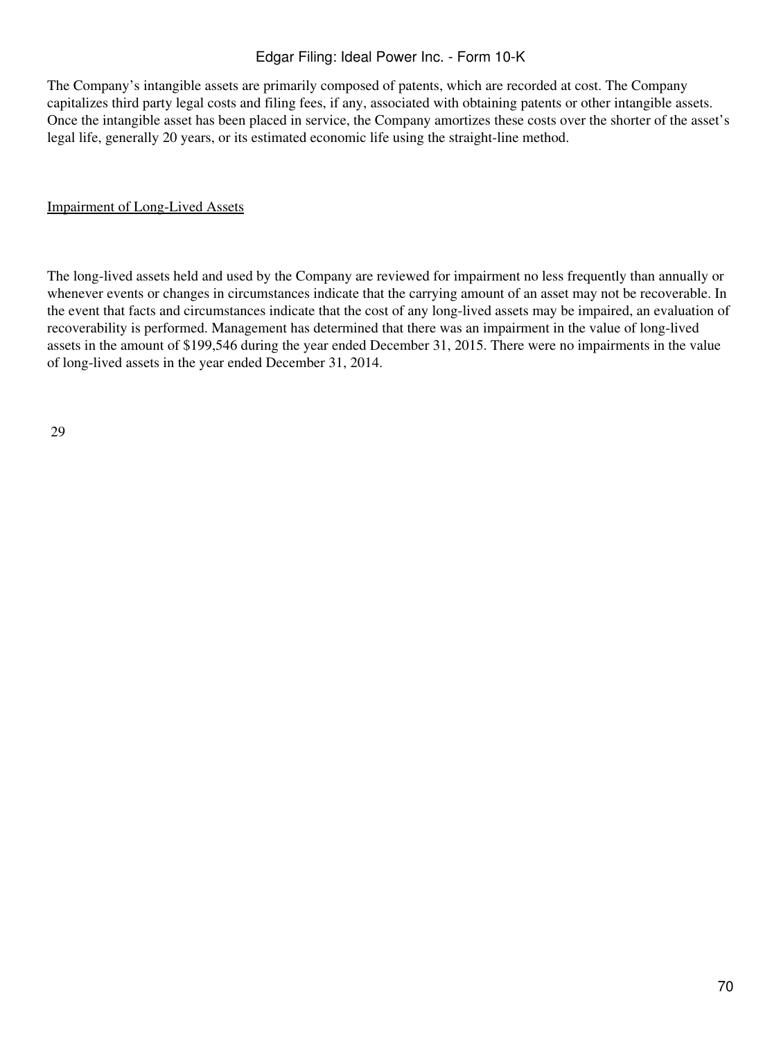The Company's intangible assets are primarily composed of patents, which are recorded at cost. The Company capitalizes third party legal costs and filing fees, if any, associated with obtaining patents or other intangible assets. Once the intangible asset has been placed in service, the Company amortizes these costs over the shorter of the asset's legal life, generally 20 years, or its estimated economic life using the straight-line method.

Impairment of Long-Lived Assets

The long-lived assets held and used by the Company are reviewed for impairment no less frequently than annually or whenever events or changes in circumstances indicate that the carrying amount of an asset may not be recoverable. In the event that facts and circumstances indicate that the cost of any long-lived assets may be impaired, an evaluation of recoverability is performed. Management has determined that there was an impairment in the value of long-lived assets in the amount of $199,546 during the year ended December 31, 2015. There were no impairments in the value of long-lived assets in the year ended December 31, 2014.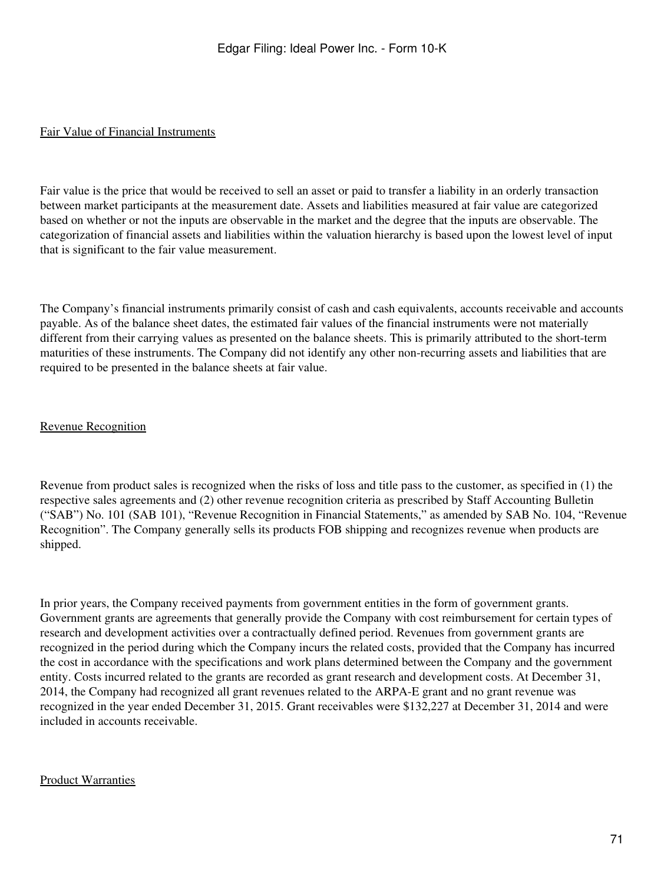Fair Value of Financial Instruments

Fair value is the price that would be received to sell an asset or paid to transfer a liability in an orderly transaction between market participants at the measurement date. Assets and liabilities measured at fair value are categorized based on whether or not the inputs are observable in the market and the degree that the inputs are observable. The categorization of financial assets and liabilities within the valuation hierarchy is based upon the lowest level of input that is significant to the fair value measurement.

The Company's financial instruments primarily consist of cash and cash equivalents, accounts receivable and accounts payable. As of the balance sheet dates, the estimated fair values of the financial instruments were not materially different from their carrying values as presented on the balance sheets. This is primarily attributed to the short-term maturities of these instruments. The Company did not identify any other non-recurring assets and liabilities that are required to be presented in the balance sheets at fair value.

Revenue Recognition

Revenue from product sales is recognized when the risks of loss and title pass to the customer, as specified in (1) the respective sales agreements and (2) other revenue recognition criteria as prescribed by Staff Accounting Bulletin ("SAB") No. 101 (SAB 101), "Revenue Recognition in Financial Statements," as amended by SAB No. 104, "Revenue Recognition". The Company generally sells its products FOB shipping and recognizes revenue when products are shipped.

In prior years, the Company received payments from government entities in the form of government grants. Government grants are agreements that generally provide the Company with cost reimbursement for certain types of research and development activities over a contractually defined period. Revenues from government grants are recognized in the period during which the Company incurs the related costs, provided that the Company has incurred the cost in accordance with the specifications and work plans determined between the Company and the government entity. Costs incurred related to the grants are recorded as grant research and development costs. At December 31, 2014, the Company had recognized all grant revenues related to the ARPA-E grant and no grant revenue was recognized in the year ended December 31, 2015. Grant receivables were $132,227 at December 31, 2014 and were included in accounts receivable.

Product Warranties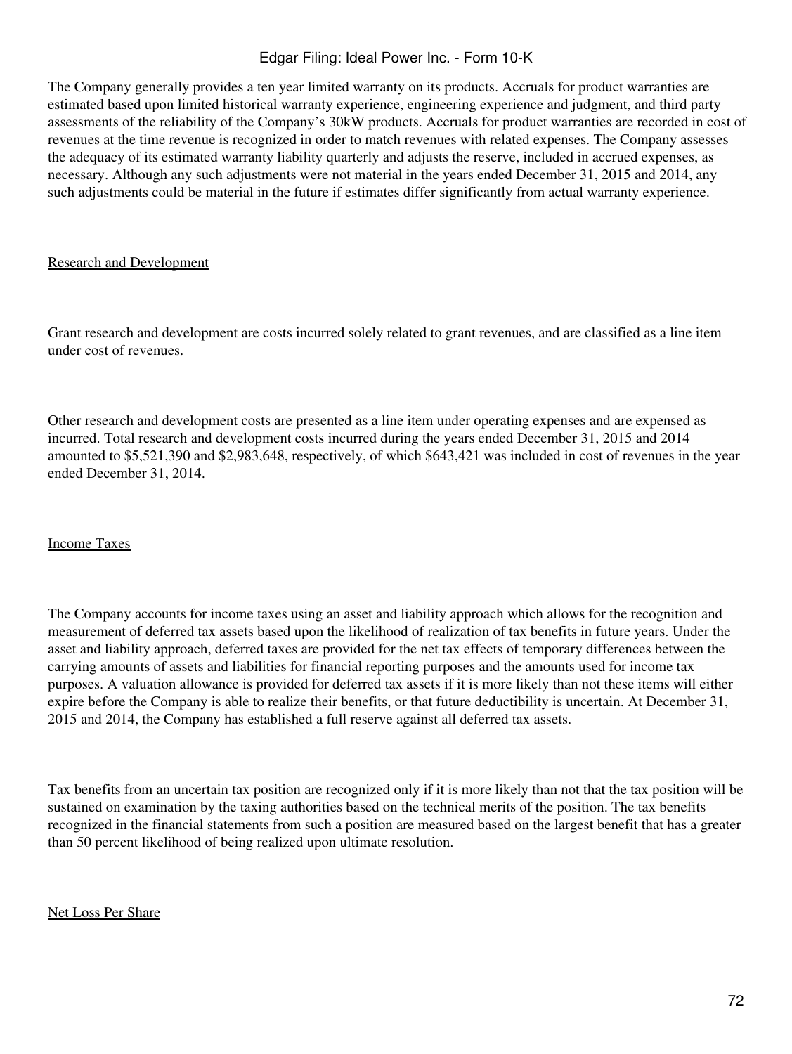The Company generally provides a ten year limited warranty on its products. Accruals for product warranties are estimated based upon limited historical warranty experience, engineering experience and judgment, and third party assessments of the reliability of the Company's 30kW products. Accruals for product warranties are recorded in cost of revenues at the time revenue is recognized in order to match revenues with related expenses. The Company assesses the adequacy of its estimated warranty liability quarterly and adjusts the reserve, included in accrued expenses, as necessary. Although any such adjustments were not material in the years ended December 31, 2015 and 2014, any such adjustments could be material in the future if estimates differ significantly from actual warranty experience.

Research and Development

Grant research and development are costs incurred solely related to grant revenues, and are classified as a line item under cost of revenues.

Other research and development costs are presented as a line item under operating expenses and are expensed as incurred. Total research and development costs incurred during the years ended December 31, 2015 and 2014 amounted to $5,521,390 and $2,983,648, respectively, of which $643,421 was included in cost of revenues in the year ended December 31, 2014.

Income Taxes

The Company accounts for income taxes using an asset and liability approach which allows for the recognition and measurement of deferred tax assets based upon the likelihood of realization of tax benefits in future years. Under the asset and liability approach, deferred taxes are provided for the net tax effects of temporary differences between the carrying amounts of assets and liabilities for financial reporting purposes and the amounts used for income tax purposes. A valuation allowance is provided for deferred tax assets if it is more likely than not these items will either expire before the Company is able to realize their benefits, or that future deductibility is uncertain. At December 31, 2015 and 2014, the Company has established a full reserve against all deferred tax assets.

Tax benefits from an uncertain tax position are recognized only if it is more likely than not that the tax position will be sustained on examination by the taxing authorities based on the technical merits of the position. The tax benefits recognized in the financial statements from such a position are measured based on the largest benefit that has a greater than 50 percent likelihood of being realized upon ultimate resolution.

Net Loss Per Share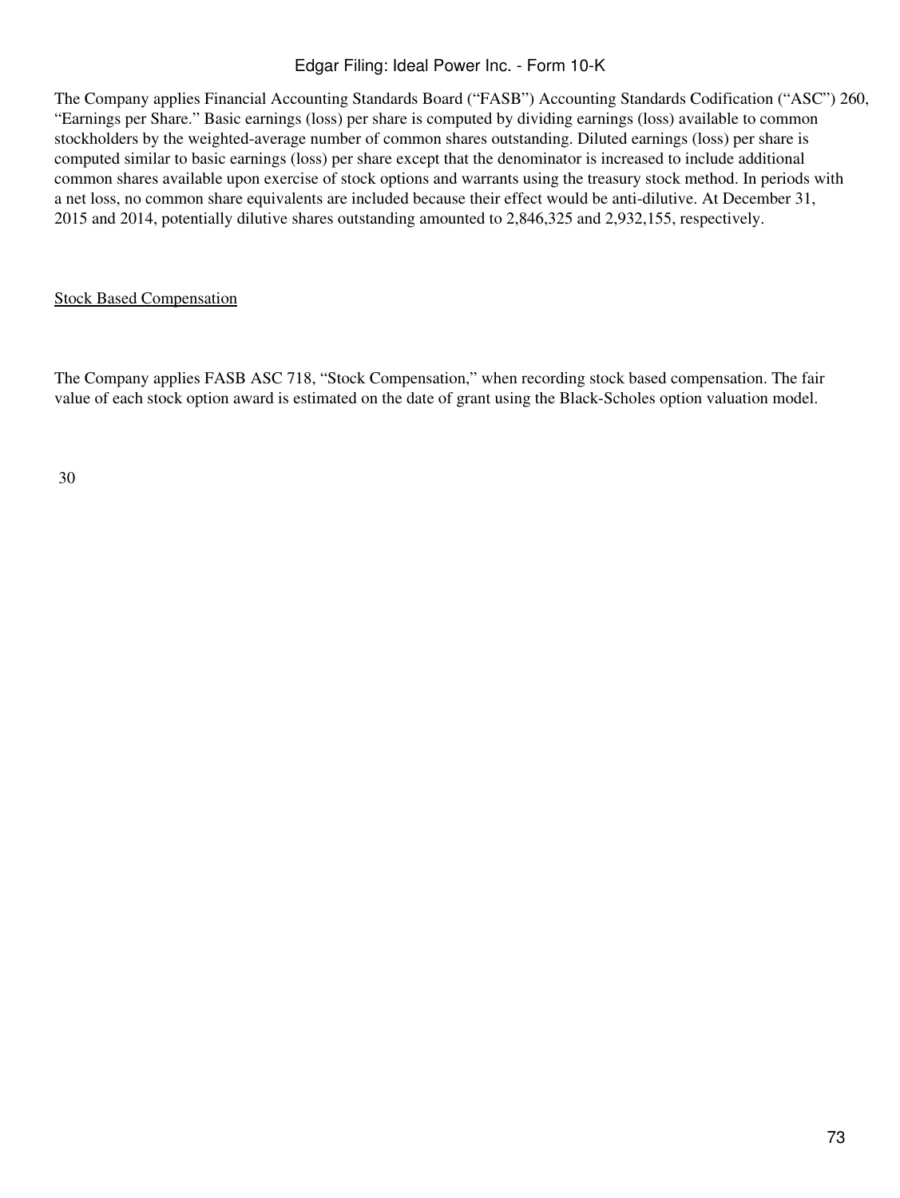The Company applies Financial Accounting Standards Board ("FASB") Accounting Standards Codification ("ASC") 260, "Earnings per Share." Basic earnings (loss) per share is computed by dividing earnings (loss) available to common stockholders by the weighted-average number of common shares outstanding. Diluted earnings (loss) per share is computed similar to basic earnings (loss) per share except that the denominator is increased to include additional common shares available upon exercise of stock options and warrants using the treasury stock method. In periods with a net loss, no common share equivalents are included because their effect would be anti-dilutive. At December 31, 2015 and 2014, potentially dilutive shares outstanding amounted to 2,846,325 and 2,932,155, respectively.

Stock Based Compensation

The Company applies FASB ASC 718, "Stock Compensation," when recording stock based compensation. The fair value of each stock option award is estimated on the date of grant using the Black-Scholes option valuation model.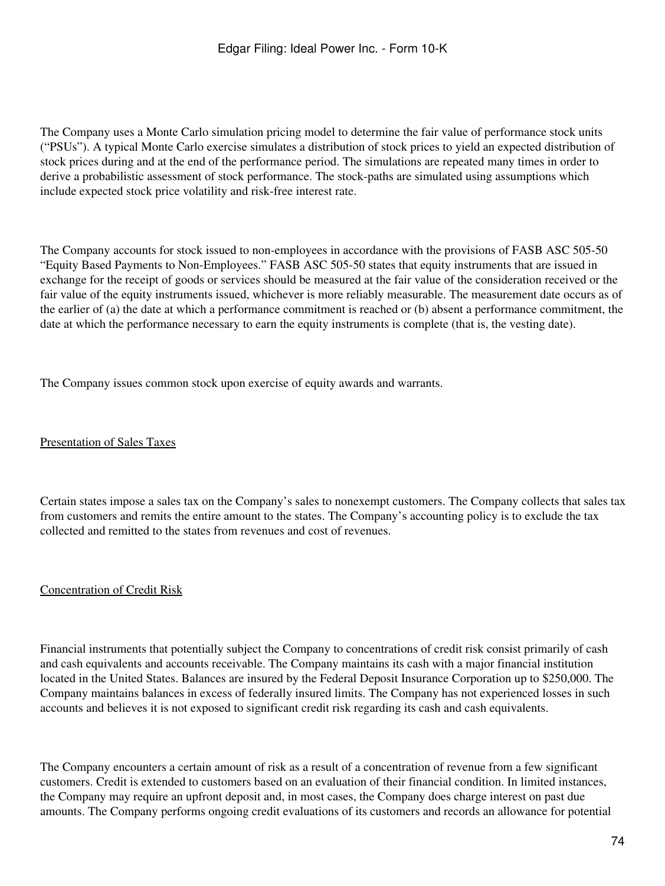The Company uses a Monte Carlo simulation pricing model to determine the fair value of performance stock units ("PSUs"). A typical Monte Carlo exercise simulates a distribution of stock prices to yield an expected distribution of stock prices during and at the end of the performance period. The simulations are repeated many times in order to derive a probabilistic assessment of stock performance. The stock-paths are simulated using assumptions which include expected stock price volatility and risk-free interest rate.

The Company accounts for stock issued to non-employees in accordance with the provisions of FASB ASC 505-50 "Equity Based Payments to Non-Employees." FASB ASC 505-50 states that equity instruments that are issued in exchange for the receipt of goods or services should be measured at the fair value of the consideration received or the fair value of the equity instruments issued, whichever is more reliably measurable. The measurement date occurs as of the earlier of (a) the date at which a performance commitment is reached or (b) absent a performance commitment, the date at which the performance necessary to earn the equity instruments is complete (that is, the vesting date).

The Company issues common stock upon exercise of equity awards and warrants.

Presentation of Sales Taxes

Certain states impose a sales tax on the Company's sales to nonexempt customers. The Company collects that sales tax from customers and remits the entire amount to the states. The Company's accounting policy is to exclude the tax collected and remitted to the states from revenues and cost of revenues.

Concentration of Credit Risk

Financial instruments that potentially subject the Company to concentrations of credit risk consist primarily of cash and cash equivalents and accounts receivable. The Company maintains its cash with a major financial institution located in the United States. Balances are insured by the Federal Deposit Insurance Corporation up to $250,000. The Company maintains balances in excess of federally insured limits. The Company has not experienced losses in such accounts and believes it is not exposed to significant credit risk regarding its cash and cash equivalents.

The Company encounters a certain amount of risk as a result of a concentration of revenue from a few significant customers. Credit is extended to customers based on an evaluation of their financial condition. In limited instances, the Company may require an upfront deposit and, in most cases, the Company does charge interest on past due amounts. The Company performs ongoing credit evaluations of its customers and records an allowance for potential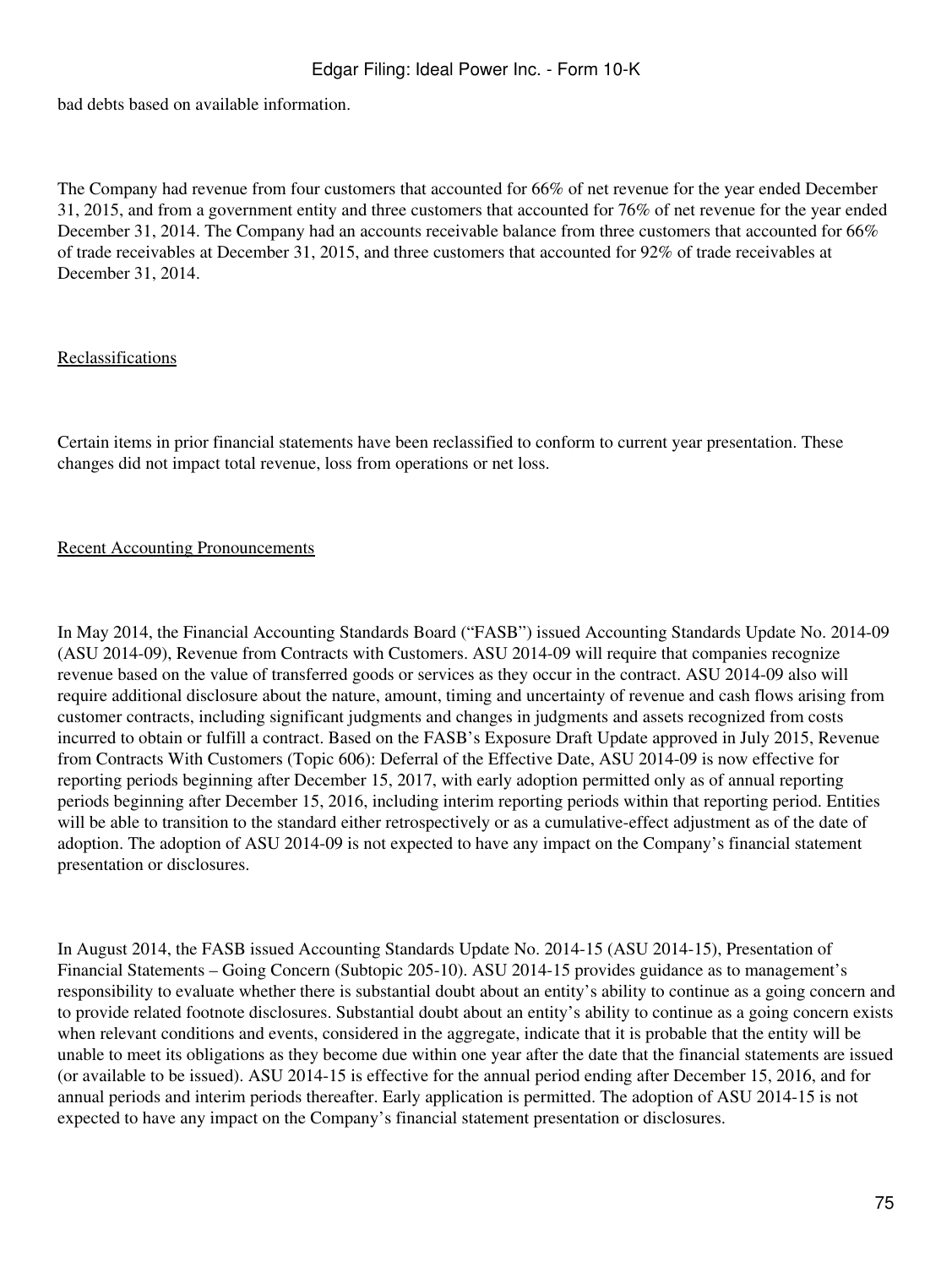bad debts based on available information.

The Company had revenue from four customers that accounted for 66% of net revenue for the year ended December 31, 2015, and from a government entity and three customers that accounted for 76% of net revenue for the year ended December 31, 2014. The Company had an accounts receivable balance from three customers that accounted for 66% of trade receivables at December 31, 2015, and three customers that accounted for 92% of trade receivables at December 31, 2014.

Reclassifications

Certain items in prior financial statements have been reclassified to conform to current year presentation. These changes did not impact total revenue, loss from operations or net loss.

Recent Accounting Pronouncements

In May 2014, the Financial Accounting Standards Board ("FASB") issued Accounting Standards Update No. 2014-09 (ASU 2014-09), Revenue from Contracts with Customers. ASU 2014-09 will require that companies recognize revenue based on the value of transferred goods or services as they occur in the contract. ASU 2014-09 also will require additional disclosure about the nature, amount, timing and uncertainty of revenue and cash flows arising from customer contracts, including significant judgments and changes in judgments and assets recognized from costs incurred to obtain or fulfill a contract. Based on the FASB's Exposure Draft Update approved in July 2015, Revenue from Contracts With Customers (Topic 606): Deferral of the Effective Date, ASU 2014-09 is now effective for reporting periods beginning after December 15, 2017, with early adoption permitted only as of annual reporting periods beginning after December 15, 2016, including interim reporting periods within that reporting period. Entities will be able to transition to the standard either retrospectively or as a cumulative-effect adjustment as of the date of adoption. The adoption of ASU 2014-09 is not expected to have any impact on the Company's financial statement presentation or disclosures.

In August 2014, the FASB issued Accounting Standards Update No. 2014-15 (ASU 2014-15), Presentation of Financial Statements – Going Concern (Subtopic 205-10). ASU 2014-15 provides guidance as to management's responsibility to evaluate whether there is substantial doubt about an entity's ability to continue as a going concern and to provide related footnote disclosures. Substantial doubt about an entity's ability to continue as a going concern exists when relevant conditions and events, considered in the aggregate, indicate that it is probable that the entity will be unable to meet its obligations as they become due within one year after the date that the financial statements are issued (or available to be issued). ASU 2014-15 is effective for the annual period ending after December 15, 2016, and for annual periods and interim periods thereafter. Early application is permitted. The adoption of ASU 2014-15 is not expected to have any impact on the Company's financial statement presentation or disclosures.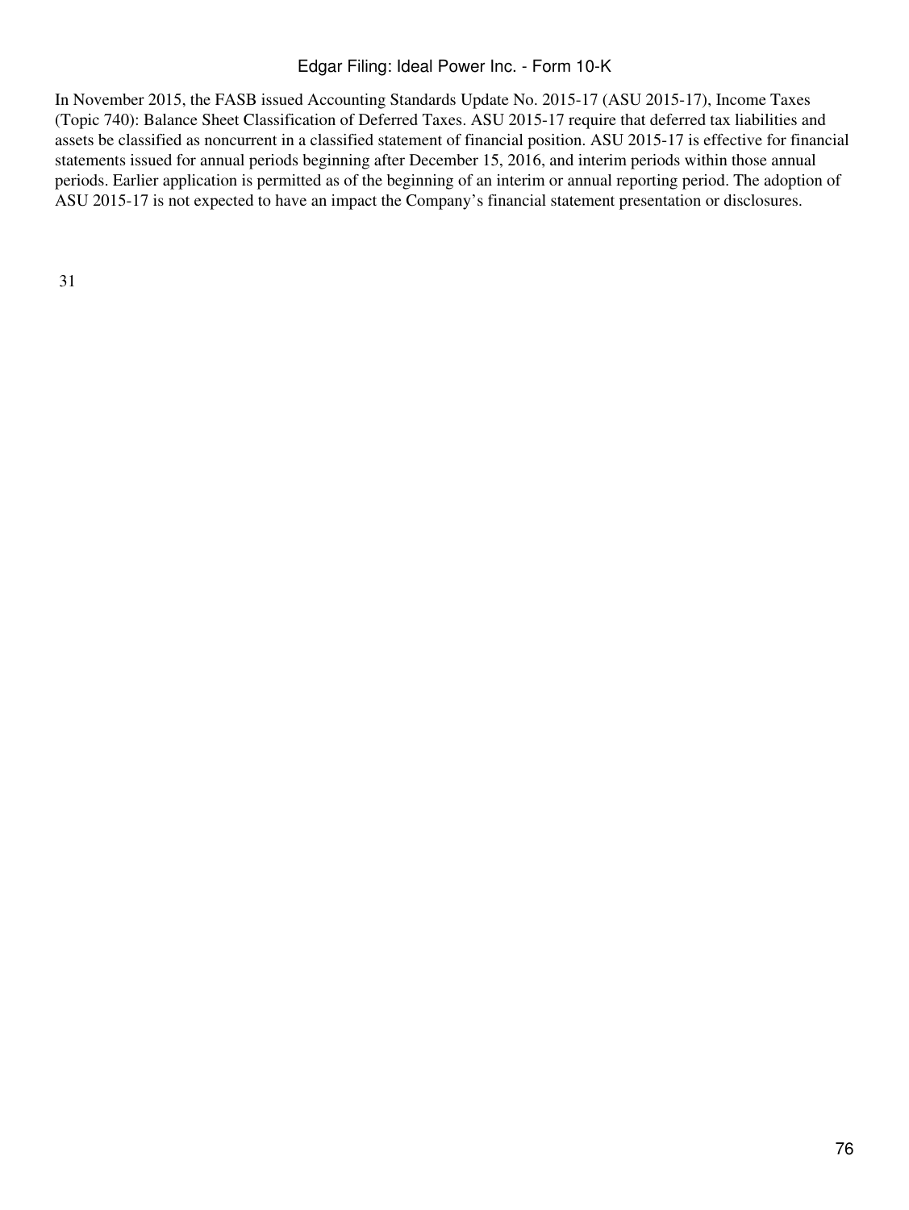In November 2015, the FASB issued Accounting Standards Update No. 2015-17 (ASU 2015-17), Income Taxes (Topic 740): Balance Sheet Classification of Deferred Taxes. ASU 2015-17 require that deferred tax liabilities and assets be classified as noncurrent in a classified statement of financial position. ASU 2015-17 is effective for financial statements issued for annual periods beginning after December 15, 2016, and interim periods within those annual periods. Earlier application is permitted as of the beginning of an interim or annual reporting period. The adoption of ASU 2015-17 is not expected to have an impact the Company's financial statement presentation or disclosures.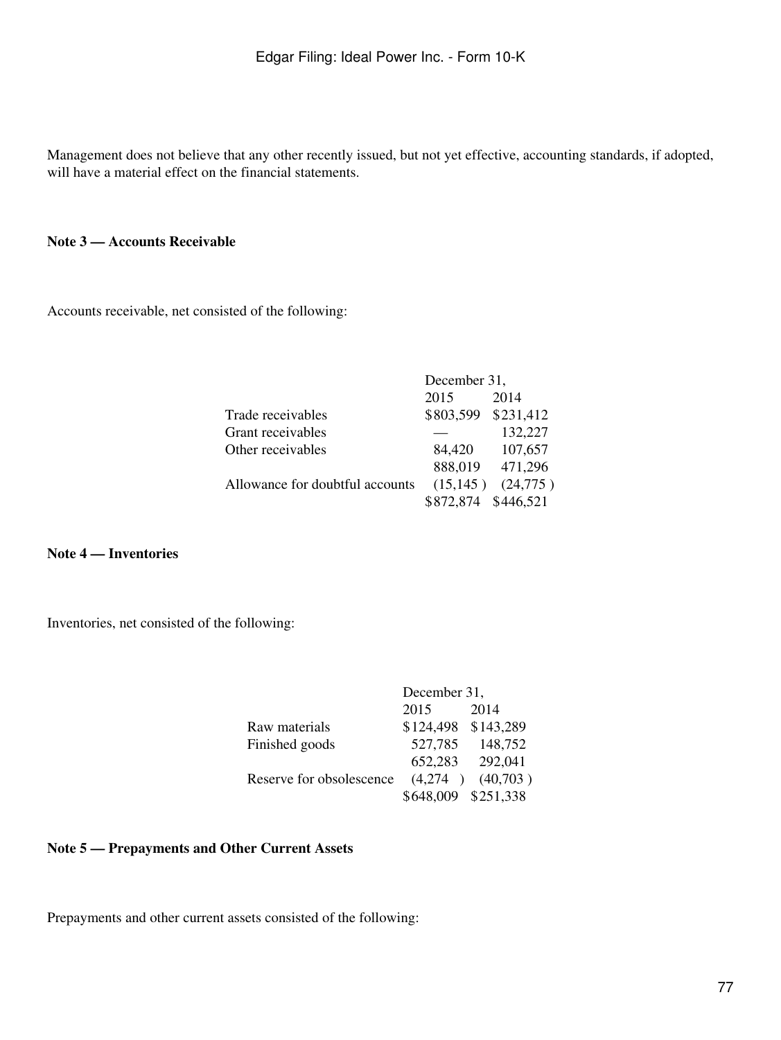Management does not believe that any other recently issued, but not yet effective, accounting standards, if adopted, will have a material effect on the financial statements.

**Note 3 — Accounts Receivable**

Accounts receivable, net consisted of the following:

| | December 31, | |
|---|---|---|
| | 2015 | 2014 |
| Trade receivables | $803,599 | $231,412 |
| Grant receivables | — | 132,227 |
| Other receivables | 84,420 | 107,657 |
| | 888,019 | 471,296 |
| Allowance for doubtful accounts | (15,145) | (24,775) |
| | $872,874 | $446,521 |

**Note 4 — Inventories**

Inventories, net consisted of the following:

| | December 31, | |
|---|---|---|
| | 2015 | 2014 |
| Raw materials | $124,498 | $143,289 |
| Finished goods | 527,785 | 148,752 |
| | 652,283 | 292,041 |
| Reserve for obsolescence | (4,274) | (40,703) |
| | $648,009 | $251,338 |

**Note 5 — Prepayments and Other Current Assets**

Prepayments and other current assets consisted of the following: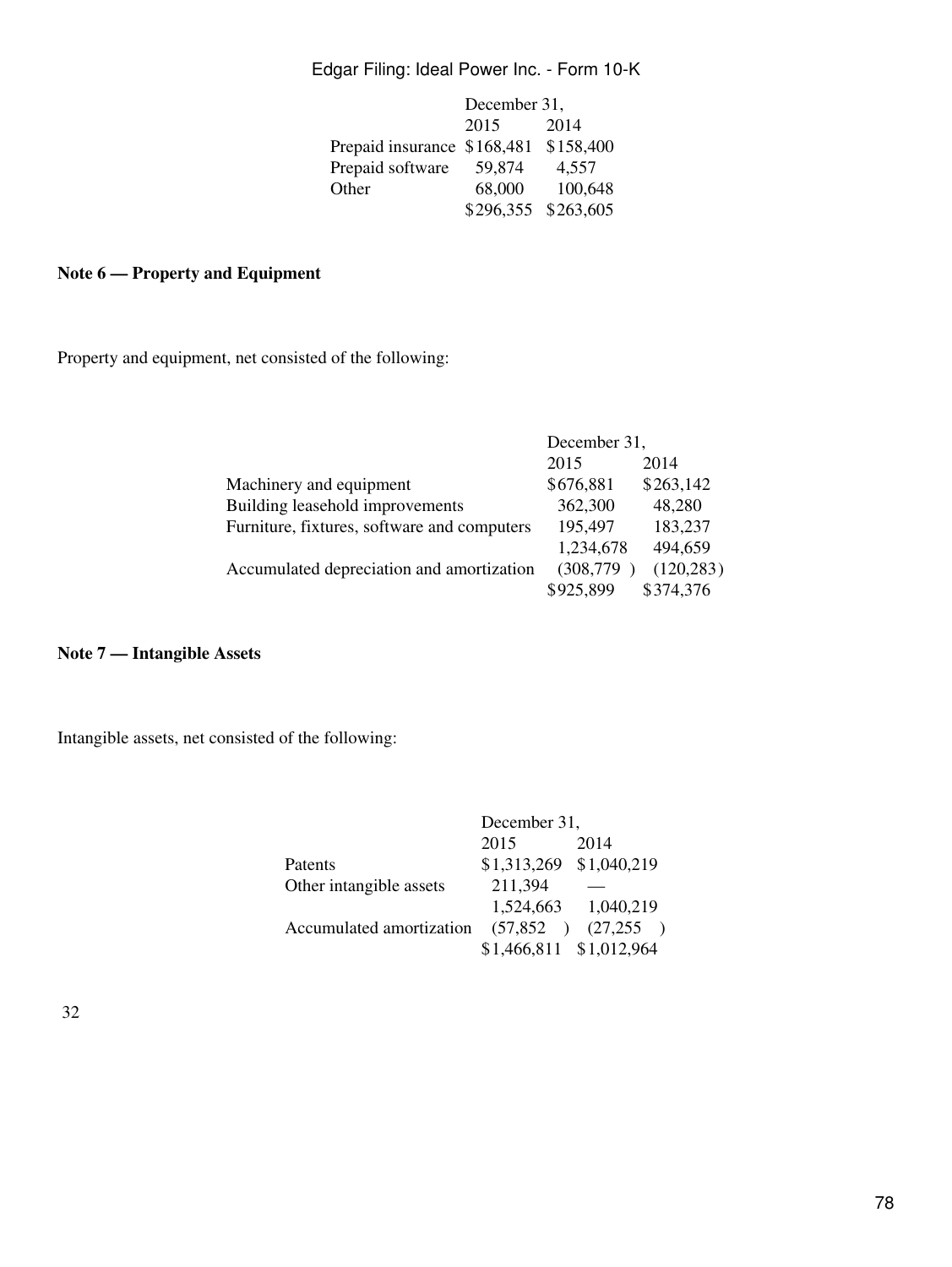| | December 31, | |
|---|---|---|
| | 2015 | 2014 |
| Prepaid insurance | $168,481 | $158,400 |
| Prepaid software | 59,874 | 4,557 |
| Other | 68,000 | 100,648 |
| | $296,355 | $263,605 |

**Note 6 — Property and Equipment**

Property and equipment, net consisted of the following:

| | December 31, | |
|---|---|---|
| | 2015 | 2014 |
| Machinery and equipment | $676,881 | $263,142 |
| Building leasehold improvements | 362,300 | 48,280 |
| Furniture, fixtures, software and computers | 195,497 | 183,237 |
| | 1,234,678 | 494,659 |
| Accumulated depreciation and amortization | (308,779 ) | (120,283) |
| | $925,899 | $374,376 |

**Note 7 — Intangible Assets**

Intangible assets, net consisted of the following:

| | December 31, | |
|---|---|---|
| | 2015 | 2014 |
| Patents | $1,313,269 | $1,040,219 |
| Other intangible assets | 211,394 | — |
| | 1,524,663 | 1,040,219 |
| Accumulated amortization | (57,852 ) | (27,255 ) |
| | $1,466,811 | $1,012,964 |

32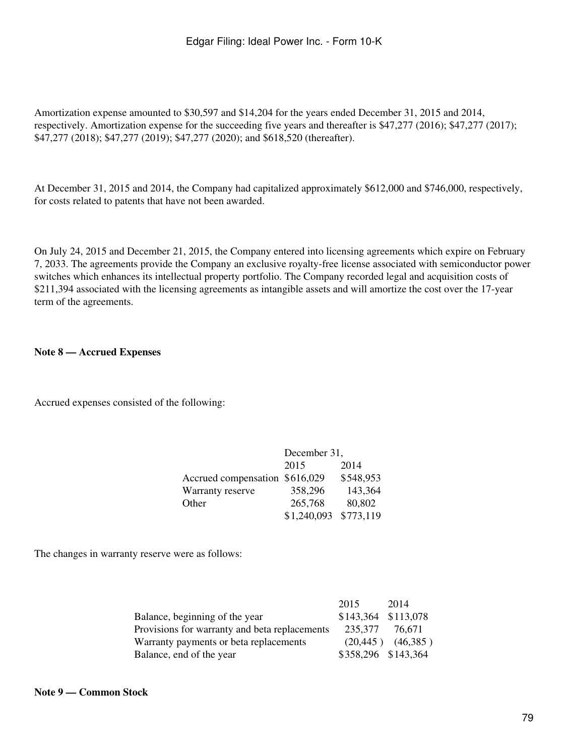Amortization expense amounted to $30,597 and $14,204 for the years ended December 31, 2015 and 2014, respectively. Amortization expense for the succeeding five years and thereafter is $47,277 (2016); $47,277 (2017); $47,277 (2018); $47,277 (2019); $47,277 (2020); and $618,520 (thereafter).

At December 31, 2015 and 2014, the Company had capitalized approximately $612,000 and $746,000, respectively, for costs related to patents that have not been awarded.

On July 24, 2015 and December 21, 2015, the Company entered into licensing agreements which expire on February 7, 2033. The agreements provide the Company an exclusive royalty-free license associated with semiconductor power switches which enhances its intellectual property portfolio. The Company recorded legal and acquisition costs of $211,394 associated with the licensing agreements as intangible assets and will amortize the cost over the 17-year term of the agreements.

**Note 8 — Accrued Expenses**

Accrued expenses consisted of the following:

| | December 31, | |
|---|---|---|
| | 2015 | 2014 |
| Accrued compensation | $616,029 | $548,953 |
| Warranty reserve | 358,296 | 143,364 |
| Other | 265,768 | 80,802 |
| | $1,240,093 | $773,119 |

The changes in warranty reserve were as follows:

| | 2015 | 2014 |
|---|---|---|
| Balance, beginning of the year | $143,364 | $113,078 |
| Provisions for warranty and beta replacements | 235,377 | 76,671 |
| Warranty payments or beta replacements | (20,445 ) | (46,385 ) |
| Balance, end of the year | $358,296 | $143,364 |

**Note 9 — Common Stock**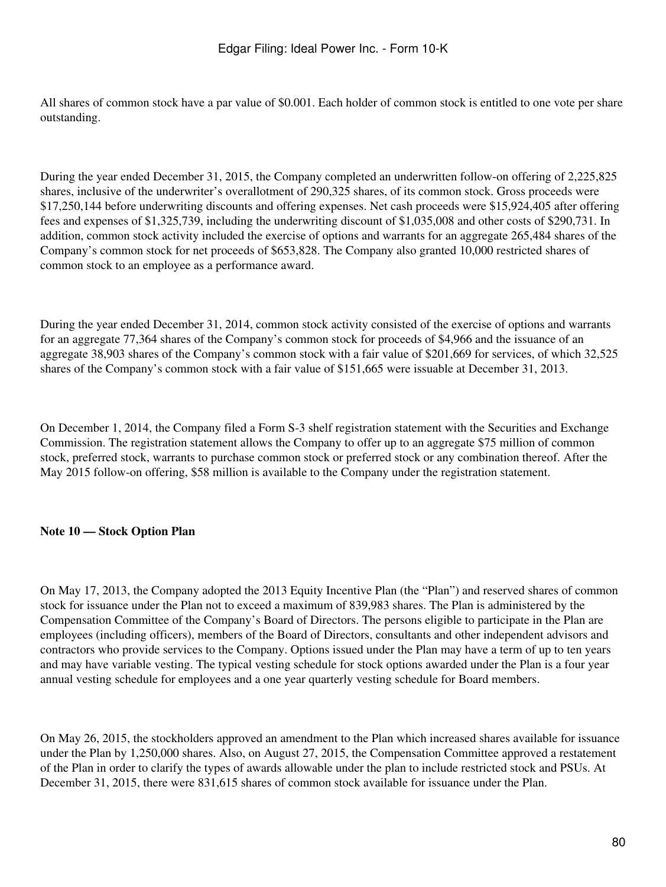All shares of common stock have a par value of $0.001. Each holder of common stock is entitled to one vote per share outstanding.

During the year ended December 31, 2015, the Company completed an underwritten follow-on offering of 2,225,825 shares, inclusive of the underwriter's overallotment of 290,325 shares, of its common stock. Gross proceeds were $17,250,144 before underwriting discounts and offering expenses. Net cash proceeds were $15,924,405 after offering fees and expenses of $1,325,739, including the underwriting discount of $1,035,008 and other costs of $290,731. In addition, common stock activity included the exercise of options and warrants for an aggregate 265,484 shares of the Company's common stock for net proceeds of $653,828. The Company also granted 10,000 restricted shares of common stock to an employee as a performance award.

During the year ended December 31, 2014, common stock activity consisted of the exercise of options and warrants for an aggregate 77,364 shares of the Company's common stock for proceeds of $4,966 and the issuance of an aggregate 38,903 shares of the Company's common stock with a fair value of $201,669 for services, of which 32,525 shares of the Company's common stock with a fair value of $151,665 were issuable at December 31, 2013.

On December 1, 2014, the Company filed a Form S-3 shelf registration statement with the Securities and Exchange Commission. The registration statement allows the Company to offer up to an aggregate $75 million of common stock, preferred stock, warrants to purchase common stock or preferred stock or any combination thereof. After the May 2015 follow-on offering, $58 million is available to the Company under the registration statement.

**Note 10 — Stock Option Plan**

On May 17, 2013, the Company adopted the 2013 Equity Incentive Plan (the "Plan") and reserved shares of common stock for issuance under the Plan not to exceed a maximum of 839,983 shares. The Plan is administered by the Compensation Committee of the Company's Board of Directors. The persons eligible to participate in the Plan are employees (including officers), members of the Board of Directors, consultants and other independent advisors and contractors who provide services to the Company. Options issued under the Plan may have a term of up to ten years and may have variable vesting. The typical vesting schedule for stock options awarded under the Plan is a four year annual vesting schedule for employees and a one year quarterly vesting schedule for Board members.

On May 26, 2015, the stockholders approved an amendment to the Plan which increased shares available for issuance under the Plan by 1,250,000 shares. Also, on August 27, 2015, the Compensation Committee approved a restatement of the Plan in order to clarify the types of awards allowable under the plan to include restricted stock and PSUs. At December 31, 2015, there were 831,615 shares of common stock available for issuance under the Plan.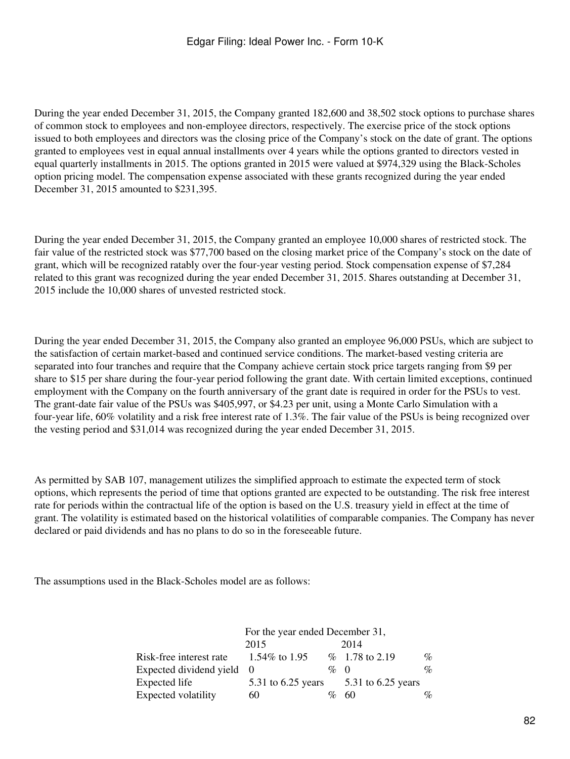During the year ended December 31, 2015, the Company granted 182,600 and 38,502 stock options to purchase shares of common stock to employees and non-employee directors, respectively. The exercise price of the stock options issued to both employees and directors was the closing price of the Company's stock on the date of grant. The options granted to employees vest in equal annual installments over 4 years while the options granted to directors vested in equal quarterly installments in 2015. The options granted in 2015 were valued at $974,329 using the Black-Scholes option pricing model. The compensation expense associated with these grants recognized during the year ended December 31, 2015 amounted to $231,395.

During the year ended December 31, 2015, the Company granted an employee 10,000 shares of restricted stock. The fair value of the restricted stock was $77,700 based on the closing market price of the Company's stock on the date of grant, which will be recognized ratably over the four-year vesting period. Stock compensation expense of $7,284 related to this grant was recognized during the year ended December 31, 2015. Shares outstanding at December 31, 2015 include the 10,000 shares of unvested restricted stock.

During the year ended December 31, 2015, the Company also granted an employee 96,000 PSUs, which are subject to the satisfaction of certain market-based and continued service conditions. The market-based vesting criteria are separated into four tranches and require that the Company achieve certain stock price targets ranging from $9 per share to $15 per share during the four-year period following the grant date. With certain limited exceptions, continued employment with the Company on the fourth anniversary of the grant date is required in order for the PSUs to vest. The grant-date fair value of the PSUs was $405,997, or $4.23 per unit, using a Monte Carlo Simulation with a four-year life, 60% volatility and a risk free interest rate of 1.3%. The fair value of the PSUs is being recognized over the vesting period and $31,014 was recognized during the year ended December 31, 2015.

As permitted by SAB 107, management utilizes the simplified approach to estimate the expected term of stock options, which represents the period of time that options granted are expected to be outstanding. The risk free interest rate for periods within the contractual life of the option is based on the U.S. treasury yield in effect at the time of grant. The volatility is estimated based on the historical volatilities of comparable companies. The Company has never declared or paid dividends and has no plans to do so in the foreseeable future.

The assumptions used in the Black-Scholes model are as follows:

| | For the year ended December 31, | | | |
|---|---|---|---|---|
| | 2015 | | 2014 | |
| Risk-free interest rate | 1.54% to 1.95 | % | 1.78 to 2.19 | % |
| Expected dividend yield | 0 | % | 0 | % |
| Expected life | 5.31 to 6.25 years | | 5.31 to 6.25 years | |
| Expected volatility | 60 | % | 60 | % |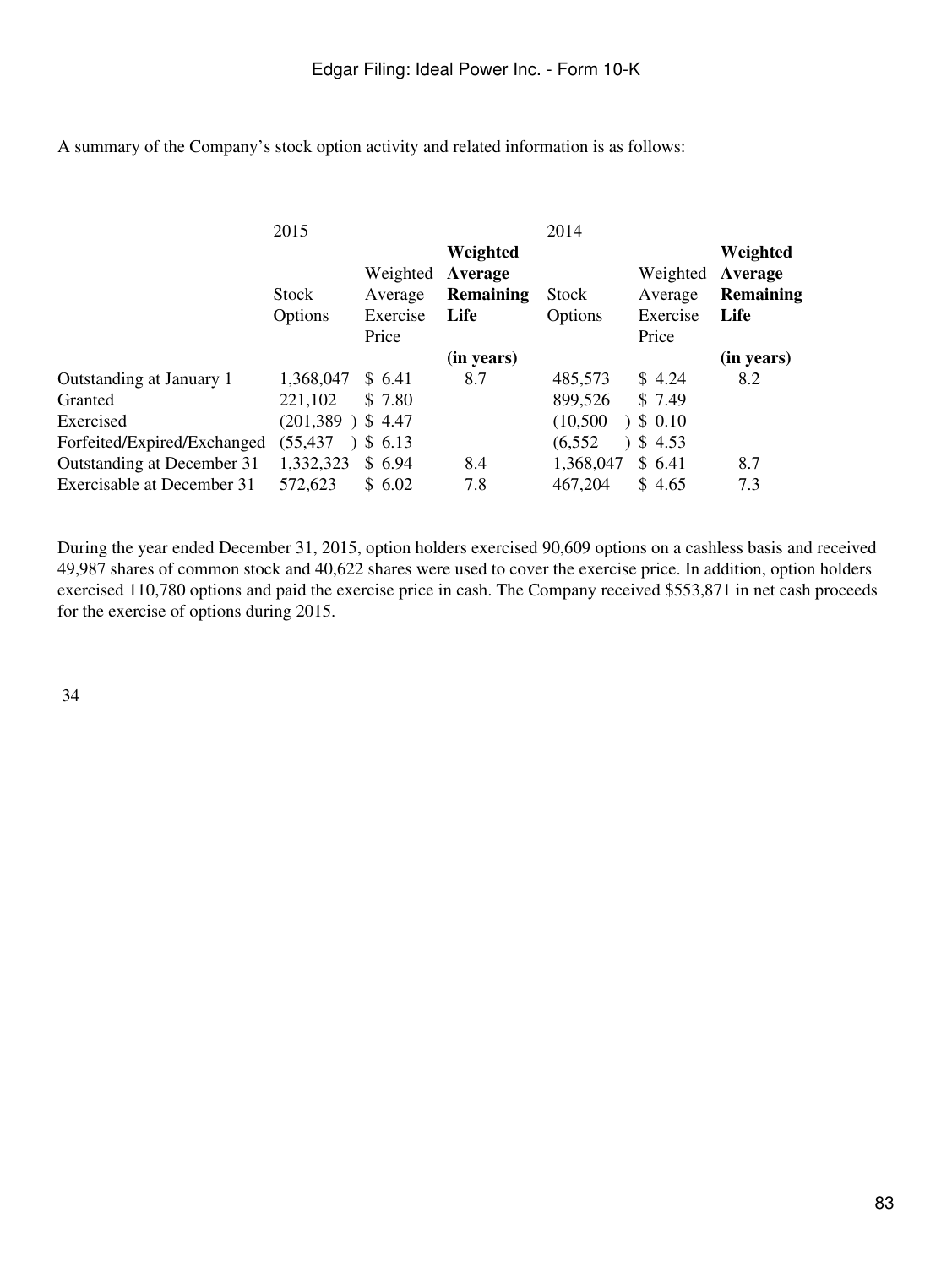A summary of the Company's stock option activity and related information is as follows:

| | 2015 | | | 2014 | | |
|---|---|---|---|---|---|---|
| | Stock Options | Weighted Average Exercise Price | **Weighted Average Remaining Life** | Stock Options | Weighted Average Exercise Price | **Weighted Average Remaining Life** |
| | | | **(in years)** | | | **(in years)** |
| Outstanding at January 1 | 1,368,047 | $ 6.41 | 8.7 | 485,573 | $ 4.24 | 8.2 |
| Granted | 221,102 | $ 7.80 | | 899,526 | $ 7.49 | |
| Exercised | (201,389 ) | $ 4.47 | | (10,500 ) | $ 0.10 | |
| Forfeited/Expired/Exchanged | (55,437 ) | $ 6.13 | | (6,552 ) | $ 4.53 | |
| Outstanding at December 31 | 1,332,323 | $ 6.94 | 8.4 | 1,368,047 | $ 6.41 | 8.7 |
| Exercisable at December 31 | 572,623 | $ 6.02 | 7.8 | 467,204 | $ 4.65 | 7.3 |

During the year ended December 31, 2015, option holders exercised 90,609 options on a cashless basis and received 49,987 shares of common stock and 40,622 shares were used to cover the exercise price. In addition, option holders exercised 110,780 options and paid the exercise price in cash. The Company received $553,871 in net cash proceeds for the exercise of options during 2015.

34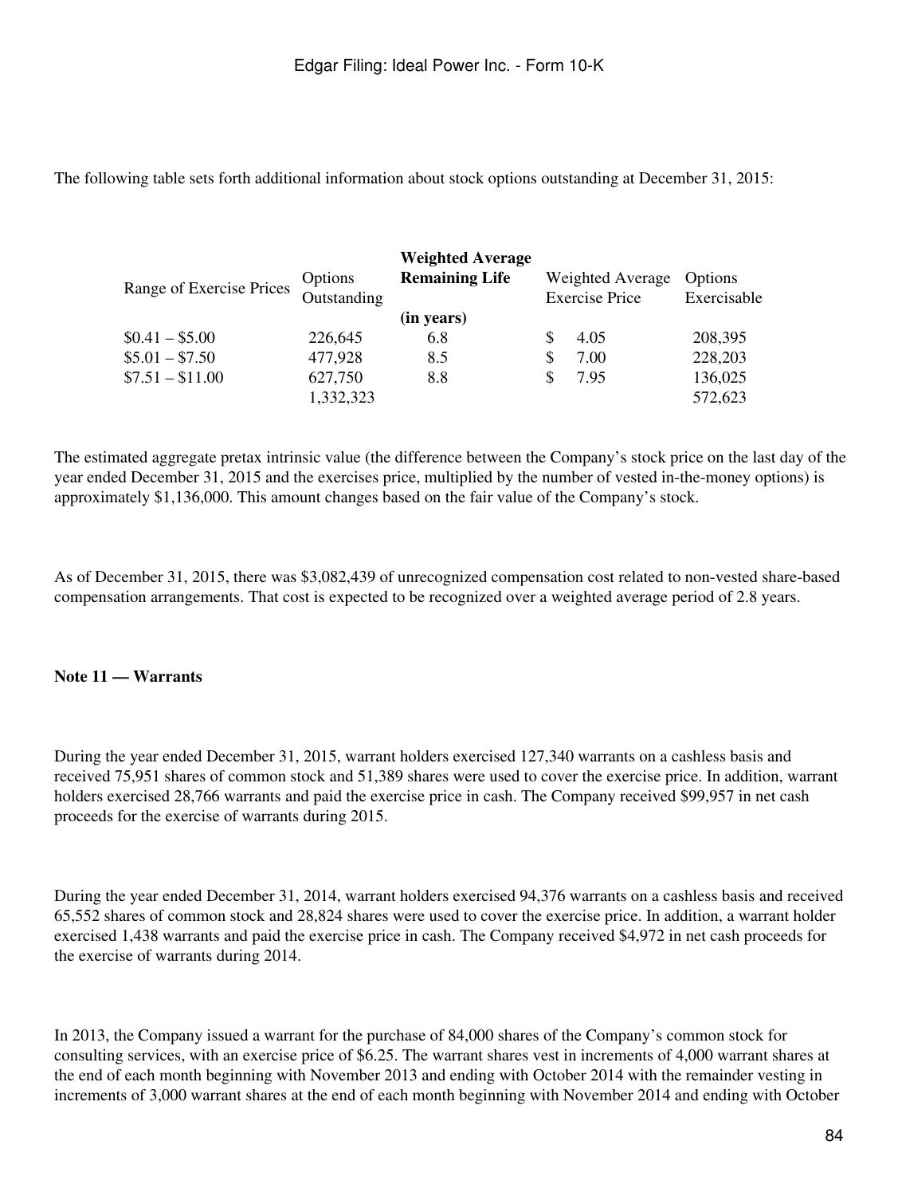The following table sets forth additional information about stock options outstanding at December 31, 2015:

| Range of Exercise Prices | Options Outstanding | **Weighted Average Remaining Life (in years)** | Weighted Average Exercise Price | Options Exercisable |
| --- | --- | --- | --- | --- |
| $0.41 – $5.00 | 226,645 | 6.8 | $ 4.05 | 208,395 |
| $5.01 – $7.50 | 477,928 | 8.5 | $ 7.00 | 228,203 |
| $7.51 – $11.00 | 627,750 | 8.8 | $ 7.95 | 136,025 |
| | 1,332,323 | | | 572,623 |

The estimated aggregate pretax intrinsic value (the difference between the Company's stock price on the last day of the year ended December 31, 2015 and the exercises price, multiplied by the number of vested in-the-money options) is approximately $1,136,000. This amount changes based on the fair value of the Company's stock.

As of December 31, 2015, there was $3,082,439 of unrecognized compensation cost related to non-vested share-based compensation arrangements. That cost is expected to be recognized over a weighted average period of 2.8 years.

**Note 11 — Warrants**

During the year ended December 31, 2015, warrant holders exercised 127,340 warrants on a cashless basis and received 75,951 shares of common stock and 51,389 shares were used to cover the exercise price. In addition, warrant holders exercised 28,766 warrants and paid the exercise price in cash. The Company received $99,957 in net cash proceeds for the exercise of warrants during 2015.

During the year ended December 31, 2014, warrant holders exercised 94,376 warrants on a cashless basis and received 65,552 shares of common stock and 28,824 shares were used to cover the exercise price. In addition, a warrant holder exercised 1,438 warrants and paid the exercise price in cash. The Company received $4,972 in net cash proceeds for the exercise of warrants during 2014.

In 2013, the Company issued a warrant for the purchase of 84,000 shares of the Company's common stock for consulting services, with an exercise price of $6.25. The warrant shares vest in increments of 4,000 warrant shares at the end of each month beginning with November 2013 and ending with October 2014 with the remainder vesting in increments of 3,000 warrant shares at the end of each month beginning with November 2014 and ending with October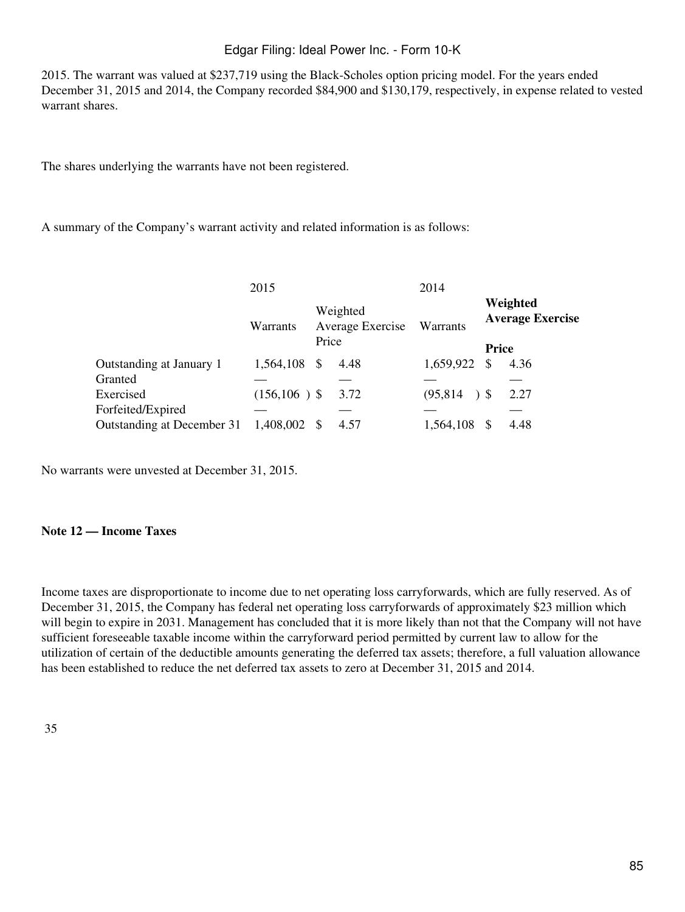2015. The warrant was valued at $237,719 using the Black-Scholes option pricing model. For the years ended December 31, 2015 and 2014, the Company recorded $84,900 and $130,179, respectively, in expense related to vested warrant shares.

The shares underlying the warrants have not been registered.

A summary of the Company's warrant activity and related information is as follows:

| | 2015 | | 2014 | |
|---|---|---|---|---|
| | Warrants | Weighted Average Exercise Price | Warrants | **Weighted Average Exercise Price** |
| Outstanding at January 1 | 1,564,108 | $ 4.48 | 1,659,922 | $ 4.36 |
| Granted | — | — | — | — |
| Exercised | (156,106 ) | $ 3.72 | (95,814 ) | $ 2.27 |
| Forfeited/Expired | — | — | — | — |
| Outstanding at December 31 | 1,408,002 | $ 4.57 | 1,564,108 | $ 4.48 |

No warrants were unvested at December 31, 2015.

**Note 12 — Income Taxes**

Income taxes are disproportionate to income due to net operating loss carryforwards, which are fully reserved. As of December 31, 2015, the Company has federal net operating loss carryforwards of approximately $23 million which will begin to expire in 2031. Management has concluded that it is more likely than not that the Company will not have sufficient foreseeable taxable income within the carryforward period permitted by current law to allow for the utilization of certain of the deductible amounts generating the deferred tax assets; therefore, a full valuation allowance has been established to reduce the net deferred tax assets to zero at December 31, 2015 and 2014.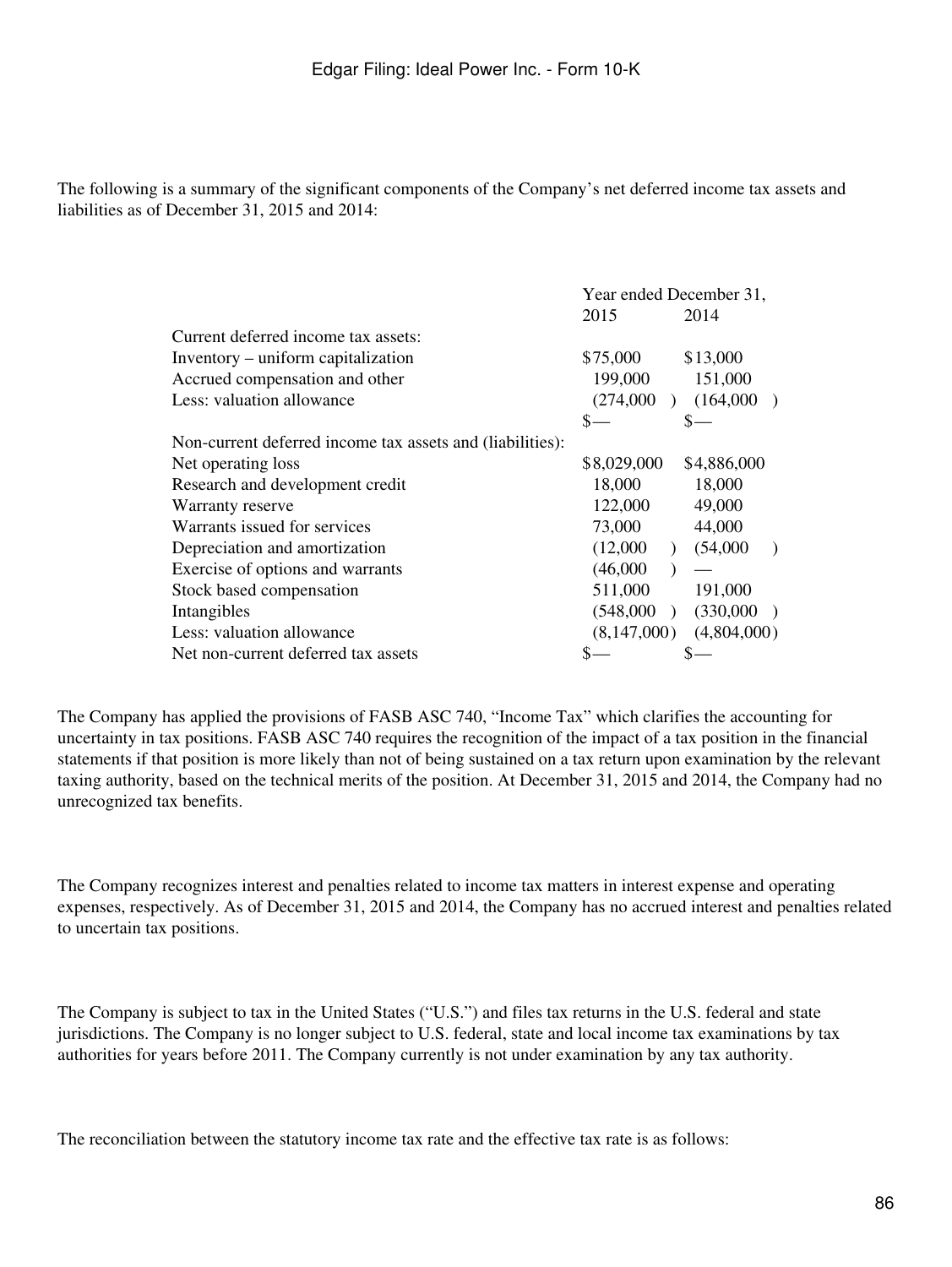The following is a summary of the significant components of the Company's net deferred income tax assets and liabilities as of December 31, 2015 and 2014:

| | Year ended December 31, | |
|---|---|---|
| | 2015 | 2014 |
| Current deferred income tax assets: | | |
| Inventory – uniform capitalization | $75,000 | $13,000 |
| Accrued compensation and other | 199,000 | 151,000 |
| Less: valuation allowance | (274,000) | (164,000) |
| | $— | $— |
| Non-current deferred income tax assets and (liabilities): | | |
| Net operating loss | $8,029,000 | $4,886,000 |
| Research and development credit | 18,000 | 18,000 |
| Warranty reserve | 122,000 | 49,000 |
| Warrants issued for services | 73,000 | 44,000 |
| Depreciation and amortization | (12,000) | (54,000) |
| Exercise of options and warrants | (46,000) | — |
| Stock based compensation | 511,000 | 191,000 |
| Intangibles | (548,000) | (330,000) |
| Less: valuation allowance | (8,147,000) | (4,804,000) |
| Net non-current deferred tax assets | $— | $— |

The Company has applied the provisions of FASB ASC 740, "Income Tax" which clarifies the accounting for uncertainty in tax positions. FASB ASC 740 requires the recognition of the impact of a tax position in the financial statements if that position is more likely than not of being sustained on a tax return upon examination by the relevant taxing authority, based on the technical merits of the position. At December 31, 2015 and 2014, the Company had no unrecognized tax benefits.

The Company recognizes interest and penalties related to income tax matters in interest expense and operating expenses, respectively. As of December 31, 2015 and 2014, the Company has no accrued interest and penalties related to uncertain tax positions.

The Company is subject to tax in the United States ("U.S.") and files tax returns in the U.S. federal and state jurisdictions. The Company is no longer subject to U.S. federal, state and local income tax examinations by tax authorities for years before 2011. The Company currently is not under examination by any tax authority.

The reconciliation between the statutory income tax rate and the effective tax rate is as follows: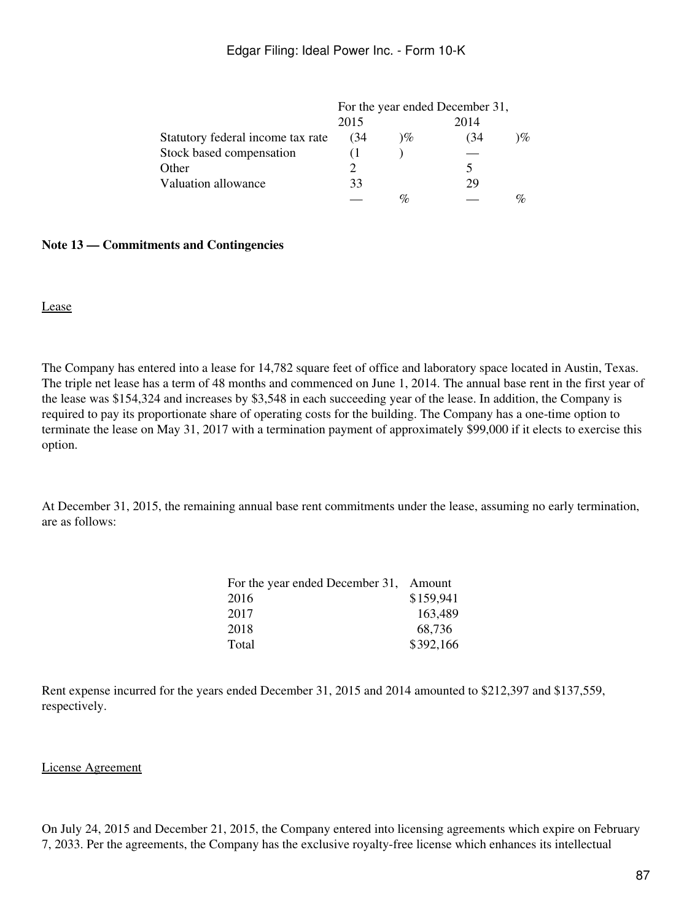| | For the year ended December 31, | |
|---|---|---|
| | 2015 | 2014 |
| Statutory federal income tax rate | (34)% | (34)% |
| Stock based compensation | (1) | — |
| Other | 2 | 5 |
| Valuation allowance | 33 | 29 |
| | —% | —% |

**Note 13 — Commitments and Contingencies**

Lease

The Company has entered into a lease for 14,782 square feet of office and laboratory space located in Austin, Texas. The triple net lease has a term of 48 months and commenced on June 1, 2014. The annual base rent in the first year of the lease was $154,324 and increases by $3,548 in each succeeding year of the lease. In addition, the Company is required to pay its proportionate share of operating costs for the building. The Company has a one-time option to terminate the lease on May 31, 2017 with a termination payment of approximately $99,000 if it elects to exercise this option.

At December 31, 2015, the remaining annual base rent commitments under the lease, assuming no early termination, are as follows:

| For the year ended December 31, | Amount |
|---|---|
| 2016 | $159,941 |
| 2017 | 163,489 |
| 2018 | 68,736 |
| Total | $392,166 |

Rent expense incurred for the years ended December 31, 2015 and 2014 amounted to $212,397 and $137,559, respectively.

License Agreement

On July 24, 2015 and December 21, 2015, the Company entered into licensing agreements which expire on February 7, 2033. Per the agreements, the Company has the exclusive royalty-free license which enhances its intellectual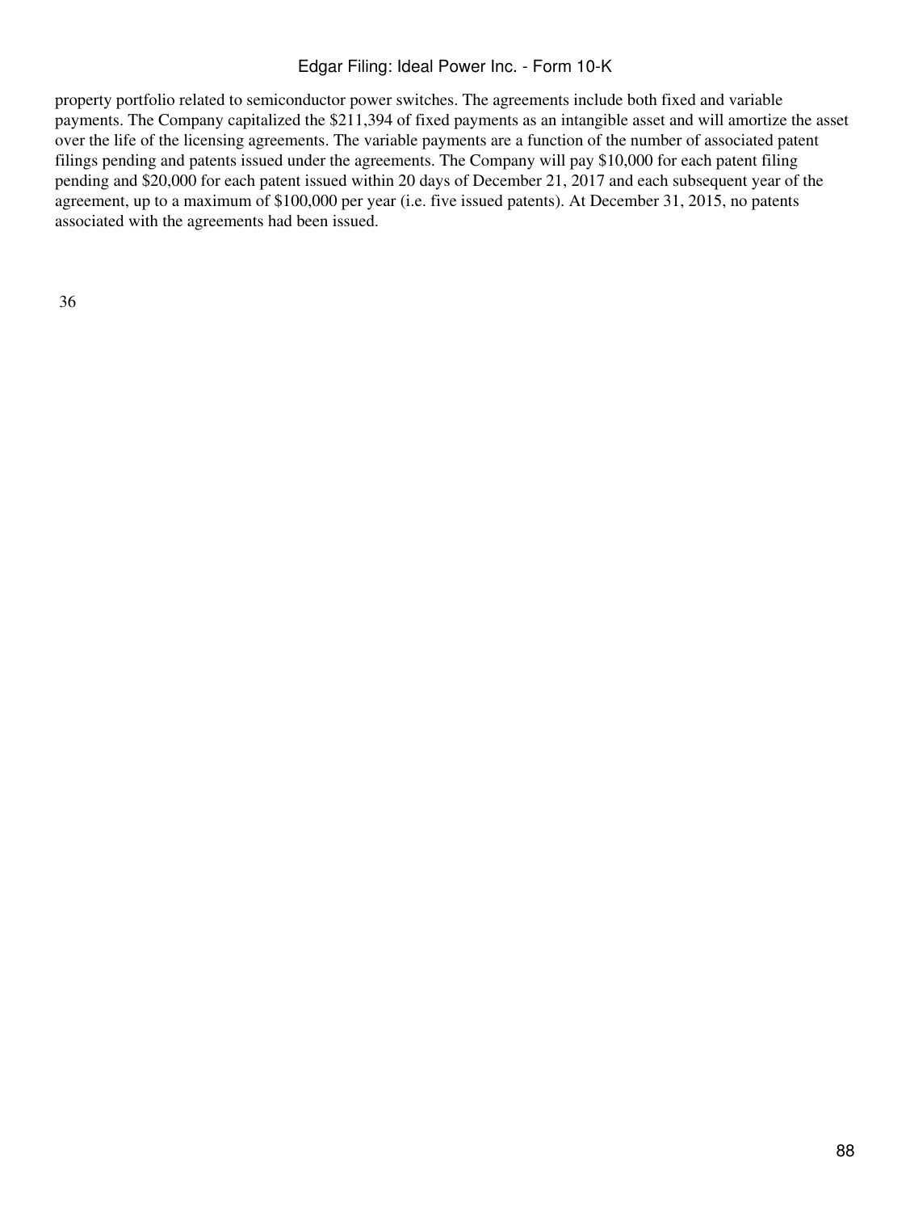property portfolio related to semiconductor power switches. The agreements include both fixed and variable payments. The Company capitalized the $211,394 of fixed payments as an intangible asset and will amortize the asset over the life of the licensing agreements. The variable payments are a function of the number of associated patent filings pending and patents issued under the agreements. The Company will pay $10,000 for each patent filing pending and $20,000 for each patent issued within 20 days of December 21, 2017 and each subsequent year of the agreement, up to a maximum of $100,000 per year (i.e. five issued patents). At December 31, 2015, no patents associated with the agreements had been issued.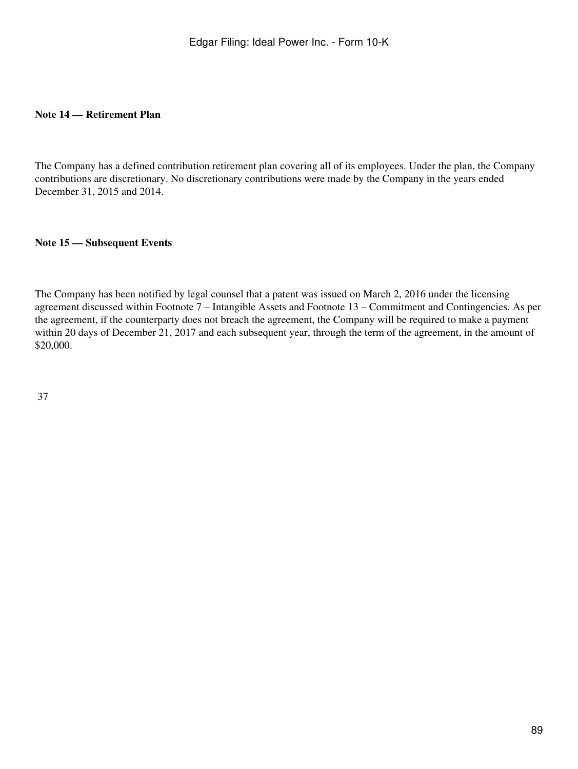**Note 14 — Retirement Plan**

The Company has a defined contribution retirement plan covering all of its employees. Under the plan, the Company contributions are discretionary. No discretionary contributions were made by the Company in the years ended December 31, 2015 and 2014.

**Note 15 — Subsequent Events**

The Company has been notified by legal counsel that a patent was issued on March 2, 2016 under the licensing agreement discussed within Footnote 7 – Intangible Assets and Footnote 13 – Commitment and Contingencies. As per the agreement, if the counterparty does not breach the agreement, the Company will be required to make a payment within 20 days of December 21, 2017 and each subsequent year, through the term of the agreement, in the amount of $20,000.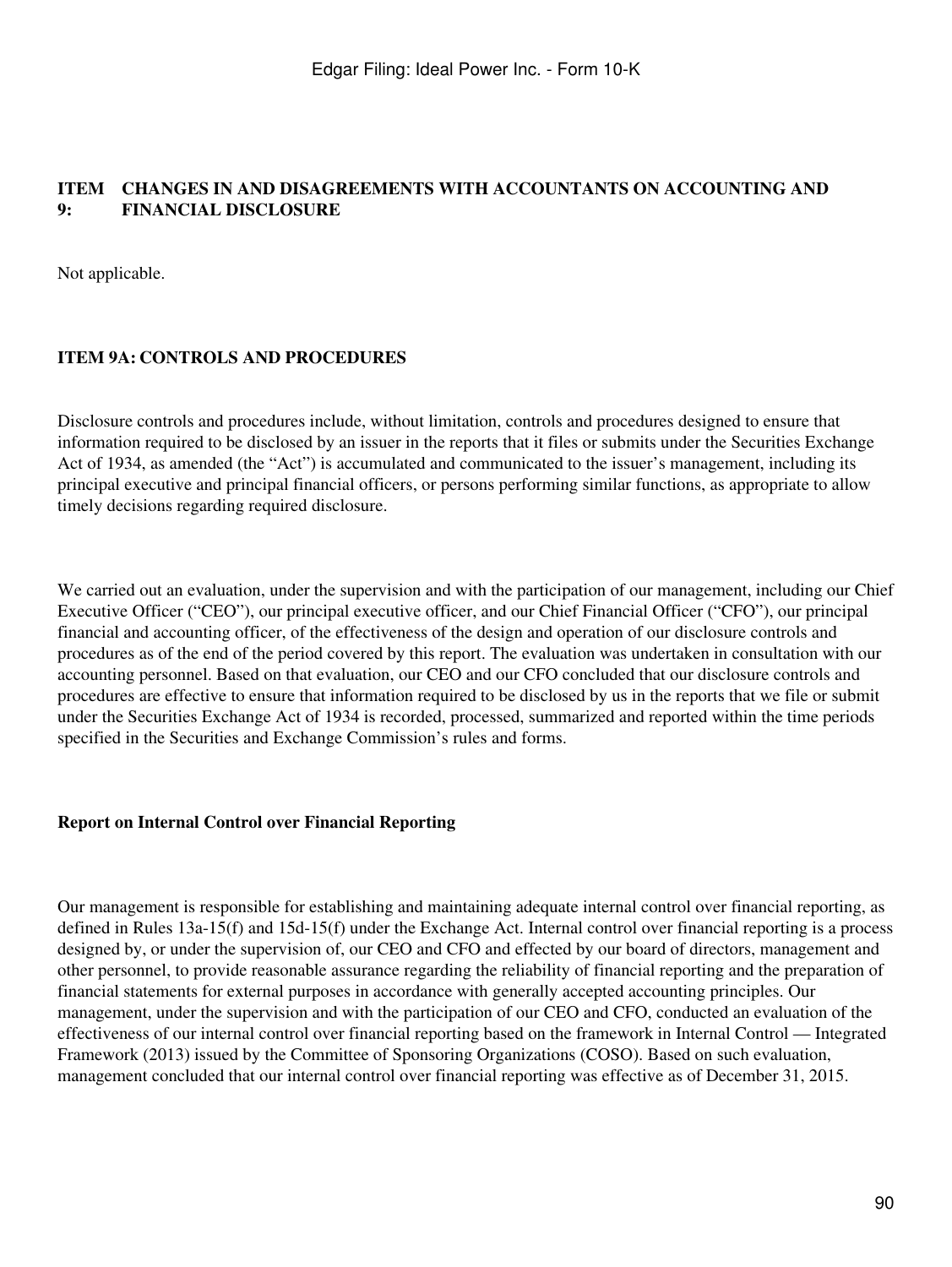## ITEM 9: CHANGES IN AND DISAGREEMENTS WITH ACCOUNTANTS ON ACCOUNTING AND FINANCIAL DISCLOSURE

Not applicable.

## ITEM 9A: CONTROLS AND PROCEDURES

Disclosure controls and procedures include, without limitation, controls and procedures designed to ensure that information required to be disclosed by an issuer in the reports that it files or submits under the Securities Exchange Act of 1934, as amended (the "Act") is accumulated and communicated to the issuer's management, including its principal executive and principal financial officers, or persons performing similar functions, as appropriate to allow timely decisions regarding required disclosure.

We carried out an evaluation, under the supervision and with the participation of our management, including our Chief Executive Officer ("CEO"), our principal executive officer, and our Chief Financial Officer ("CFO"), our principal financial and accounting officer, of the effectiveness of the design and operation of our disclosure controls and procedures as of the end of the period covered by this report. The evaluation was undertaken in consultation with our accounting personnel. Based on that evaluation, our CEO and our CFO concluded that our disclosure controls and procedures are effective to ensure that information required to be disclosed by us in the reports that we file or submit under the Securities Exchange Act of 1934 is recorded, processed, summarized and reported within the time periods specified in the Securities and Exchange Commission's rules and forms.

**Report on Internal Control over Financial Reporting**

Our management is responsible for establishing and maintaining adequate internal control over financial reporting, as defined in Rules 13a-15(f) and 15d-15(f) under the Exchange Act. Internal control over financial reporting is a process designed by, or under the supervision of, our CEO and CFO and effected by our board of directors, management and other personnel, to provide reasonable assurance regarding the reliability of financial reporting and the preparation of financial statements for external purposes in accordance with generally accepted accounting principles. Our management, under the supervision and with the participation of our CEO and CFO, conducted an evaluation of the effectiveness of our internal control over financial reporting based on the framework in Internal Control — Integrated Framework (2013) issued by the Committee of Sponsoring Organizations (COSO). Based on such evaluation, management concluded that our internal control over financial reporting was effective as of December 31, 2015.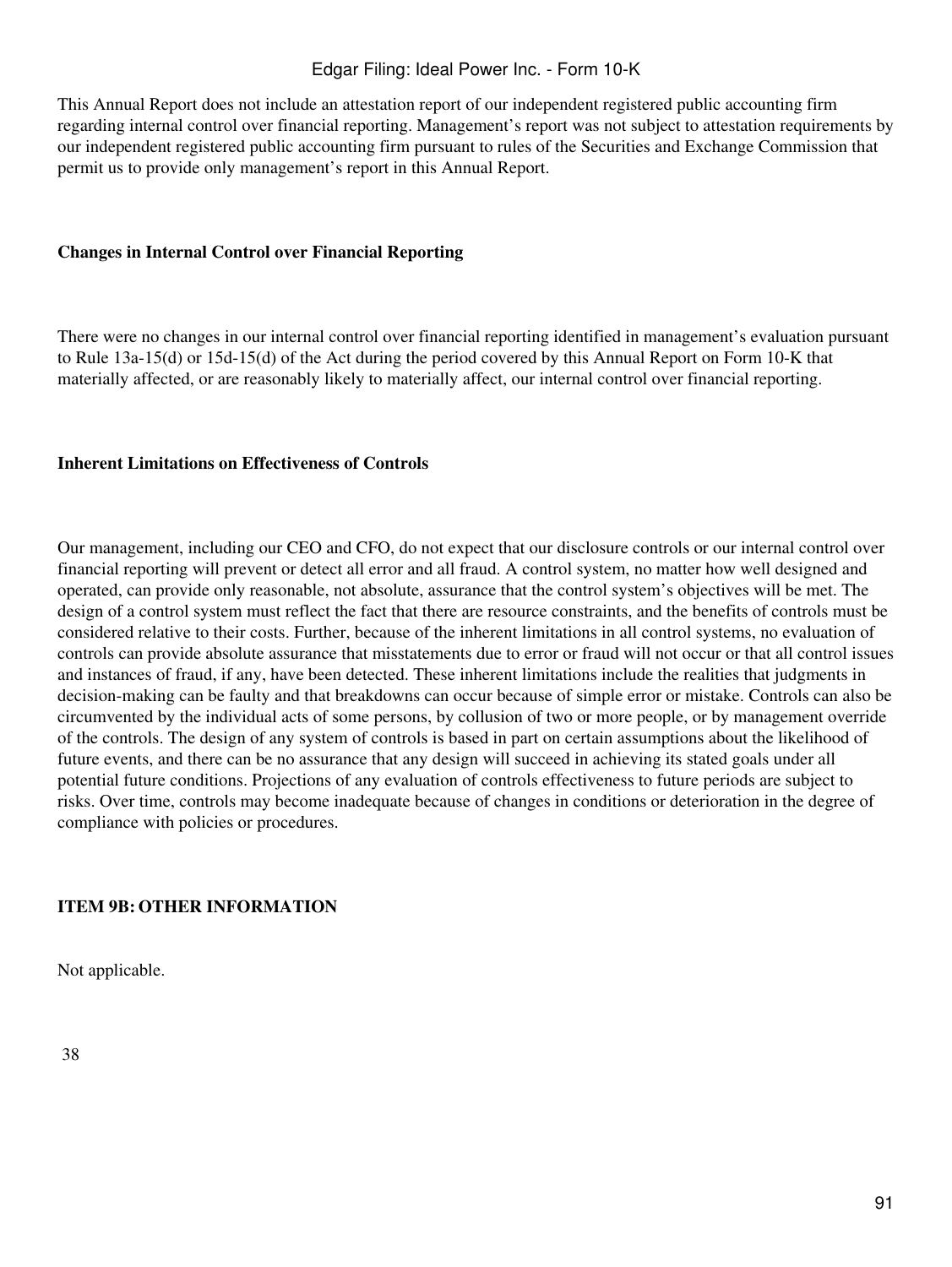This Annual Report does not include an attestation report of our independent registered public accounting firm regarding internal control over financial reporting. Management's report was not subject to attestation requirements by our independent registered public accounting firm pursuant to rules of the Securities and Exchange Commission that permit us to provide only management's report in this Annual Report.

**Changes in Internal Control over Financial Reporting**

There were no changes in our internal control over financial reporting identified in management's evaluation pursuant to Rule 13a-15(d) or 15d-15(d) of the Act during the period covered by this Annual Report on Form 10-K that materially affected, or are reasonably likely to materially affect, our internal control over financial reporting.

**Inherent Limitations on Effectiveness of Controls**

Our management, including our CEO and CFO, do not expect that our disclosure controls or our internal control over financial reporting will prevent or detect all error and all fraud. A control system, no matter how well designed and operated, can provide only reasonable, not absolute, assurance that the control system's objectives will be met. The design of a control system must reflect the fact that there are resource constraints, and the benefits of controls must be considered relative to their costs. Further, because of the inherent limitations in all control systems, no evaluation of controls can provide absolute assurance that misstatements due to error or fraud will not occur or that all control issues and instances of fraud, if any, have been detected. These inherent limitations include the realities that judgments in decision-making can be faulty and that breakdowns can occur because of simple error or mistake. Controls can also be circumvented by the individual acts of some persons, by collusion of two or more people, or by management override of the controls. The design of any system of controls is based in part on certain assumptions about the likelihood of future events, and there can be no assurance that any design will succeed in achieving its stated goals under all potential future conditions. Projections of any evaluation of controls effectiveness to future periods are subject to risks. Over time, controls may become inadequate because of changes in conditions or deterioration in the degree of compliance with policies or procedures.

**ITEM 9B: OTHER INFORMATION**

Not applicable.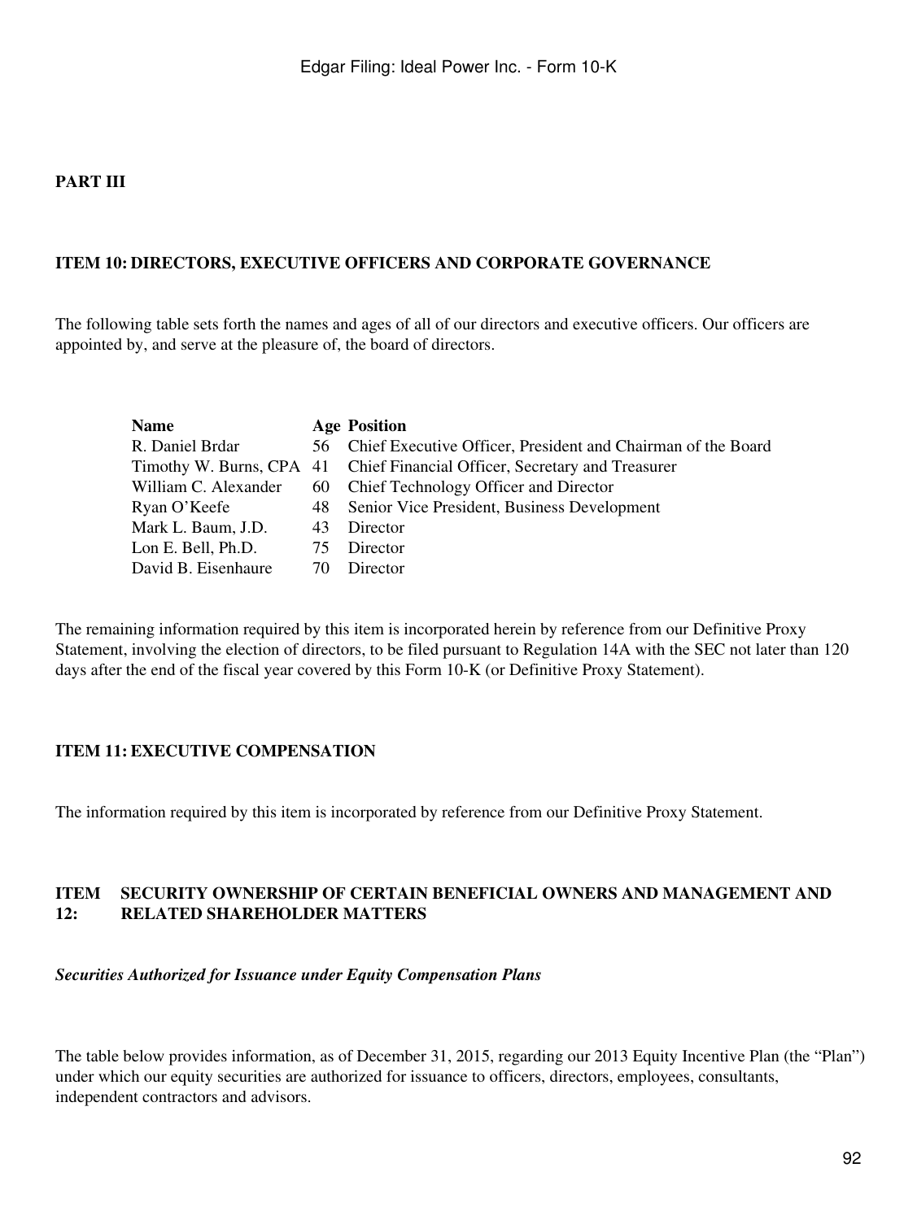## PART III

### ITEM 10: DIRECTORS, EXECUTIVE OFFICERS AND CORPORATE GOVERNANCE

The following table sets forth the names and ages of all of our directors and executive officers. Our officers are appointed by, and serve at the pleasure of, the board of directors.

| Name | Age | Position |
|---|---|---|
| R. Daniel Brdar | 56 | Chief Executive Officer, President and Chairman of the Board |
| Timothy W. Burns, CPA | 41 | Chief Financial Officer, Secretary and Treasurer |
| William C. Alexander | 60 | Chief Technology Officer and Director |
| Ryan O'Keefe | 48 | Senior Vice President, Business Development |
| Mark L. Baum, J.D. | 43 | Director |
| Lon E. Bell, Ph.D. | 75 | Director |
| David B. Eisenhaure | 70 | Director |

The remaining information required by this item is incorporated herein by reference from our Definitive Proxy Statement, involving the election of directors, to be filed pursuant to Regulation 14A with the SEC not later than 120 days after the end of the fiscal year covered by this Form 10-K (or Definitive Proxy Statement).

### ITEM 11: EXECUTIVE COMPENSATION

The information required by this item is incorporated by reference from our Definitive Proxy Statement.

### ITEM 12: SECURITY OWNERSHIP OF CERTAIN BENEFICIAL OWNERS AND MANAGEMENT AND RELATED SHAREHOLDER MATTERS

***Securities Authorized for Issuance under Equity Compensation Plans***

The table below provides information, as of December 31, 2015, regarding our 2013 Equity Incentive Plan (the "Plan") under which our equity securities are authorized for issuance to officers, directors, employees, consultants, independent contractors and advisors.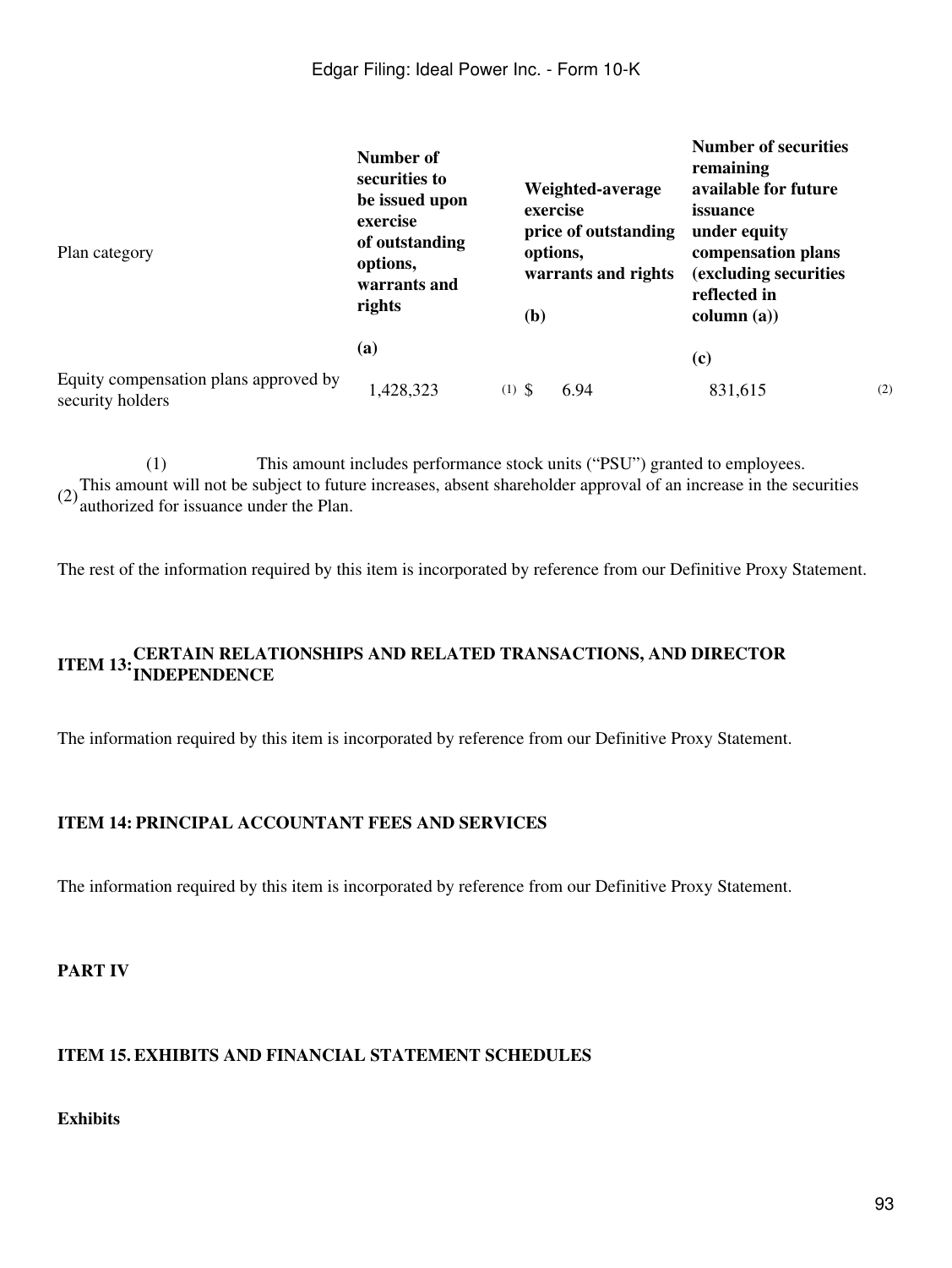| Plan category | Number of securities to be issued upon exercise of outstanding options, warrants and rights<br>(a) | Weighted-average exercise price of outstanding options, warrants and rights<br>(b) | Number of securities remaining available for future issuance under equity compensation plans (excluding securities reflected in column (a))<br>(c) |
|---|---|---|---|
| Equity compensation plans approved by security holders | 1,428,323 [(1)] | $ 6.94 | 831,615 [(2)] |

(1) This amount includes performance stock units ("PSU") granted to employees.

(2) This amount will not be subject to future increases, absent shareholder approval of an increase in the securities authorized for issuance under the Plan.

The rest of the information required by this item is incorporated by reference from our Definitive Proxy Statement.

## ITEM 13: CERTAIN RELATIONSHIPS AND RELATED TRANSACTIONS, AND DIRECTOR INDEPENDENCE

The information required by this item is incorporated by reference from our Definitive Proxy Statement.

## ITEM 14: PRINCIPAL ACCOUNTANT FEES AND SERVICES

The information required by this item is incorporated by reference from our Definitive Proxy Statement.

# PART IV

## ITEM 15. EXHIBITS AND FINANCIAL STATEMENT SCHEDULES

**Exhibits**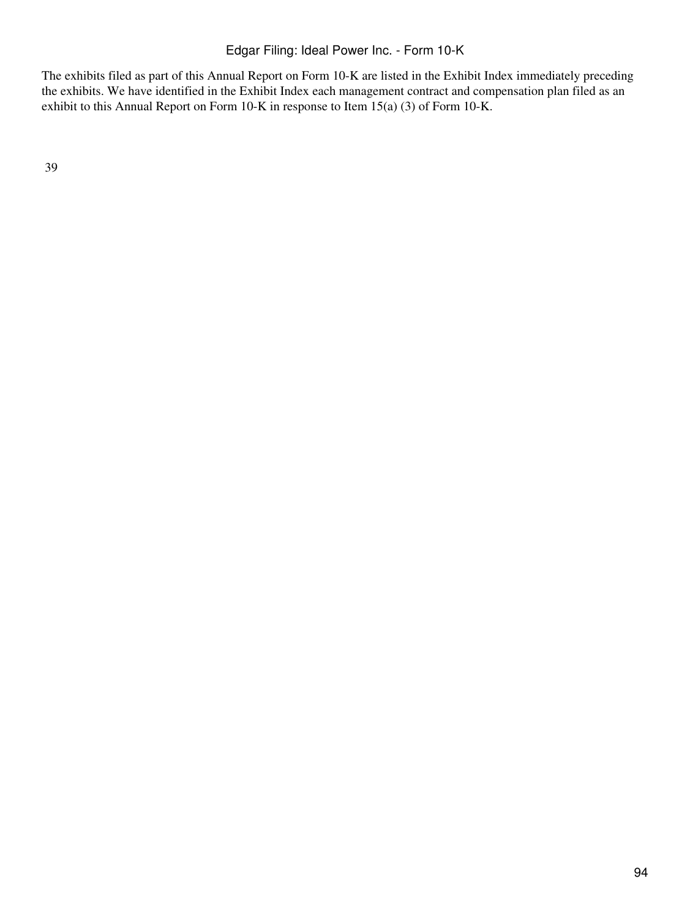The exhibits filed as part of this Annual Report on Form 10-K are listed in the Exhibit Index immediately preceding the exhibits. We have identified in the Exhibit Index each management contract and compensation plan filed as an exhibit to this Annual Report on Form 10-K in response to Item 15(a) (3) of Form 10-K.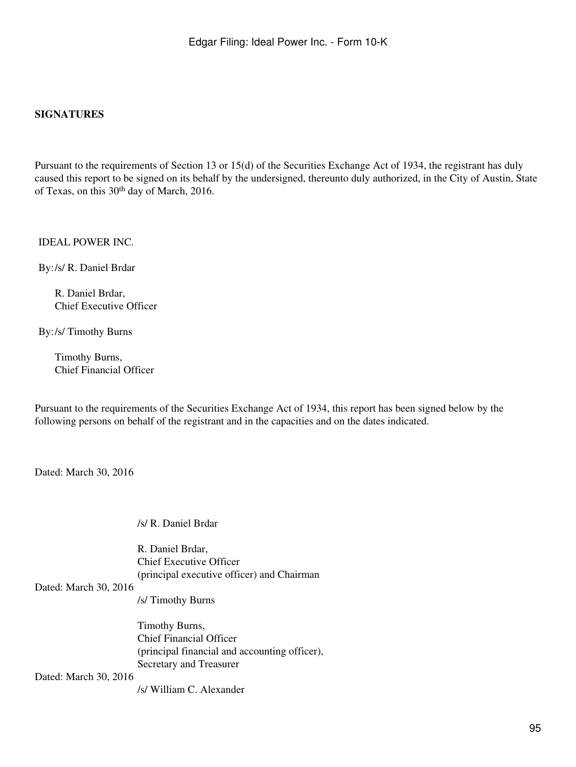**SIGNATURES**

Pursuant to the requirements of Section 13 or 15(d) of the Securities Exchange Act of 1934, the registrant has duly caused this report to be signed on its behalf by the undersigned, thereunto duly authorized, in the City of Austin, State of Texas, on this 30th day of March, 2016.

IDEAL POWER INC.

By: /s/ R. Daniel Brdar

R. Daniel Brdar,
Chief Executive Officer

By: /s/ Timothy Burns

Timothy Burns,
Chief Financial Officer

Pursuant to the requirements of the Securities Exchange Act of 1934, this report has been signed below by the following persons on behalf of the registrant and in the capacities and on the dates indicated.

| | |
|---|---|
| Dated: March 30, 2016 | /s/ R. Daniel Brdar<br><br>R. Daniel Brdar,<br>Chief Executive Officer<br>(principal executive officer) and Chairman |
| Dated: March 30, 2016 | /s/ Timothy Burns<br><br>Timothy Burns,<br>Chief Financial Officer<br>(principal financial and accounting officer),<br>Secretary and Treasurer |
| Dated: March 30, 2016 | /s/ William C. Alexander |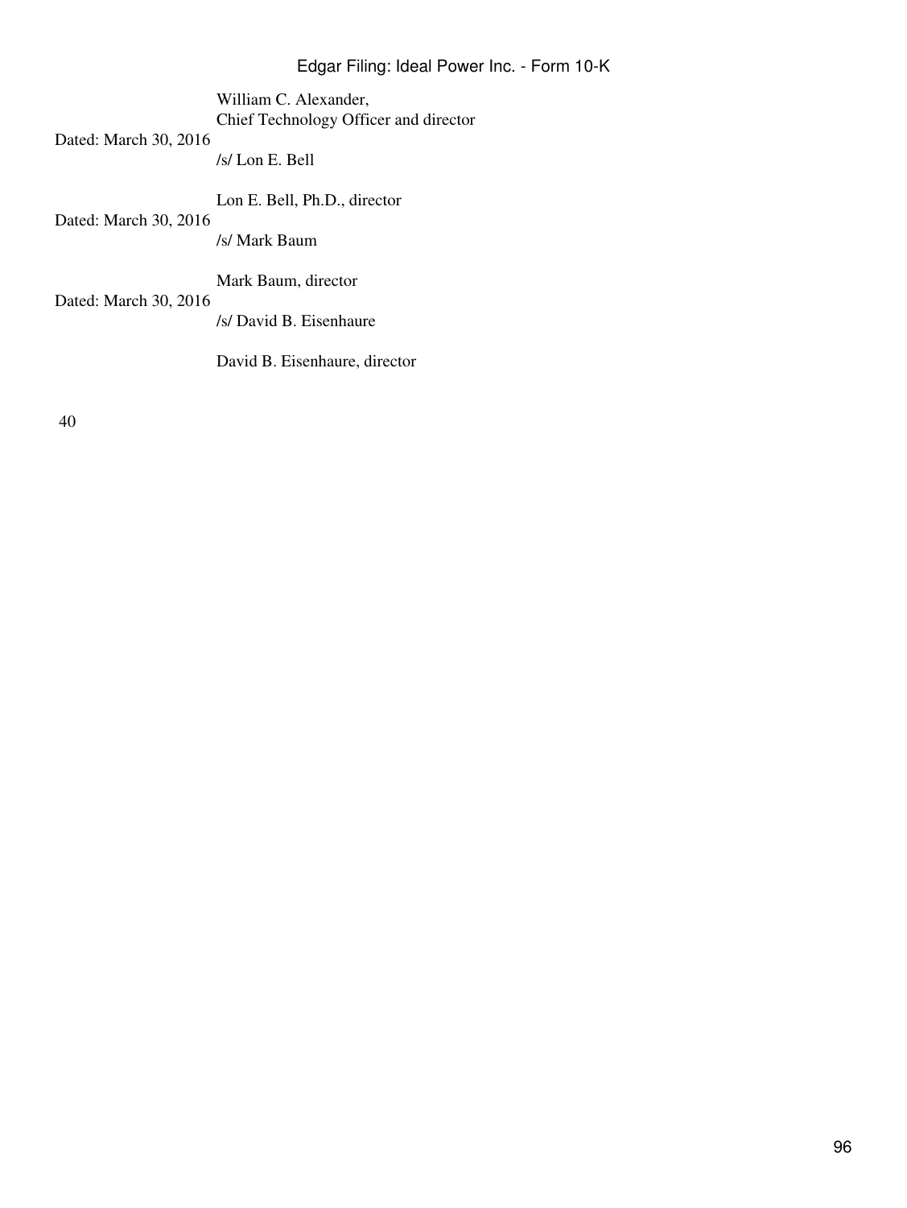William C. Alexander,
Chief Technology Officer and director

Dated: March 30, 2016

/s/ Lon E. Bell

Lon E. Bell, Ph.D., director

Dated: March 30, 2016

/s/ Mark Baum

Mark Baum, director

Dated: March 30, 2016

/s/ David B. Eisenhaure

David B. Eisenhaure, director

40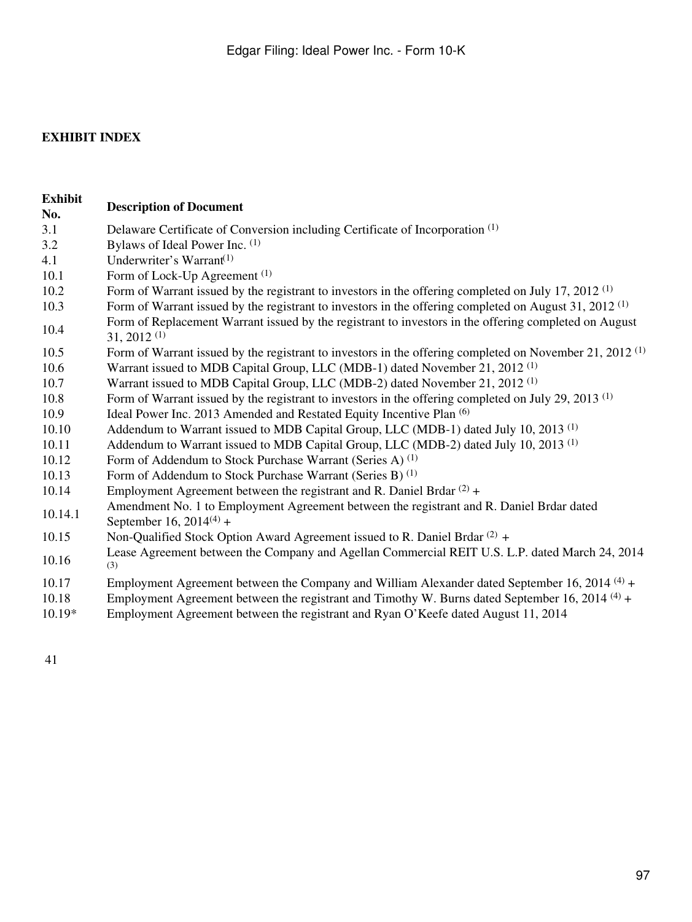**EXHIBIT INDEX**

| Exhibit No. | Description of Document |
| --- | --- |
| 3.1 | Delaware Certificate of Conversion including Certificate of Incorporation (1) |
| 3.2 | Bylaws of Ideal Power Inc. (1) |
| 4.1 | Underwriter's Warrant(1) |
| 10.1 | Form of Lock-Up Agreement (1) |
| 10.2 | Form of Warrant issued by the registrant to investors in the offering completed on July 17, 2012 (1) |
| 10.3 | Form of Warrant issued by the registrant to investors in the offering completed on August 31, 2012 (1) |
| 10.4 | Form of Replacement Warrant issued by the registrant to investors in the offering completed on August 31, 2012 (1) |
| 10.5 | Form of Warrant issued by the registrant to investors in the offering completed on November 21, 2012 (1) |
| 10.6 | Warrant issued to MDB Capital Group, LLC (MDB-1) dated November 21, 2012 (1) |
| 10.7 | Warrant issued to MDB Capital Group, LLC (MDB-2) dated November 21, 2012 (1) |
| 10.8 | Form of Warrant issued by the registrant to investors in the offering completed on July 29, 2013 (1) |
| 10.9 | Ideal Power Inc. 2013 Amended and Restated Equity Incentive Plan (6) |
| 10.10 | Addendum to Warrant issued to MDB Capital Group, LLC (MDB-1) dated July 10, 2013 (1) |
| 10.11 | Addendum to Warrant issued to MDB Capital Group, LLC (MDB-2) dated July 10, 2013 (1) |
| 10.12 | Form of Addendum to Stock Purchase Warrant (Series A) (1) |
| 10.13 | Form of Addendum to Stock Purchase Warrant (Series B) (1) |
| 10.14 | Employment Agreement between the registrant and R. Daniel Brdar (2) + |
| 10.14.1 | Amendment No. 1 to Employment Agreement between the registrant and R. Daniel Brdar dated September 16, 2014(4) + |
| 10.15 | Non-Qualified Stock Option Award Agreement issued to R. Daniel Brdar (2) + |
| 10.16 | Lease Agreement between the Company and Agellan Commercial REIT U.S. L.P. dated March 24, 2014 (3) |
| 10.17 | Employment Agreement between the Company and William Alexander dated September 16, 2014 (4) + |
| 10.18 | Employment Agreement between the registrant and Timothy W. Burns dated September 16, 2014 (4) + |
| 10.19* | Employment Agreement between the registrant and Ryan O'Keefe dated August 11, 2014 |

41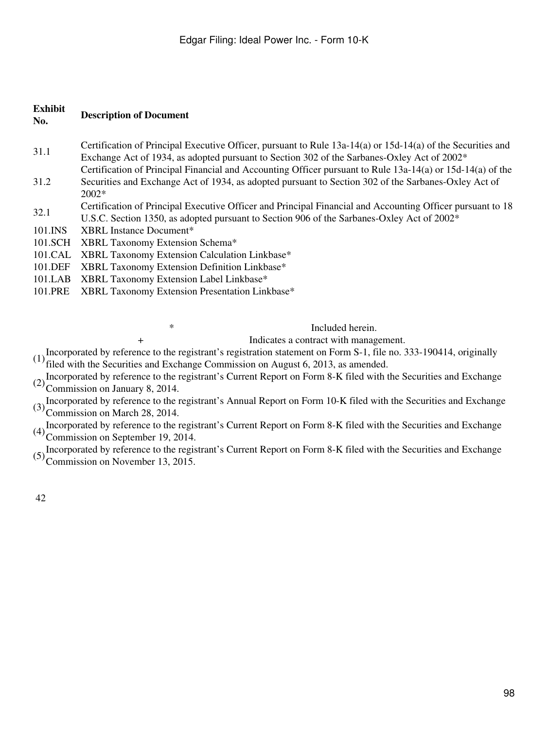| Exhibit No. | Description of Document |
| --- | --- |
| 31.1 | Certification of Principal Executive Officer, pursuant to Rule 13a-14(a) or 15d-14(a) of the Securities and Exchange Act of 1934, as adopted pursuant to Section 302 of the Sarbanes-Oxley Act of 2002* |
| 31.2 | Certification of Principal Financial and Accounting Officer pursuant to Rule 13a-14(a) or 15d-14(a) of the Securities and Exchange Act of 1934, as adopted pursuant to Section 302 of the Sarbanes-Oxley Act of 2002* |
| 32.1 | Certification of Principal Executive Officer and Principal Financial and Accounting Officer pursuant to 18 U.S.C. Section 1350, as adopted pursuant to Section 906 of the Sarbanes-Oxley Act of 2002* |
| 101.INS | XBRL Instance Document* |
| 101.SCH | XBRL Taxonomy Extension Schema* |
| 101.CAL | XBRL Taxonomy Extension Calculation Linkbase* |
| 101.DEF | XBRL Taxonomy Extension Definition Linkbase* |
| 101.LAB | XBRL Taxonomy Extension Label Linkbase* |
| 101.PRE | XBRL Taxonomy Extension Presentation Linkbase* |

\* Included herein.

\+ Indicates a contract with management.

(1) Incorporated by reference to the registrant's registration statement on Form S-1, file no. 333-190414, originally filed with the Securities and Exchange Commission on August 6, 2013, as amended.

(2) Incorporated by reference to the registrant's Current Report on Form 8-K filed with the Securities and Exchange Commission on January 8, 2014.

(3) Incorporated by reference to the registrant's Annual Report on Form 10-K filed with the Securities and Exchange Commission on March 28, 2014.

(4) Incorporated by reference to the registrant's Current Report on Form 8-K filed with the Securities and Exchange Commission on September 19, 2014.

(5) Incorporated by reference to the registrant's Current Report on Form 8-K filed with the Securities and Exchange Commission on November 13, 2015.